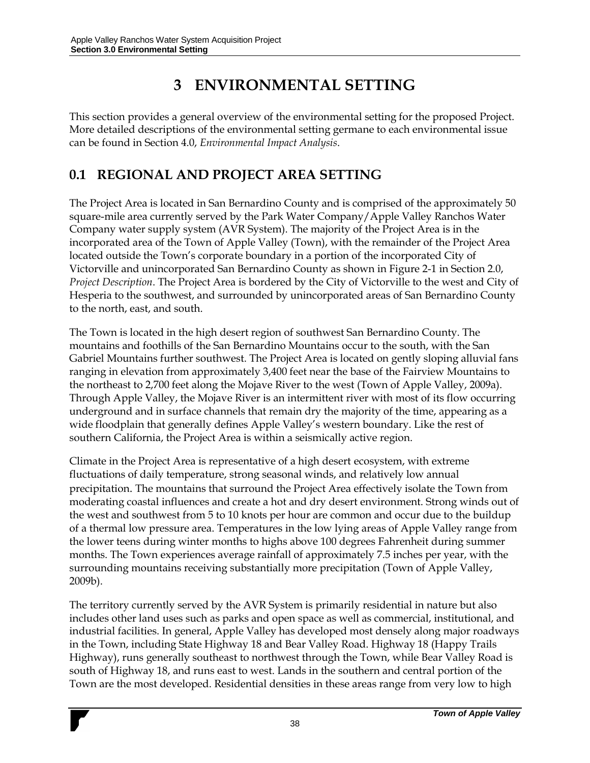// Removed on purpose: running header "Apple Valley Ranchos Water System Acquisition Project / Section 3.0 Environmental Setting" and footer (page number, "Town of Apple Valley"), per rules to omit headers/footers.
# 3 ENVIRONMENTAL SETTING

This section provides a general overview of the environmental setting for the proposed Project. More detailed descriptions of the environmental setting germane to each environmental issue can be found in Section 4.0, *Environmental Impact Analysis*.

## 0.1 REGIONAL AND PROJECT AREA SETTING

The Project Area is located in San Bernardino County and is comprised of the approximately 50 square-mile area currently served by the Park Water Company/Apple Valley Ranchos Water Company water supply system (AVR System). The majority of the Project Area is in the incorporated area of the Town of Apple Valley (Town), with the remainder of the Project Area located outside the Town's corporate boundary in a portion of the incorporated City of Victorville and unincorporated San Bernardino County as shown in Figure 2-1 in Section 2.0, *Project Description*. The Project Area is bordered by the City of Victorville to the west and City of Hesperia to the southwest, and surrounded by unincorporated areas of San Bernardino County to the north, east, and south.

The Town is located in the high desert region of southwest San Bernardino County. The mountains and foothills of the San Bernardino Mountains occur to the south, with the San Gabriel Mountains further southwest. The Project Area is located on gently sloping alluvial fans ranging in elevation from approximately 3,400 feet near the base of the Fairview Mountains to the northeast to 2,700 feet along the Mojave River to the west (Town of Apple Valley, 2009a). Through Apple Valley, the Mojave River is an intermittent river with most of its flow occurring underground and in surface channels that remain dry the majority of the time, appearing as a wide floodplain that generally defines Apple Valley's western boundary. Like the rest of southern California, the Project Area is within a seismically active region.

Climate in the Project Area is representative of a high desert ecosystem, with extreme fluctuations of daily temperature, strong seasonal winds, and relatively low annual precipitation. The mountains that surround the Project Area effectively isolate the Town from moderating coastal influences and create a hot and dry desert environment. Strong winds out of the west and southwest from 5 to 10 knots per hour are common and occur due to the buildup of a thermal low pressure area. Temperatures in the low lying areas of Apple Valley range from the lower teens during winter months to highs above 100 degrees Fahrenheit during summer months. The Town experiences average rainfall of approximately 7.5 inches per year, with the surrounding mountains receiving substantially more precipitation (Town of Apple Valley, 2009b).

The territory currently served by the AVR System is primarily residential in nature but also includes other land uses such as parks and open space as well as commercial, institutional, and industrial facilities. In general, Apple Valley has developed most densely along major roadways in the Town, including State Highway 18 and Bear Valley Road. Highway 18 (Happy Trails Highway), runs generally southeast to northwest through the Town, while Bear Valley Road is south of Highway 18, and runs east to west. Lands in the southern and central portion of the Town are the most developed. Residential densities in these areas range from very low to high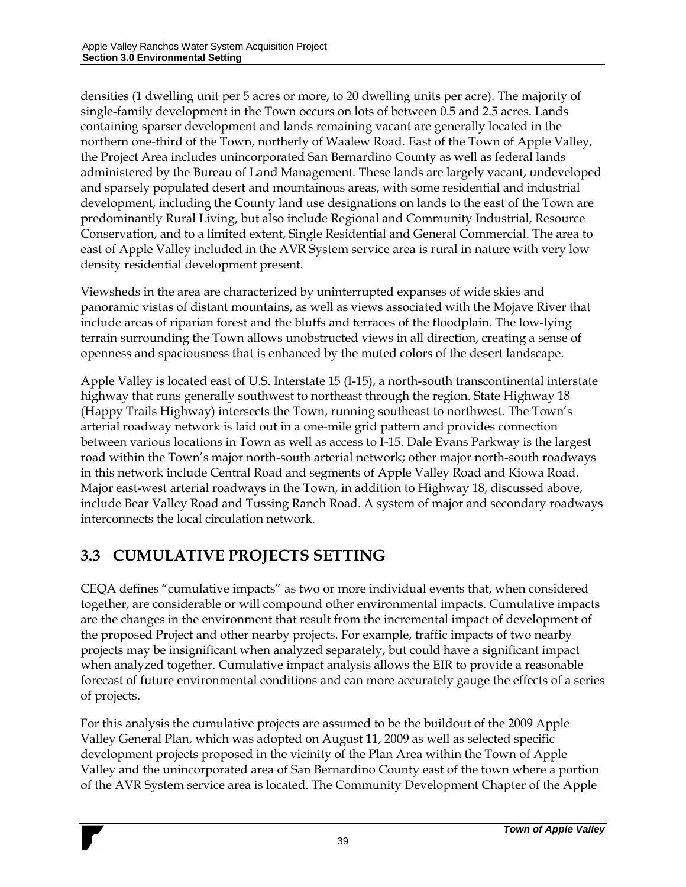densities (1 dwelling unit per 5 acres or more, to 20 dwelling units per acre). The majority of single-family development in the Town occurs on lots of between 0.5 and 2.5 acres. Lands containing sparser development and lands remaining vacant are generally located in the northern one-third of the Town, northerly of Waalew Road. East of the Town of Apple Valley, the Project Area includes unincorporated San Bernardino County as well as federal lands administered by the Bureau of Land Management. These lands are largely vacant, undeveloped and sparsely populated desert and mountainous areas, with some residential and industrial development, including the County land use designations on lands to the east of the Town are predominantly Rural Living, but also include Regional and Community Industrial, Resource Conservation, and to a limited extent, Single Residential and General Commercial. The area to east of Apple Valley included in the AVR System service area is rural in nature with very low density residential development present.

Viewsheds in the area are characterized by uninterrupted expanses of wide skies and panoramic vistas of distant mountains, as well as views associated with the Mojave River that include areas of riparian forest and the bluffs and terraces of the floodplain. The low-lying terrain surrounding the Town allows unobstructed views in all direction, creating a sense of openness and spaciousness that is enhanced by the muted colors of the desert landscape.

Apple Valley is located east of U.S. Interstate 15 (I-15), a north-south transcontinental interstate highway that runs generally southwest to northeast through the region. State Highway 18 (Happy Trails Highway) intersects the Town, running southeast to northwest. The Town's arterial roadway network is laid out in a one-mile grid pattern and provides connection between various locations in Town as well as access to I-15. Dale Evans Parkway is the largest road within the Town's major north-south arterial network; other major north-south roadways in this network include Central Road and segments of Apple Valley Road and Kiowa Road. Major east-west arterial roadways in the Town, in addition to Highway 18, discussed above, include Bear Valley Road and Tussing Ranch Road. A system of major and secondary roadways interconnects the local circulation network.

## 3.3 CUMULATIVE PROJECTS SETTING

CEQA defines "cumulative impacts" as two or more individual events that, when considered together, are considerable or will compound other environmental impacts. Cumulative impacts are the changes in the environment that result from the incremental impact of development of the proposed Project and other nearby projects. For example, traffic impacts of two nearby projects may be insignificant when analyzed separately, but could have a significant impact when analyzed together. Cumulative impact analysis allows the EIR to provide a reasonable forecast of future environmental conditions and can more accurately gauge the effects of a series of projects.

For this analysis the cumulative projects are assumed to be the buildout of the 2009 Apple Valley General Plan, which was adopted on August 11, 2009 as well as selected specific development projects proposed in the vicinity of the Plan Area within the Town of Apple Valley and the unincorporated area of San Bernardino County east of the town where a portion of the AVR System service area is located. The Community Development Chapter of the Apple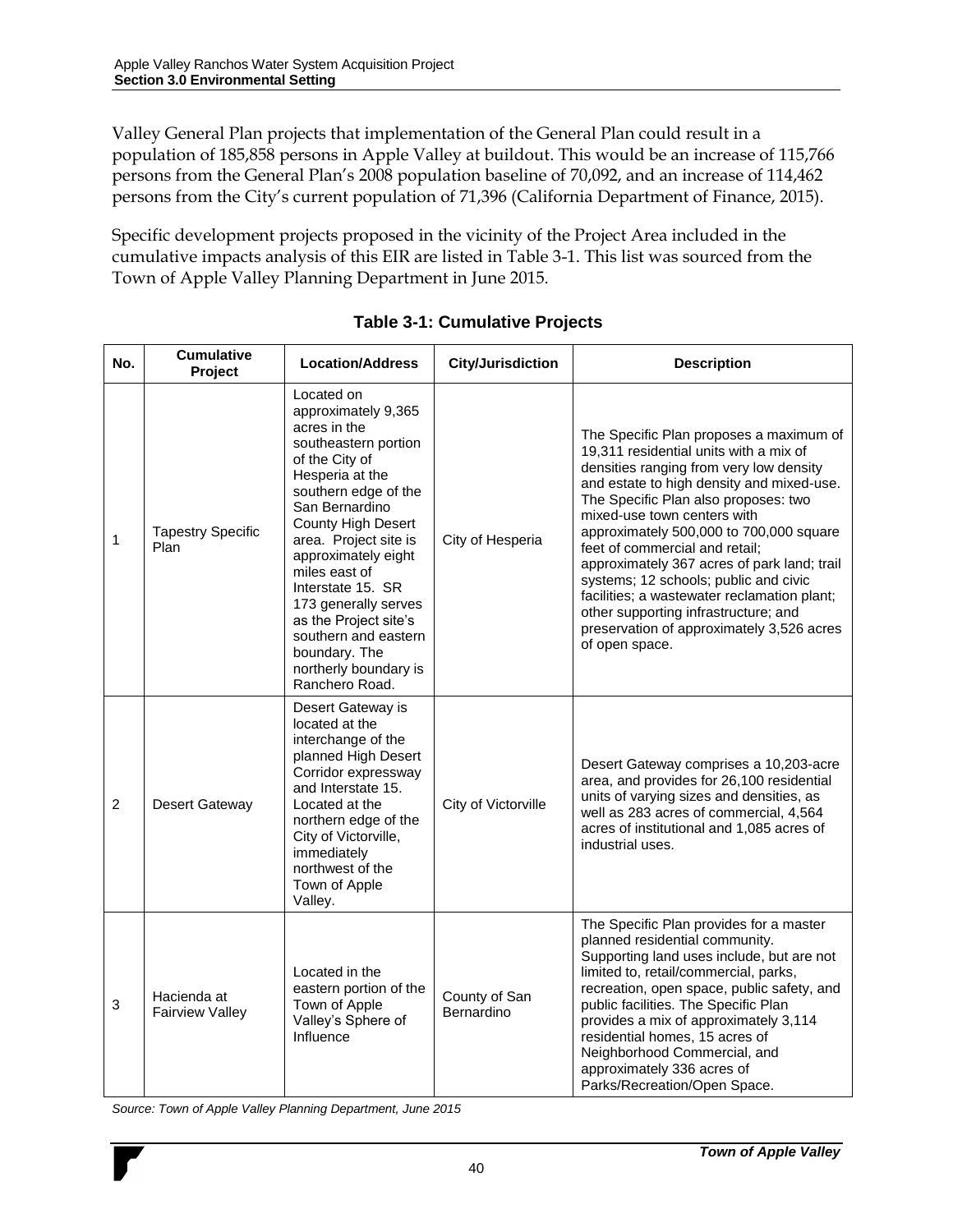Valley General Plan projects that implementation of the General Plan could result in a population of 185,858 persons in Apple Valley at buildout. This would be an increase of 115,766 persons from the General Plan's 2008 population baseline of 70,092, and an increase of 114,462 persons from the City's current population of 71,396 (California Department of Finance, 2015).

Specific development projects proposed in the vicinity of the Project Area included in the cumulative impacts analysis of this EIR are listed in Table 3-1. This list was sourced from the Town of Apple Valley Planning Department in June 2015.

**Table 3-1: Cumulative Projects**

| No. | Cumulative Project | Location/Address | City/Jurisdiction | Description |
|---|---|---|---|---|
| 1 | Tapestry Specific Plan | Located on approximately 9,365 acres in the southeastern portion of the City of Hesperia at the southern edge of the San Bernardino County High Desert area. Project site is approximately eight miles east of Interstate 15. SR 173 generally serves as the Project site's southern and eastern boundary. The northerly boundary is Ranchero Road. | City of Hesperia | The Specific Plan proposes a maximum of 19,311 residential units with a mix of densities ranging from very low density and estate to high density and mixed-use. The Specific Plan also proposes: two mixed-use town centers with approximately 500,000 to 700,000 square feet of commercial and retail; approximately 367 acres of park land; trail systems; 12 schools; public and civic facilities; a wastewater reclamation plant; other supporting infrastructure; and preservation of approximately 3,526 acres of open space. |
| 2 | Desert Gateway | Desert Gateway is located at the interchange of the planned High Desert Corridor expressway and Interstate 15. Located at the northern edge of the City of Victorville, immediately northwest of the Town of Apple Valley. | City of Victorville | Desert Gateway comprises a 10,203-acre area, and provides for 26,100 residential units of varying sizes and densities, as well as 283 acres of commercial, 4,564 acres of institutional and 1,085 acres of industrial uses. |
| 3 | Hacienda at Fairview Valley | Located in the eastern portion of the Town of Apple Valley's Sphere of Influence | County of San Bernardino | The Specific Plan provides for a master planned residential community. Supporting land uses include, but are not limited to, retail/commercial, parks, recreation, open space, public safety, and public facilities. The Specific Plan provides a mix of approximately 3,114 residential homes, 15 acres of Neighborhood Commercial, and approximately 336 acres of Parks/Recreation/Open Space. |

*Source: Town of Apple Valley Planning Department, June 2015*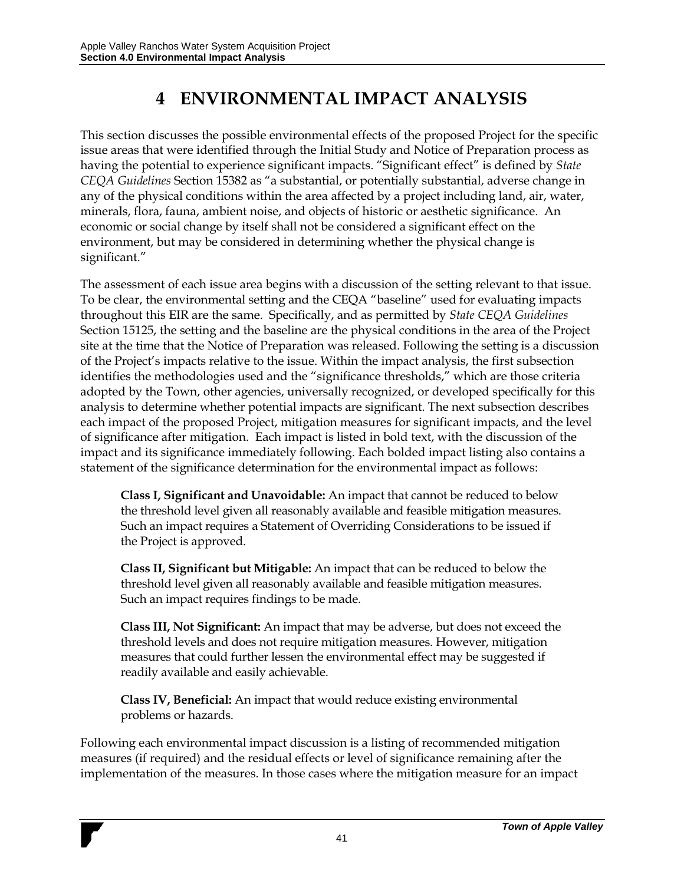# 4 ENVIRONMENTAL IMPACT ANALYSIS

This section discusses the possible environmental effects of the proposed Project for the specific issue areas that were identified through the Initial Study and Notice of Preparation process as having the potential to experience significant impacts. "Significant effect" is defined by *State CEQA Guidelines* Section 15382 as "a substantial, or potentially substantial, adverse change in any of the physical conditions within the area affected by a project including land, air, water, minerals, flora, fauna, ambient noise, and objects of historic or aesthetic significance. An economic or social change by itself shall not be considered a significant effect on the environment, but may be considered in determining whether the physical change is significant."

The assessment of each issue area begins with a discussion of the setting relevant to that issue. To be clear, the environmental setting and the CEQA "baseline" used for evaluating impacts throughout this EIR are the same. Specifically, and as permitted by *State CEQA Guidelines* Section 15125, the setting and the baseline are the physical conditions in the area of the Project site at the time that the Notice of Preparation was released. Following the setting is a discussion of the Project's impacts relative to the issue. Within the impact analysis, the first subsection identifies the methodologies used and the "significance thresholds," which are those criteria adopted by the Town, other agencies, universally recognized, or developed specifically for this analysis to determine whether potential impacts are significant. The next subsection describes each impact of the proposed Project, mitigation measures for significant impacts, and the level of significance after mitigation. Each impact is listed in bold text, with the discussion of the impact and its significance immediately following. Each bolded impact listing also contains a statement of the significance determination for the environmental impact as follows:

> **Class I, Significant and Unavoidable:** An impact that cannot be reduced to below the threshold level given all reasonably available and feasible mitigation measures. Such an impact requires a Statement of Overriding Considerations to be issued if the Project is approved.
>
> **Class II, Significant but Mitigable:** An impact that can be reduced to below the threshold level given all reasonably available and feasible mitigation measures. Such an impact requires findings to be made.
>
> **Class III, Not Significant:** An impact that may be adverse, but does not exceed the threshold levels and does not require mitigation measures. However, mitigation measures that could further lessen the environmental effect may be suggested if readily available and easily achievable.
>
> **Class IV, Beneficial:** An impact that would reduce existing environmental problems or hazards.

Following each environmental impact discussion is a listing of recommended mitigation measures (if required) and the residual effects or level of significance remaining after the implementation of the measures. In those cases where the mitigation measure for an impact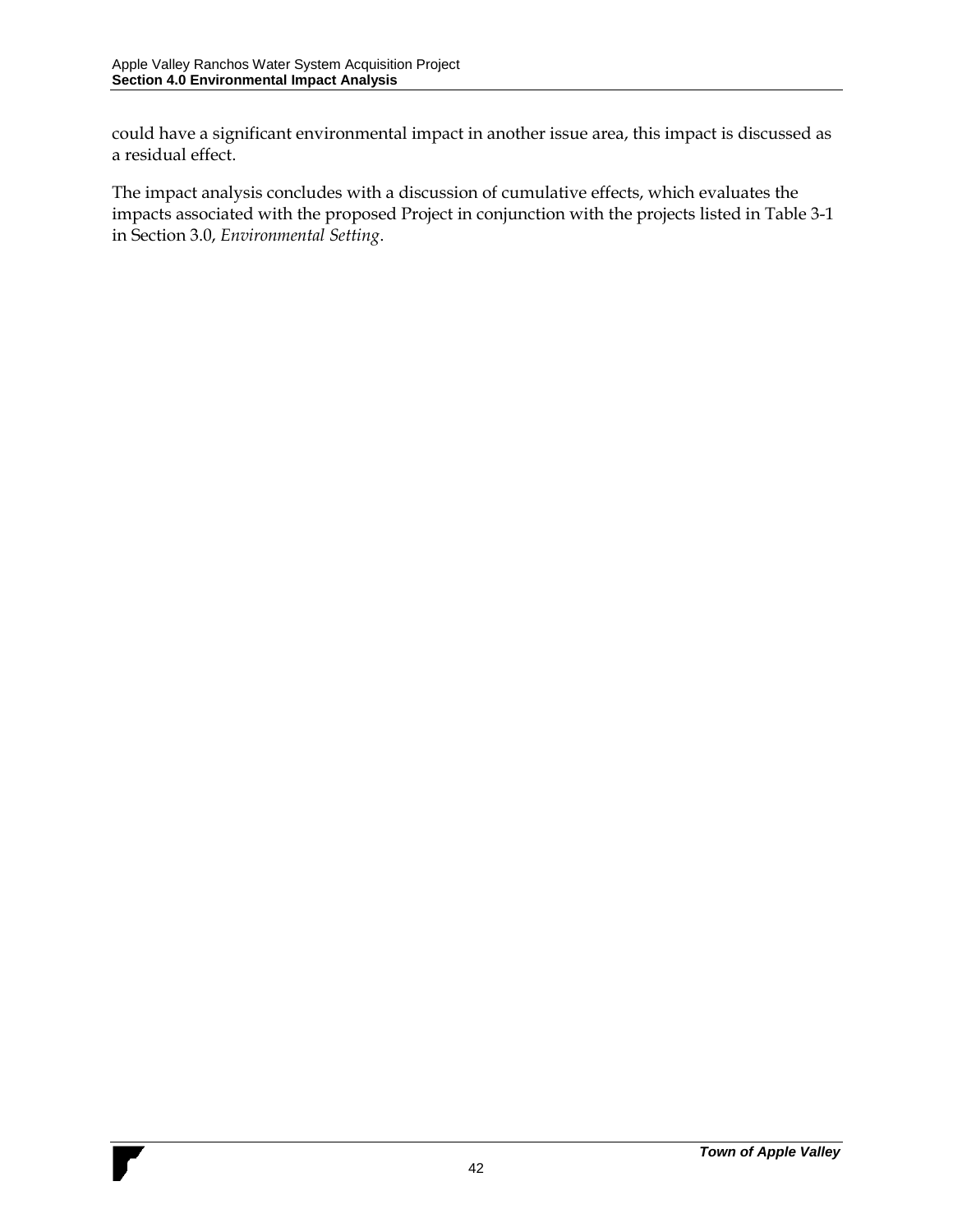could have a significant environmental impact in another issue area, this impact is discussed as a residual effect.

The impact analysis concludes with a discussion of cumulative effects, which evaluates the impacts associated with the proposed Project in conjunction with the projects listed in Table 3-1 in Section 3.0, *Environmental Setting*.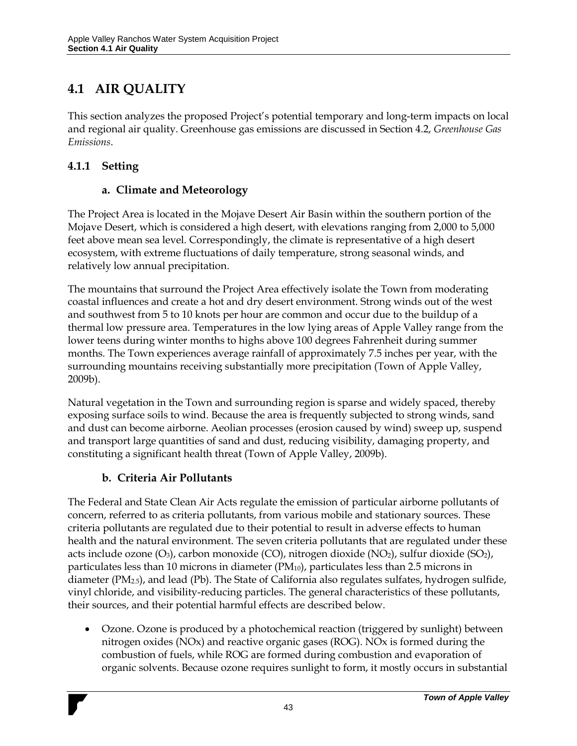# 4.1 AIR QUALITY

This section analyzes the proposed Project's potential temporary and long-term impacts on local and regional air quality. Greenhouse gas emissions are discussed in Section 4.2, *Greenhouse Gas Emissions*.

## 4.1.1 Setting

### a. Climate and Meteorology

The Project Area is located in the Mojave Desert Air Basin within the southern portion of the Mojave Desert, which is considered a high desert, with elevations ranging from 2,000 to 5,000 feet above mean sea level. Correspondingly, the climate is representative of a high desert ecosystem, with extreme fluctuations of daily temperature, strong seasonal winds, and relatively low annual precipitation.

The mountains that surround the Project Area effectively isolate the Town from moderating coastal influences and create a hot and dry desert environment. Strong winds out of the west and southwest from 5 to 10 knots per hour are common and occur due to the buildup of a thermal low pressure area. Temperatures in the low lying areas of Apple Valley range from the lower teens during winter months to highs above 100 degrees Fahrenheit during summer months. The Town experiences average rainfall of approximately 7.5 inches per year, with the surrounding mountains receiving substantially more precipitation (Town of Apple Valley, 2009b).

Natural vegetation in the Town and surrounding region is sparse and widely spaced, thereby exposing surface soils to wind. Because the area is frequently subjected to strong winds, sand and dust can become airborne. Aeolian processes (erosion caused by wind) sweep up, suspend and transport large quantities of sand and dust, reducing visibility, damaging property, and constituting a significant health threat (Town of Apple Valley, 2009b).

### b. Criteria Air Pollutants

The Federal and State Clean Air Acts regulate the emission of particular airborne pollutants of concern, referred to as criteria pollutants, from various mobile and stationary sources. These criteria pollutants are regulated due to their potential to result in adverse effects to human health and the natural environment. The seven criteria pollutants that are regulated under these acts include ozone ($O_3$), carbon monoxide (CO), nitrogen dioxide ($NO_2$), sulfur dioxide ($SO_2$), particulates less than 10 microns in diameter ($PM_{10}$), particulates less than 2.5 microns in diameter ($PM_{2.5}$), and lead (Pb). The State of California also regulates sulfates, hydrogen sulfide, vinyl chloride, and visibility-reducing particles. The general characteristics of these pollutants, their sources, and their potential harmful effects are described below.

- Ozone. Ozone is produced by a photochemical reaction (triggered by sunlight) between nitrogen oxides (NOx) and reactive organic gases (ROG). NOx is formed during the combustion of fuels, while ROG are formed during combustion and evaporation of organic solvents. Because ozone requires sunlight to form, it mostly occurs in substantial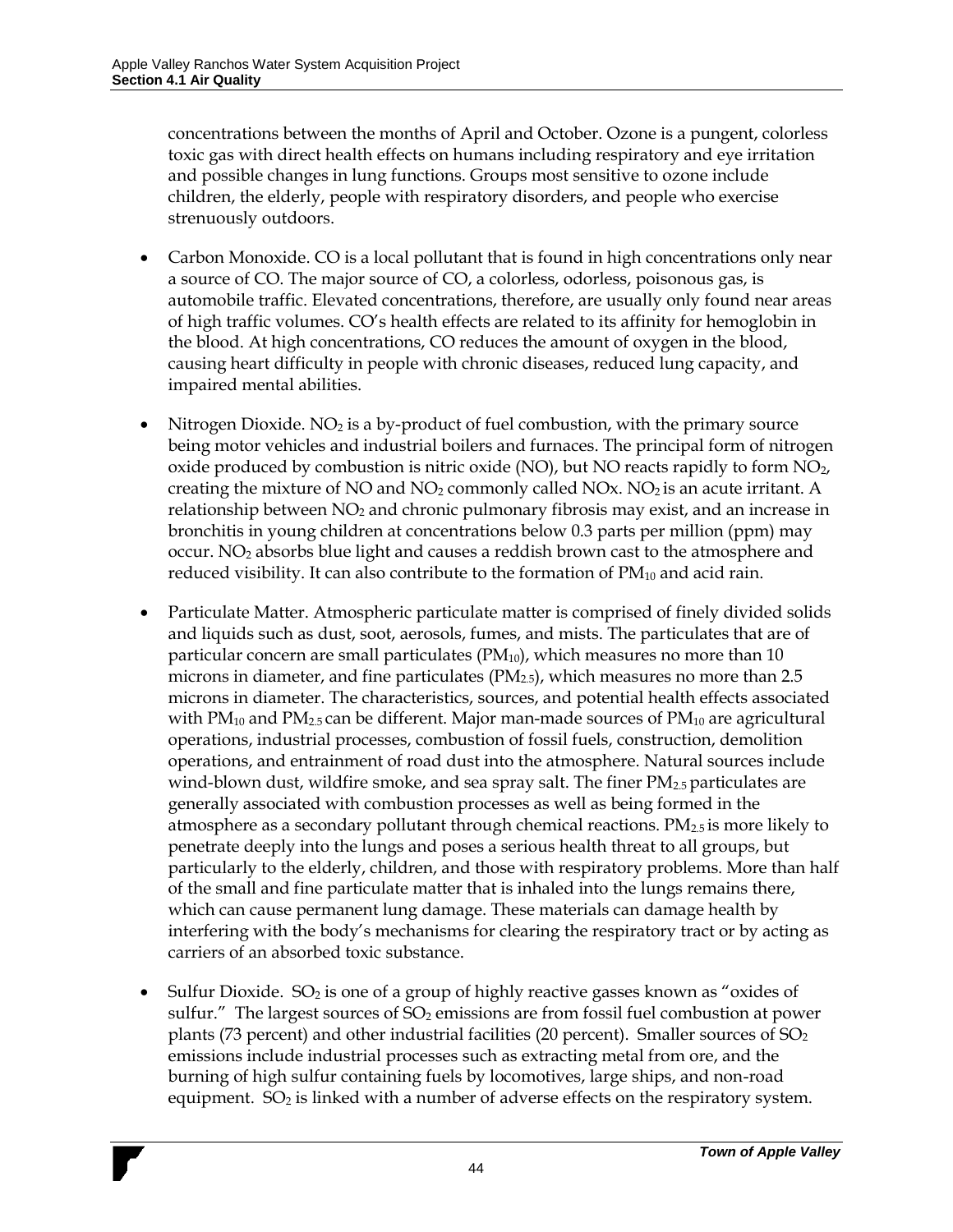concentrations between the months of April and October. Ozone is a pungent, colorless toxic gas with direct health effects on humans including respiratory and eye irritation and possible changes in lung functions. Groups most sensitive to ozone include children, the elderly, people with respiratory disorders, and people who exercise strenuously outdoors.

- Carbon Monoxide. CO is a local pollutant that is found in high concentrations only near a source of CO. The major source of CO, a colorless, odorless, poisonous gas, is automobile traffic. Elevated concentrations, therefore, are usually only found near areas of high traffic volumes. CO's health effects are related to its affinity for hemoglobin in the blood. At high concentrations, CO reduces the amount of oxygen in the blood, causing heart difficulty in people with chronic diseases, reduced lung capacity, and impaired mental abilities.

- Nitrogen Dioxide. $NO_2$ is a by-product of fuel combustion, with the primary source being motor vehicles and industrial boilers and furnaces. The principal form of nitrogen oxide produced by combustion is nitric oxide (NO), but NO reacts rapidly to form $NO_2$, creating the mixture of NO and $NO_2$ commonly called NOx. $NO_2$ is an acute irritant. A relationship between $NO_2$ and chronic pulmonary fibrosis may exist, and an increase in bronchitis in young children at concentrations below 0.3 parts per million (ppm) may occur. $NO_2$ absorbs blue light and causes a reddish brown cast to the atmosphere and reduced visibility. It can also contribute to the formation of $PM_{10}$ and acid rain.

- Particulate Matter. Atmospheric particulate matter is comprised of finely divided solids and liquids such as dust, soot, aerosols, fumes, and mists. The particulates that are of particular concern are small particulates ($PM_{10}$), which measures no more than 10 microns in diameter, and fine particulates ($PM_{2.5}$), which measures no more than 2.5 microns in diameter. The characteristics, sources, and potential health effects associated with $PM_{10}$ and $PM_{2.5}$ can be different. Major man-made sources of $PM_{10}$ are agricultural operations, industrial processes, combustion of fossil fuels, construction, demolition operations, and entrainment of road dust into the atmosphere. Natural sources include wind-blown dust, wildfire smoke, and sea spray salt. The finer $PM_{2.5}$ particulates are generally associated with combustion processes as well as being formed in the atmosphere as a secondary pollutant through chemical reactions. $PM_{2.5}$ is more likely to penetrate deeply into the lungs and poses a serious health threat to all groups, but particularly to the elderly, children, and those with respiratory problems. More than half of the small and fine particulate matter that is inhaled into the lungs remains there, which can cause permanent lung damage. These materials can damage health by interfering with the body's mechanisms for clearing the respiratory tract or by acting as carriers of an absorbed toxic substance.

- Sulfur Dioxide. $SO_2$ is one of a group of highly reactive gasses known as "oxides of sulfur." The largest sources of $SO_2$ emissions are from fossil fuel combustion at power plants (73 percent) and other industrial facilities (20 percent). Smaller sources of $SO_2$ emissions include industrial processes such as extracting metal from ore, and the burning of high sulfur containing fuels by locomotives, large ships, and non-road equipment. $SO_2$ is linked with a number of adverse effects on the respiratory system.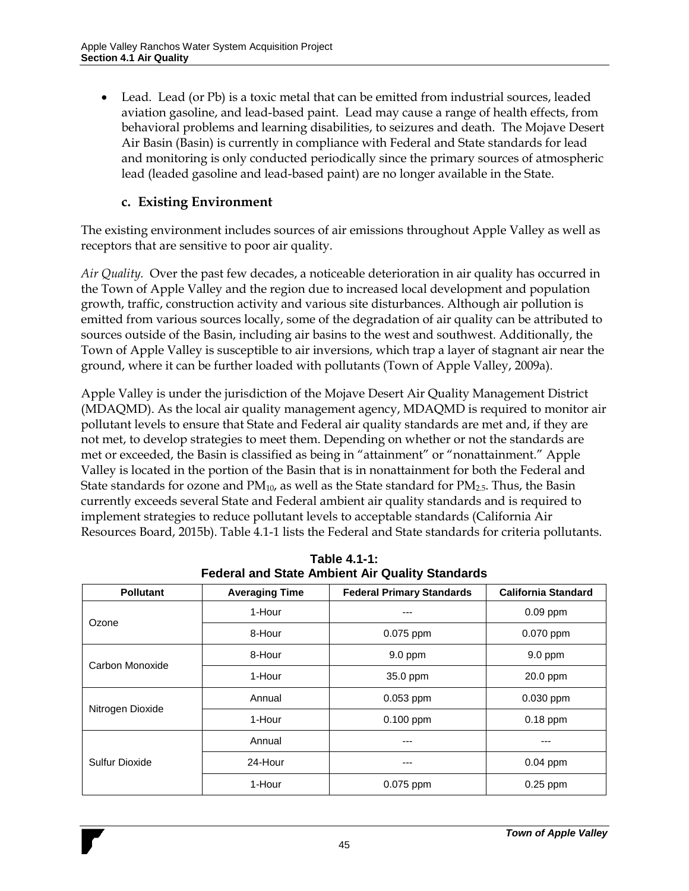- Lead. Lead (or Pb) is a toxic metal that can be emitted from industrial sources, leaded aviation gasoline, and lead-based paint. Lead may cause a range of health effects, from behavioral problems and learning disabilities, to seizures and death. The Mojave Desert Air Basin (Basin) is currently in compliance with Federal and State standards for lead and monitoring is only conducted periodically since the primary sources of atmospheric lead (leaded gasoline and lead-based paint) are no longer available in the State.

### c. Existing Environment

The existing environment includes sources of air emissions throughout Apple Valley as well as receptors that are sensitive to poor air quality.

*Air Quality.* Over the past few decades, a noticeable deterioration in air quality has occurred in the Town of Apple Valley and the region due to increased local development and population growth, traffic, construction activity and various site disturbances. Although air pollution is emitted from various sources locally, some of the degradation of air quality can be attributed to sources outside of the Basin, including air basins to the west and southwest. Additionally, the Town of Apple Valley is susceptible to air inversions, which trap a layer of stagnant air near the ground, where it can be further loaded with pollutants (Town of Apple Valley, 2009a).

Apple Valley is under the jurisdiction of the Mojave Desert Air Quality Management District (MDAQMD). As the local air quality management agency, MDAQMD is required to monitor air pollutant levels to ensure that State and Federal air quality standards are met and, if they are not met, to develop strategies to meet them. Depending on whether or not the standards are met or exceeded, the Basin is classified as being in "attainment" or "nonattainment." Apple Valley is located in the portion of the Basin that is in nonattainment for both the Federal and State standards for ozone and $PM_{10}$, as well as the State standard for $PM_{2.5}$. Thus, the Basin currently exceeds several State and Federal ambient air quality standards and is required to implement strategies to reduce pollutant levels to acceptable standards (California Air Resources Board, 2015b). Table 4.1-1 lists the Federal and State standards for criteria pollutants.

**Table 4.1-1: Federal and State Ambient Air Quality Standards**

| Pollutant | Averaging Time | Federal Primary Standards | California Standard |
|---|---|---|---|
| Ozone | 1-Hour | --- | 0.09 ppm |
| | 8-Hour | 0.075 ppm | 0.070 ppm |
| Carbon Monoxide | 8-Hour | 9.0 ppm | 9.0 ppm |
| | 1-Hour | 35.0 ppm | 20.0 ppm |
| Nitrogen Dioxide | Annual | 0.053 ppm | 0.030 ppm |
| | 1-Hour | 0.100 ppm | 0.18 ppm |
| Sulfur Dioxide | Annual | --- | --- |
| | 24-Hour | --- | 0.04 ppm |
| | 1-Hour | 0.075 ppm | 0.25 ppm |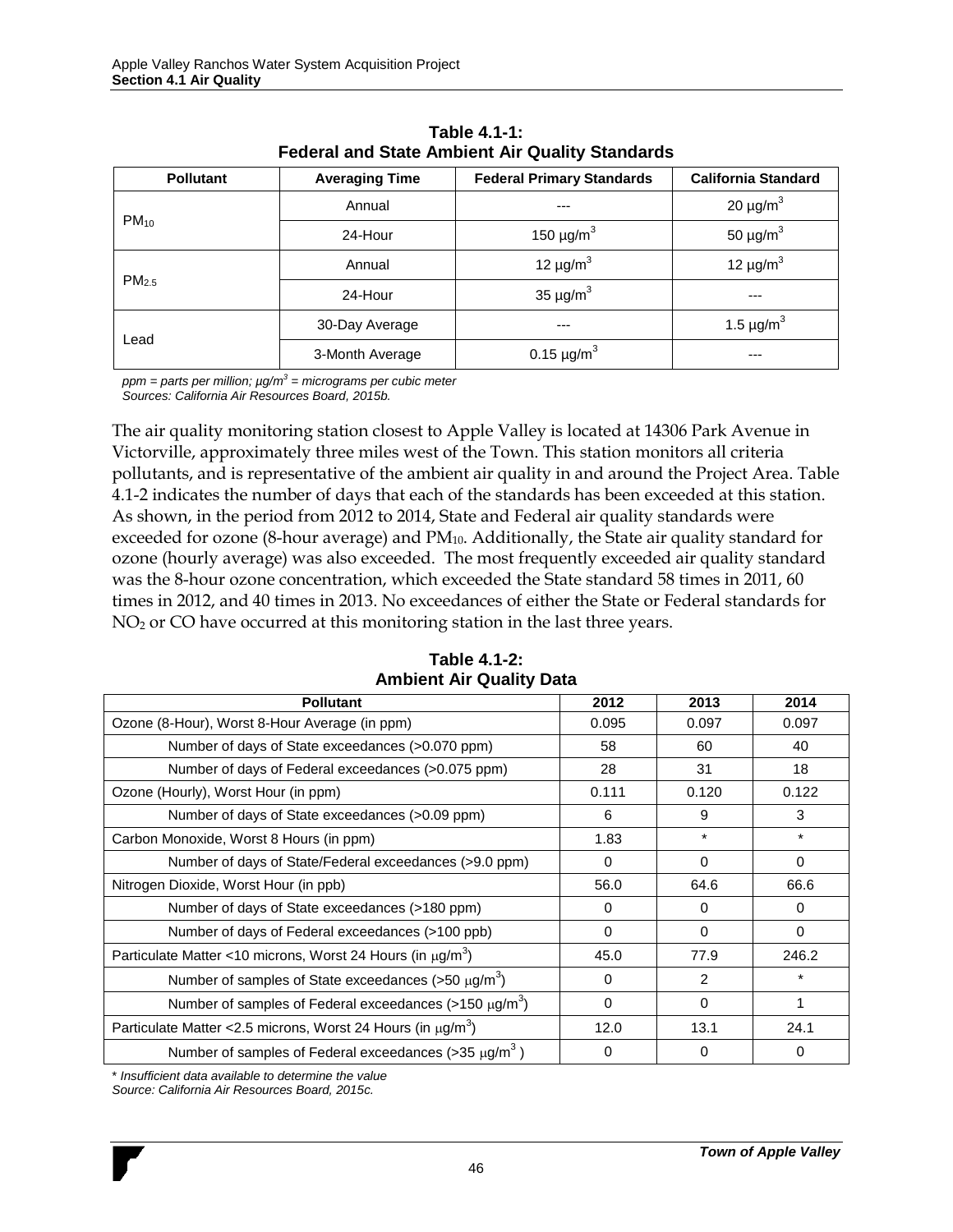**Table 4.1-1:**
**Federal and State Ambient Air Quality Standards**

| Pollutant | Averaging Time | Federal Primary Standards | California Standard |
|---|---|---|---|
| $PM_{10}$ | Annual | --- | 20 µg/m$^3$ |
| | 24-Hour | 150 µg/m$^3$ | 50 µg/m$^3$ |
| $PM_{2.5}$ | Annual | 12 µg/m$^3$ | 12 µg/m$^3$ |
| | 24-Hour | 35 µg/m$^3$ | --- |
| Lead | 30-Day Average | --- | 1.5 µg/m$^3$ |
| | 3-Month Average | 0.15 µg/m$^3$ | --- |

*ppm = parts per million; µg/m$^3$ = micrograms per cubic meter*
*Sources: California Air Resources Board, 2015b.*

The air quality monitoring station closest to Apple Valley is located at 14306 Park Avenue in Victorville, approximately three miles west of the Town. This station monitors all criteria pollutants, and is representative of the ambient air quality in and around the Project Area. Table 4.1-2 indicates the number of days that each of the standards has been exceeded at this station. As shown, in the period from 2012 to 2014, State and Federal air quality standards were exceeded for ozone (8-hour average) and $PM_{10}$. Additionally, the State air quality standard for ozone (hourly average) was also exceeded. The most frequently exceeded air quality standard was the 8-hour ozone concentration, which exceeded the State standard 58 times in 2011, 60 times in 2012, and 40 times in 2013. No exceedances of either the State or Federal standards for $NO_2$ or CO have occurred at this monitoring station in the last three years.

**Table 4.1-2:**
**Ambient Air Quality Data**

| Pollutant | 2012 | 2013 | 2014 |
|---|---|---|---|
| Ozone (8-Hour), Worst 8-Hour Average (in ppm) | 0.095 | 0.097 | 0.097 |
| Number of days of State exceedances (>0.070 ppm) | 58 | 60 | 40 |
| Number of days of Federal exceedances (>0.075 ppm) | 28 | 31 | 18 |
| Ozone (Hourly), Worst Hour (in ppm) | 0.111 | 0.120 | 0.122 |
| Number of days of State exceedances (>0.09 ppm) | 6 | 9 | 3 |
| Carbon Monoxide, Worst 8 Hours (in ppm) | 1.83 | * | * |
| Number of days of State/Federal exceedances (>9.0 ppm) | 0 | 0 | 0 |
| Nitrogen Dioxide, Worst Hour (in ppb) | 56.0 | 64.6 | 66.6 |
| Number of days of State exceedances (>180 ppm) | 0 | 0 | 0 |
| Number of days of Federal exceedances (>100 ppb) | 0 | 0 | 0 |
| Particulate Matter <10 microns, Worst 24 Hours (in µg/m$^3$) | 45.0 | 77.9 | 246.2 |
| Number of samples of State exceedances (>50 µg/m$^3$) | 0 | 2 | * |
| Number of samples of Federal exceedances (>150 µg/m$^3$) | 0 | 0 | 1 |
| Particulate Matter <2.5 microns, Worst 24 Hours (in µg/m$^3$) | 12.0 | 13.1 | 24.1 |
| Number of samples of Federal exceedances (>35 µg/m$^3$ ) | 0 | 0 | 0 |

\* *Insufficient data available to determine the value*
*Source: California Air Resources Board, 2015c.*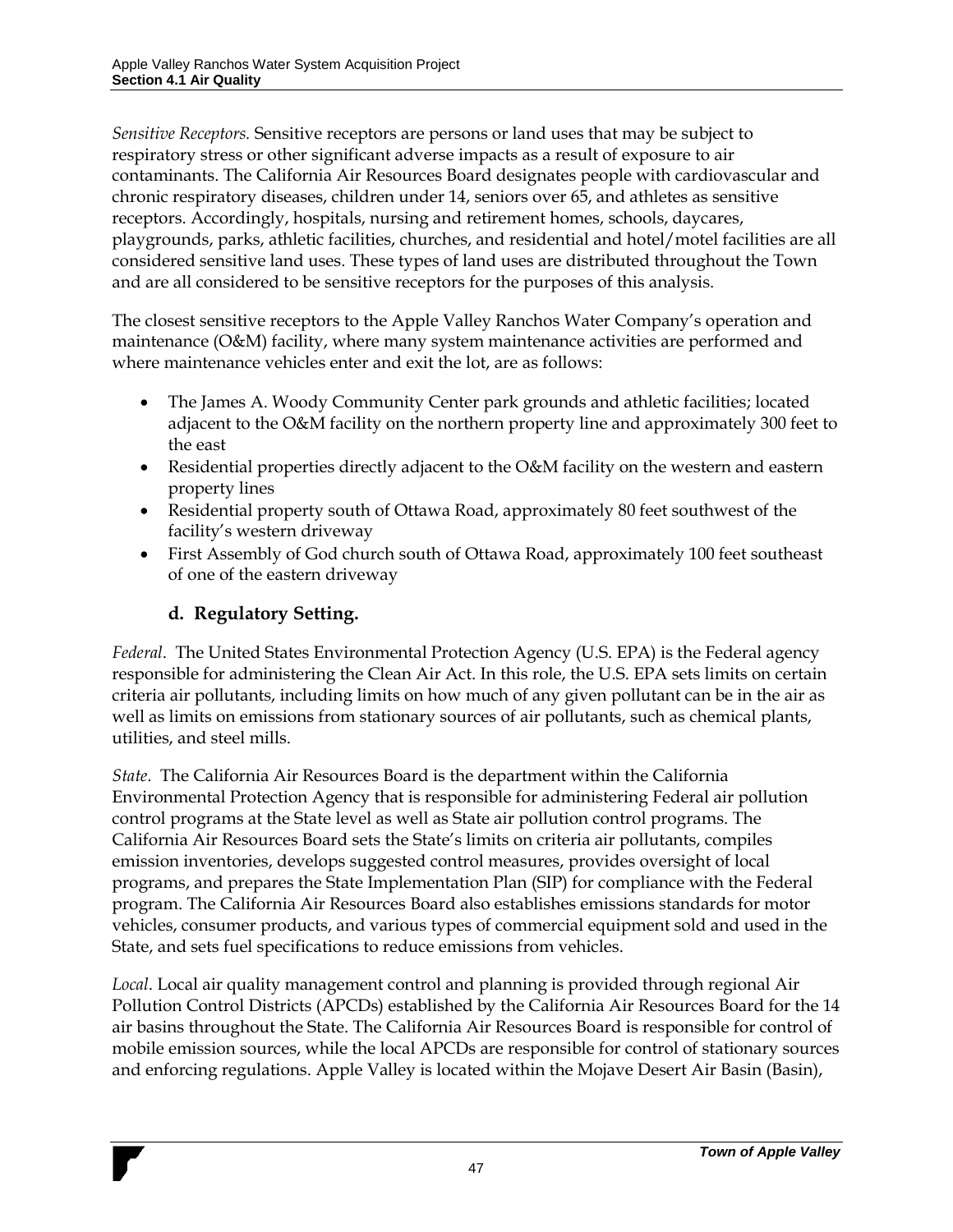*Sensitive Receptors.* Sensitive receptors are persons or land uses that may be subject to respiratory stress or other significant adverse impacts as a result of exposure to air contaminants. The California Air Resources Board designates people with cardiovascular and chronic respiratory diseases, children under 14, seniors over 65, and athletes as sensitive receptors. Accordingly, hospitals, nursing and retirement homes, schools, daycares, playgrounds, parks, athletic facilities, churches, and residential and hotel/motel facilities are all considered sensitive land uses. These types of land uses are distributed throughout the Town and are all considered to be sensitive receptors for the purposes of this analysis.

The closest sensitive receptors to the Apple Valley Ranchos Water Company's operation and maintenance (O&M) facility, where many system maintenance activities are performed and where maintenance vehicles enter and exit the lot, are as follows:

- The James A. Woody Community Center park grounds and athletic facilities; located adjacent to the O&M facility on the northern property line and approximately 300 feet to the east
- Residential properties directly adjacent to the O&M facility on the western and eastern property lines
- Residential property south of Ottawa Road, approximately 80 feet southwest of the facility's western driveway
- First Assembly of God church south of Ottawa Road, approximately 100 feet southeast of one of the eastern driveway

### d. Regulatory Setting.

*Federal*. The United States Environmental Protection Agency (U.S. EPA) is the Federal agency responsible for administering the Clean Air Act. In this role, the U.S. EPA sets limits on certain criteria air pollutants, including limits on how much of any given pollutant can be in the air as well as limits on emissions from stationary sources of air pollutants, such as chemical plants, utilities, and steel mills.

*State*. The California Air Resources Board is the department within the California Environmental Protection Agency that is responsible for administering Federal air pollution control programs at the State level as well as State air pollution control programs. The California Air Resources Board sets the State's limits on criteria air pollutants, compiles emission inventories, develops suggested control measures, provides oversight of local programs, and prepares the State Implementation Plan (SIP) for compliance with the Federal program. The California Air Resources Board also establishes emissions standards for motor vehicles, consumer products, and various types of commercial equipment sold and used in the State, and sets fuel specifications to reduce emissions from vehicles.

*Local*. Local air quality management control and planning is provided through regional Air Pollution Control Districts (APCDs) established by the California Air Resources Board for the 14 air basins throughout the State. The California Air Resources Board is responsible for control of mobile emission sources, while the local APCDs are responsible for control of stationary sources and enforcing regulations. Apple Valley is located within the Mojave Desert Air Basin (Basin),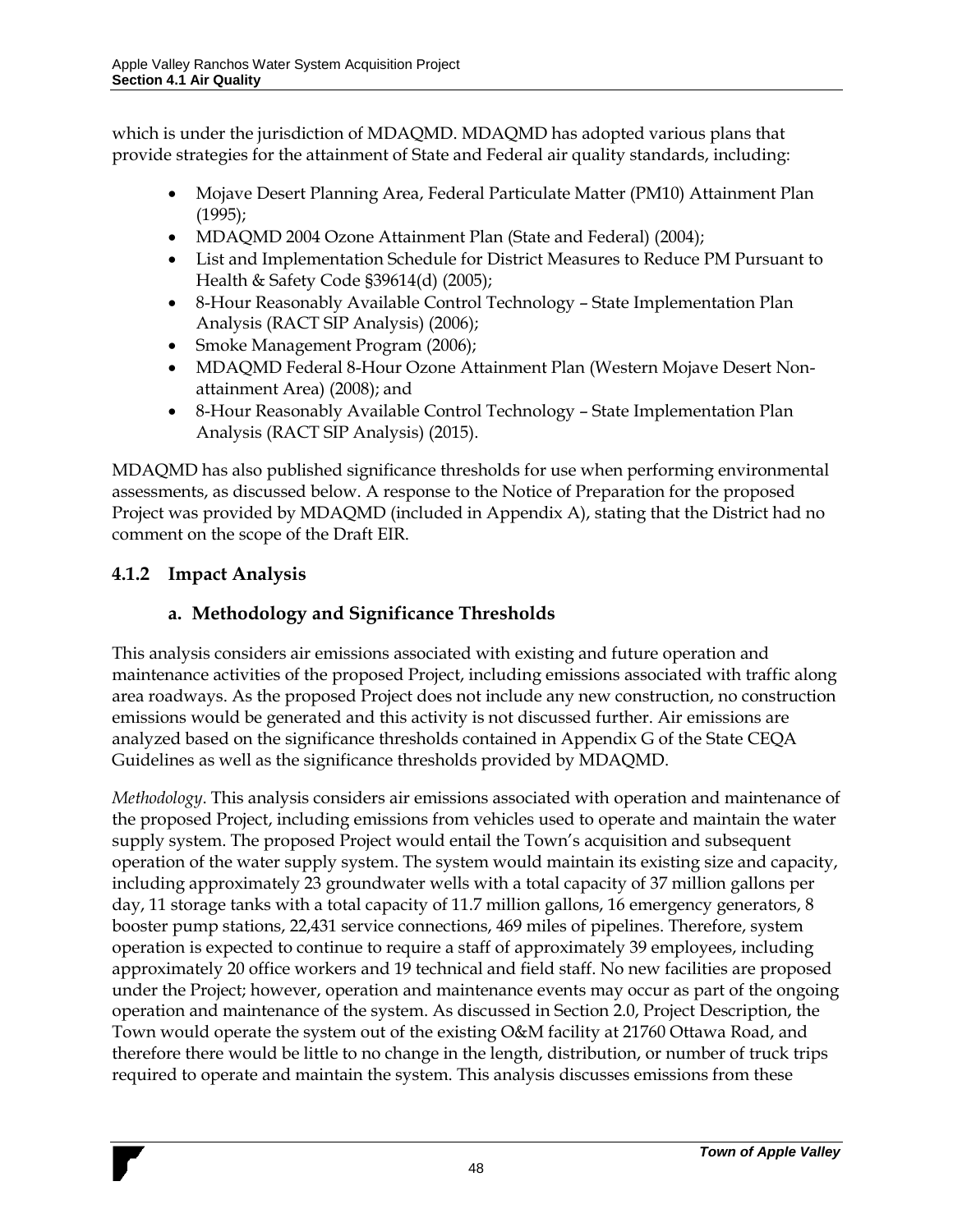which is under the jurisdiction of MDAQMD. MDAQMD has adopted various plans that provide strategies for the attainment of State and Federal air quality standards, including:

- Mojave Desert Planning Area, Federal Particulate Matter (PM10) Attainment Plan (1995);
- MDAQMD 2004 Ozone Attainment Plan (State and Federal) (2004);
- List and Implementation Schedule for District Measures to Reduce PM Pursuant to Health & Safety Code §39614(d) (2005);
- 8-Hour Reasonably Available Control Technology – State Implementation Plan Analysis (RACT SIP Analysis) (2006);
- Smoke Management Program (2006);
- MDAQMD Federal 8-Hour Ozone Attainment Plan (Western Mojave Desert Non-attainment Area) (2008); and
- 8-Hour Reasonably Available Control Technology – State Implementation Plan Analysis (RACT SIP Analysis) (2015).

MDAQMD has also published significance thresholds for use when performing environmental assessments, as discussed below. A response to the Notice of Preparation for the proposed Project was provided by MDAQMD (included in Appendix A), stating that the District had no comment on the scope of the Draft EIR.

## 4.1.2 Impact Analysis

### a. Methodology and Significance Thresholds

This analysis considers air emissions associated with existing and future operation and maintenance activities of the proposed Project, including emissions associated with traffic along area roadways. As the proposed Project does not include any new construction, no construction emissions would be generated and this activity is not discussed further. Air emissions are analyzed based on the significance thresholds contained in Appendix G of the State CEQA Guidelines as well as the significance thresholds provided by MDAQMD.

*Methodology*. This analysis considers air emissions associated with operation and maintenance of the proposed Project, including emissions from vehicles used to operate and maintain the water supply system. The proposed Project would entail the Town's acquisition and subsequent operation of the water supply system. The system would maintain its existing size and capacity, including approximately 23 groundwater wells with a total capacity of 37 million gallons per day, 11 storage tanks with a total capacity of 11.7 million gallons, 16 emergency generators, 8 booster pump stations, 22,431 service connections, 469 miles of pipelines. Therefore, system operation is expected to continue to require a staff of approximately 39 employees, including approximately 20 office workers and 19 technical and field staff. No new facilities are proposed under the Project; however, operation and maintenance events may occur as part of the ongoing operation and maintenance of the system. As discussed in Section 2.0, Project Description, the Town would operate the system out of the existing O&M facility at 21760 Ottawa Road, and therefore there would be little to no change in the length, distribution, or number of truck trips required to operate and maintain the system. This analysis discusses emissions from these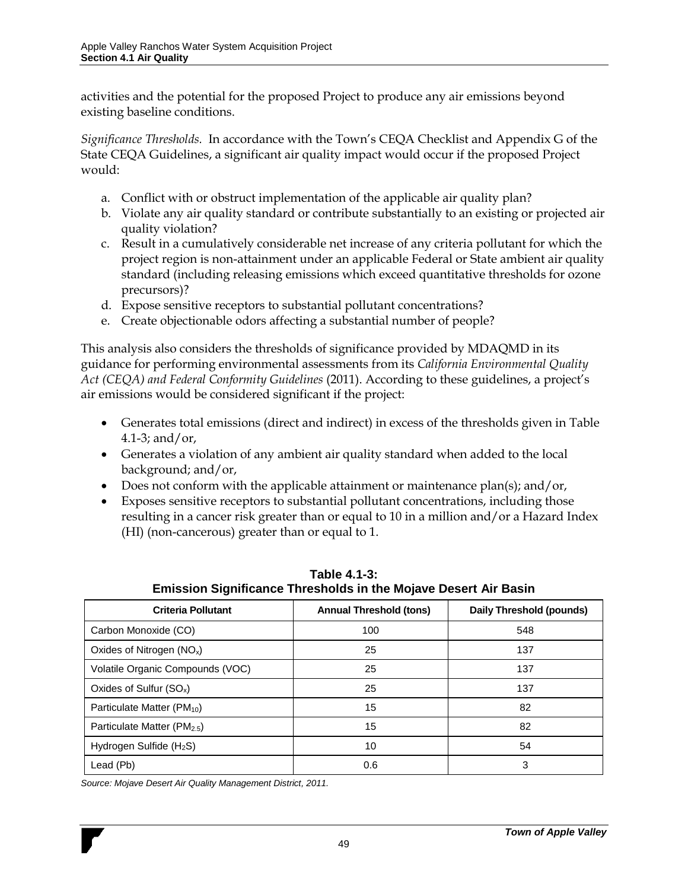activities and the potential for the proposed Project to produce any air emissions beyond existing baseline conditions.

*Significance Thresholds.* In accordance with the Town's CEQA Checklist and Appendix G of the State CEQA Guidelines, a significant air quality impact would occur if the proposed Project would:

a. Conflict with or obstruct implementation of the applicable air quality plan?
b. Violate any air quality standard or contribute substantially to an existing or projected air quality violation?
c. Result in a cumulatively considerable net increase of any criteria pollutant for which the project region is non-attainment under an applicable Federal or State ambient air quality standard (including releasing emissions which exceed quantitative thresholds for ozone precursors)?
d. Expose sensitive receptors to substantial pollutant concentrations?
e. Create objectionable odors affecting a substantial number of people?

This analysis also considers the thresholds of significance provided by MDAQMD in its guidance for performing environmental assessments from its *California Environmental Quality Act (CEQA) and Federal Conformity Guidelines* (2011). According to these guidelines, a project's air emissions would be considered significant if the project:

- Generates total emissions (direct and indirect) in excess of the thresholds given in Table 4.1-3; and/or,
- Generates a violation of any ambient air quality standard when added to the local background; and/or,
- Does not conform with the applicable attainment or maintenance plan(s); and/or,
- Exposes sensitive receptors to substantial pollutant concentrations, including those resulting in a cancer risk greater than or equal to 10 in a million and/or a Hazard Index (HI) (non-cancerous) greater than or equal to 1.

**Table 4.1-3:**
**Emission Significance Thresholds in the Mojave Desert Air Basin**

| Criteria Pollutant | Annual Threshold (tons) | Daily Threshold (pounds) |
|---|---|---|
| Carbon Monoxide (CO) | 100 | 548 |
| Oxides of Nitrogen ($NO_x$) | 25 | 137 |
| Volatile Organic Compounds (VOC) | 25 | 137 |
| Oxides of Sulfur ($SO_x$) | 25 | 137 |
| Particulate Matter ($PM_{10}$) | 15 | 82 |
| Particulate Matter ($PM_{2.5}$) | 15 | 82 |
| Hydrogen Sulfide ($H_2S$) | 10 | 54 |
| Lead (Pb) | 0.6 | 3 |

*Source: Mojave Desert Air Quality Management District, 2011.*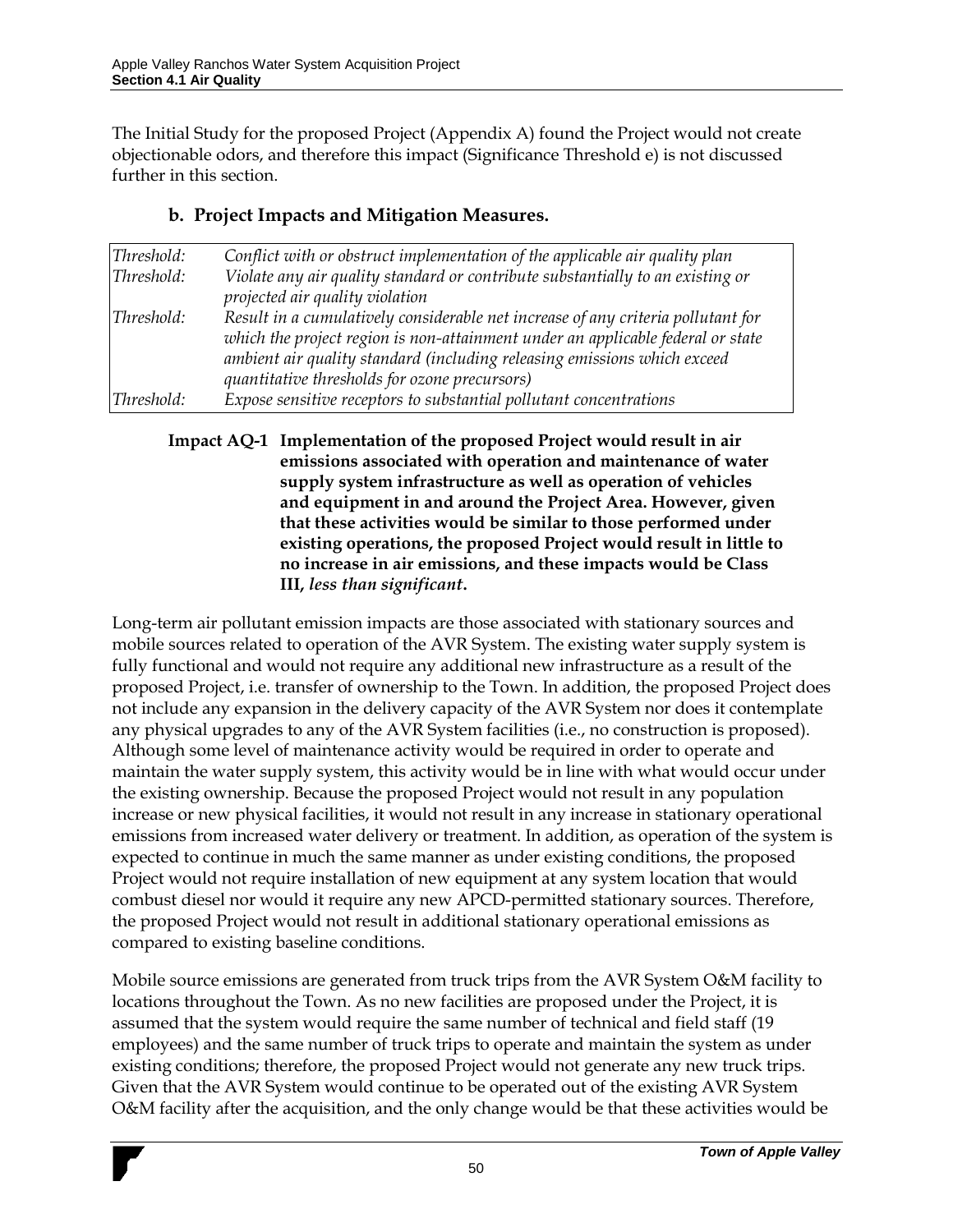The Initial Study for the proposed Project (Appendix A) found the Project would not create objectionable odors, and therefore this impact (Significance Threshold e) is not discussed further in this section.

### b. Project Impacts and Mitigation Measures.

| | |
|---|---|
| *Threshold:* | *Conflict with or obstruct implementation of the applicable air quality plan* |
| *Threshold:* | *Violate any air quality standard or contribute substantially to an existing or projected air quality violation* |
| *Threshold:* | *Result in a cumulatively considerable net increase of any criteria pollutant for which the project region is non-attainment under an applicable federal or state ambient air quality standard (including releasing emissions which exceed quantitative thresholds for ozone precursors)* |
| *Threshold:* | *Expose sensitive receptors to substantial pollutant concentrations* |

**Impact AQ-1 Implementation of the proposed Project would result in air emissions associated with operation and maintenance of water supply system infrastructure as well as operation of vehicles and equipment in and around the Project Area. However, given that these activities would be similar to those performed under existing operations, the proposed Project would result in little to no increase in air emissions, and these impacts would be Class III, *less than significant*.**

Long-term air pollutant emission impacts are those associated with stationary sources and mobile sources related to operation of the AVR System. The existing water supply system is fully functional and would not require any additional new infrastructure as a result of the proposed Project, i.e. transfer of ownership to the Town. In addition, the proposed Project does not include any expansion in the delivery capacity of the AVR System nor does it contemplate any physical upgrades to any of the AVR System facilities (i.e., no construction is proposed). Although some level of maintenance activity would be required in order to operate and maintain the water supply system, this activity would be in line with what would occur under the existing ownership. Because the proposed Project would not result in any population increase or new physical facilities, it would not result in any increase in stationary operational emissions from increased water delivery or treatment. In addition, as operation of the system is expected to continue in much the same manner as under existing conditions, the proposed Project would not require installation of new equipment at any system location that would combust diesel nor would it require any new APCD-permitted stationary sources. Therefore, the proposed Project would not result in additional stationary operational emissions as compared to existing baseline conditions.

Mobile source emissions are generated from truck trips from the AVR System O&M facility to locations throughout the Town. As no new facilities are proposed under the Project, it is assumed that the system would require the same number of technical and field staff (19 employees) and the same number of truck trips to operate and maintain the system as under existing conditions; therefore, the proposed Project would not generate any new truck trips. Given that the AVR System would continue to be operated out of the existing AVR System O&M facility after the acquisition, and the only change would be that these activities would be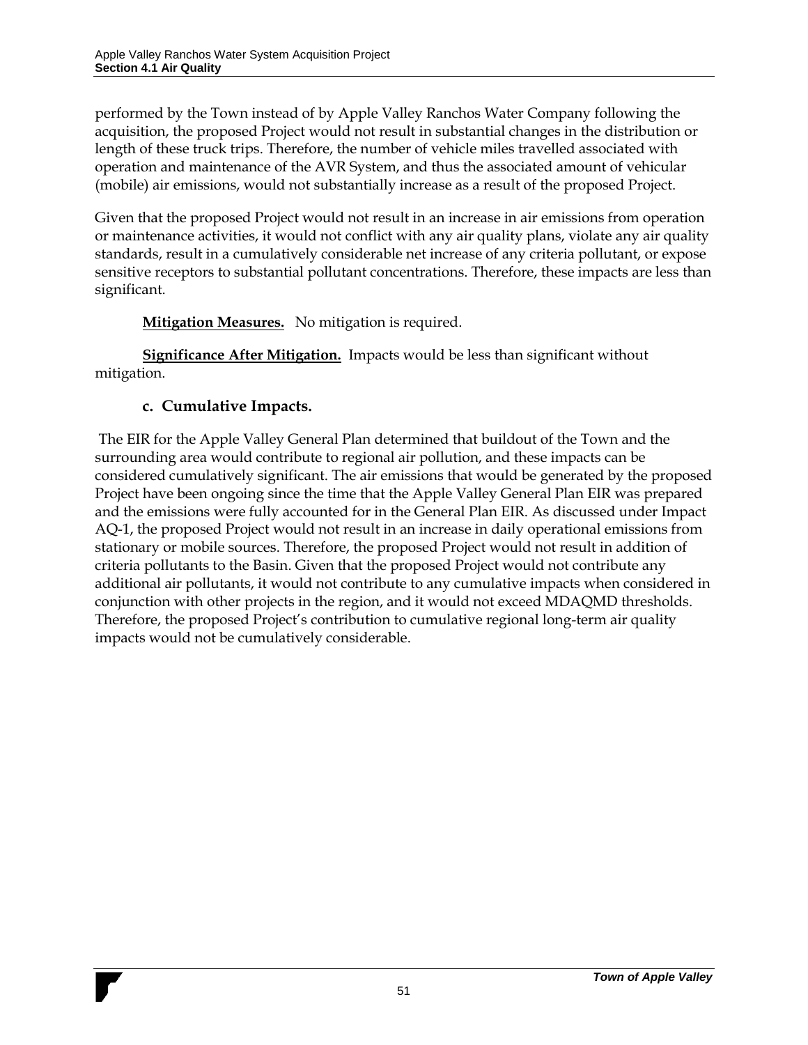performed by the Town instead of by Apple Valley Ranchos Water Company following the acquisition, the proposed Project would not result in substantial changes in the distribution or length of these truck trips. Therefore, the number of vehicle miles travelled associated with operation and maintenance of the AVR System, and thus the associated amount of vehicular (mobile) air emissions, would not substantially increase as a result of the proposed Project.

Given that the proposed Project would not result in an increase in air emissions from operation or maintenance activities, it would not conflict with any air quality plans, violate any air quality standards, result in a cumulatively considerable net increase of any criteria pollutant, or expose sensitive receptors to substantial pollutant concentrations. Therefore, these impacts are less than significant.

**Mitigation Measures.** No mitigation is required.

**Significance After Mitigation.** Impacts would be less than significant without mitigation.

### c. Cumulative Impacts.

The EIR for the Apple Valley General Plan determined that buildout of the Town and the surrounding area would contribute to regional air pollution, and these impacts can be considered cumulatively significant. The air emissions that would be generated by the proposed Project have been ongoing since the time that the Apple Valley General Plan EIR was prepared and the emissions were fully accounted for in the General Plan EIR. As discussed under Impact AQ-1, the proposed Project would not result in an increase in daily operational emissions from stationary or mobile sources. Therefore, the proposed Project would not result in addition of criteria pollutants to the Basin. Given that the proposed Project would not contribute any additional air pollutants, it would not contribute to any cumulative impacts when considered in conjunction with other projects in the region, and it would not exceed MDAQMD thresholds. Therefore, the proposed Project's contribution to cumulative regional long-term air quality impacts would not be cumulatively considerable.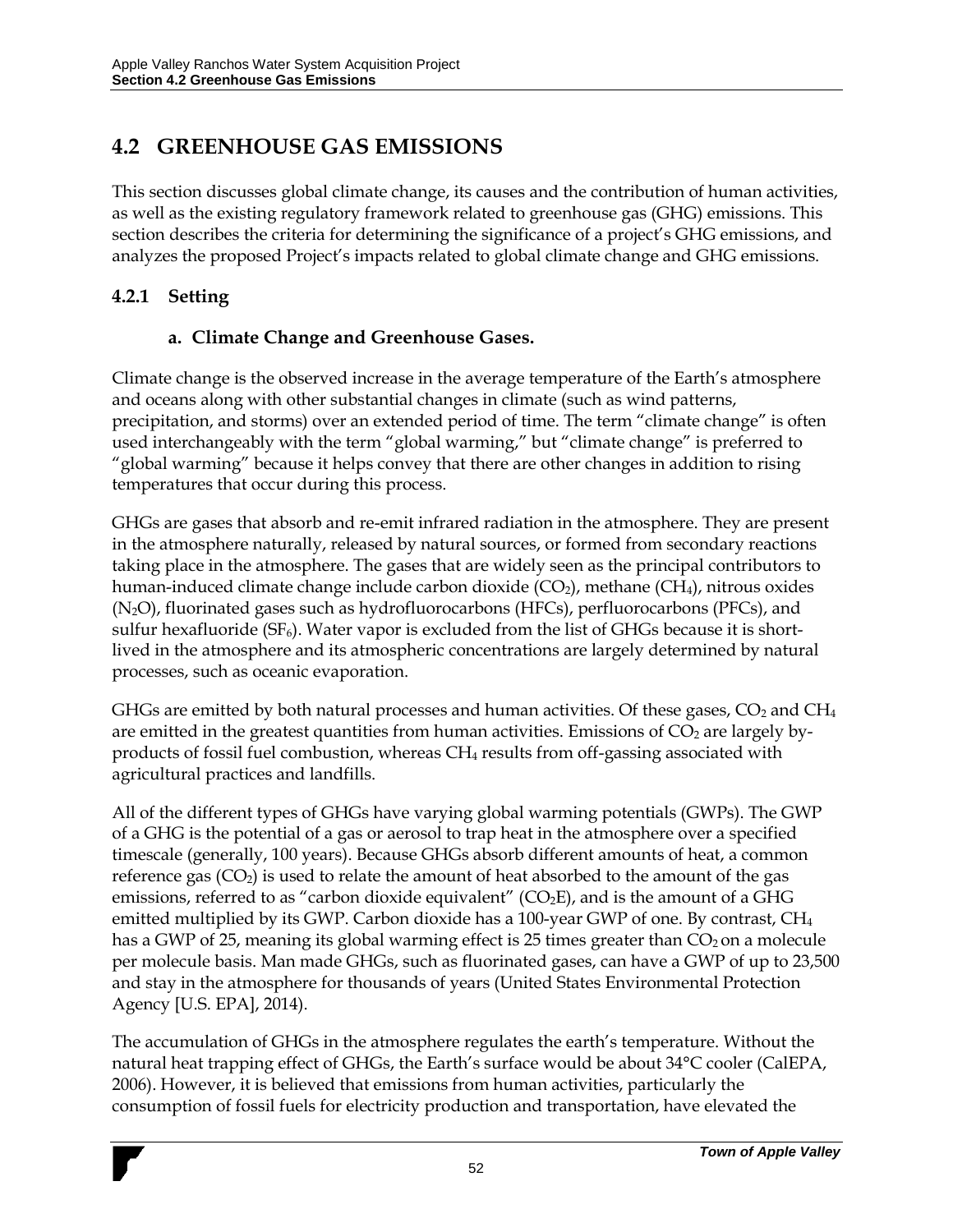# 4.2 GREENHOUSE GAS EMISSIONS

This section discusses global climate change, its causes and the contribution of human activities, as well as the existing regulatory framework related to greenhouse gas (GHG) emissions. This section describes the criteria for determining the significance of a project's GHG emissions, and analyzes the proposed Project's impacts related to global climate change and GHG emissions.

## 4.2.1 Setting

### a. Climate Change and Greenhouse Gases.

Climate change is the observed increase in the average temperature of the Earth's atmosphere and oceans along with other substantial changes in climate (such as wind patterns, precipitation, and storms) over an extended period of time. The term "climate change" is often used interchangeably with the term "global warming," but "climate change" is preferred to "global warming" because it helps convey that there are other changes in addition to rising temperatures that occur during this process.

GHGs are gases that absorb and re-emit infrared radiation in the atmosphere. They are present in the atmosphere naturally, released by natural sources, or formed from secondary reactions taking place in the atmosphere. The gases that are widely seen as the principal contributors to human-induced climate change include carbon dioxide ($CO_2$), methane ($CH_4$), nitrous oxides ($N_2O$), fluorinated gases such as hydrofluorocarbons (HFCs), perfluorocarbons (PFCs), and sulfur hexafluoride ($SF_6$). Water vapor is excluded from the list of GHGs because it is short-lived in the atmosphere and its atmospheric concentrations are largely determined by natural processes, such as oceanic evaporation.

GHGs are emitted by both natural processes and human activities. Of these gases, $CO_2$ and $CH_4$ are emitted in the greatest quantities from human activities. Emissions of $CO_2$ are largely by-products of fossil fuel combustion, whereas $CH_4$ results from off-gassing associated with agricultural practices and landfills.

All of the different types of GHGs have varying global warming potentials (GWPs). The GWP of a GHG is the potential of a gas or aerosol to trap heat in the atmosphere over a specified timescale (generally, 100 years). Because GHGs absorb different amounts of heat, a common reference gas ($CO_2$) is used to relate the amount of heat absorbed to the amount of the gas emissions, referred to as "carbon dioxide equivalent" ($CO_2E$), and is the amount of a GHG emitted multiplied by its GWP. Carbon dioxide has a 100-year GWP of one. By contrast, $CH_4$ has a GWP of 25, meaning its global warming effect is 25 times greater than $CO_2$ on a molecule per molecule basis. Man made GHGs, such as fluorinated gases, can have a GWP of up to 23,500 and stay in the atmosphere for thousands of years (United States Environmental Protection Agency [U.S. EPA], 2014).

The accumulation of GHGs in the atmosphere regulates the earth's temperature. Without the natural heat trapping effect of GHGs, the Earth's surface would be about 34°C cooler (CalEPA, 2006). However, it is believed that emissions from human activities, particularly the consumption of fossil fuels for electricity production and transportation, have elevated the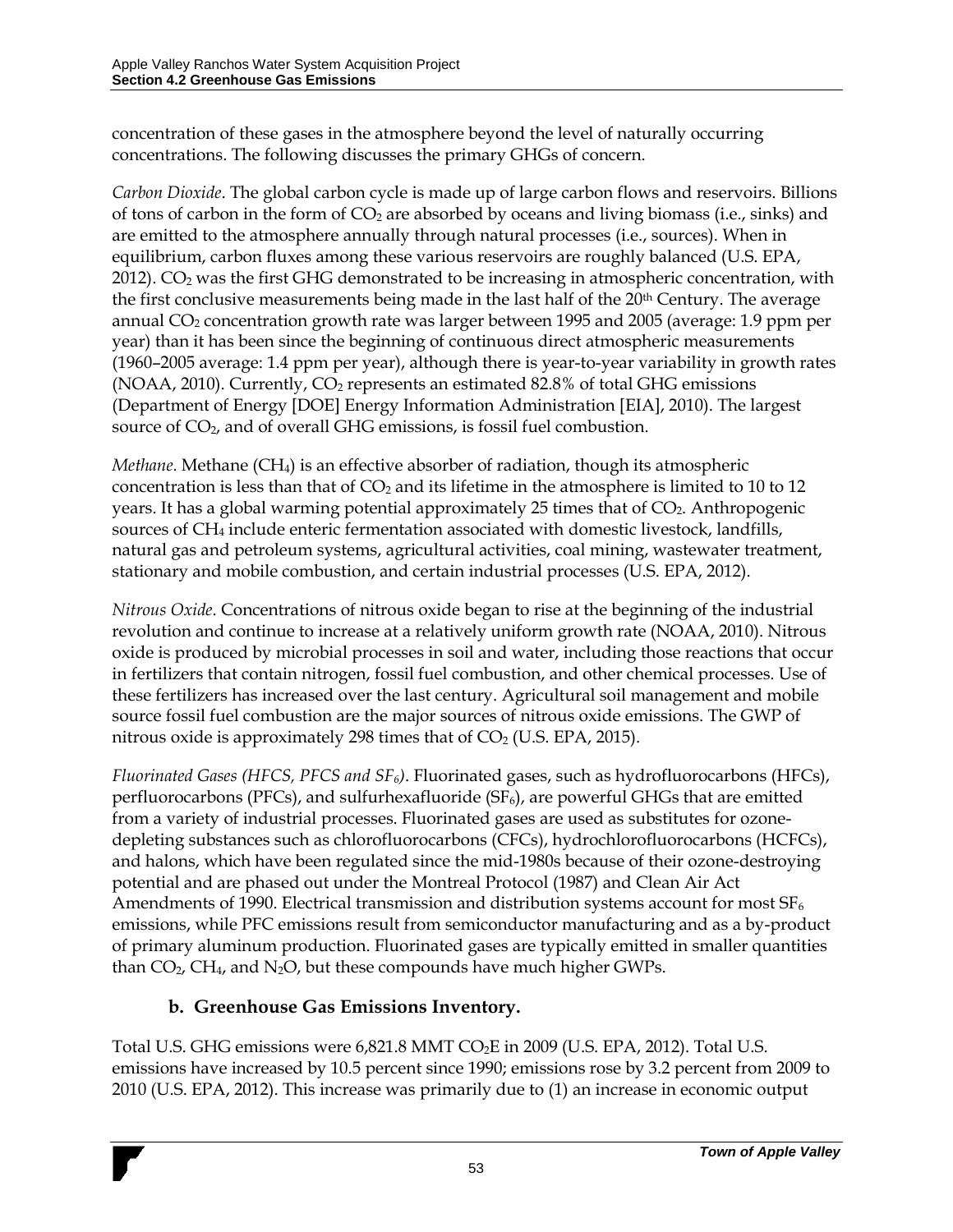concentration of these gases in the atmosphere beyond the level of naturally occurring concentrations. The following discusses the primary GHGs of concern.

*Carbon Dioxide*. The global carbon cycle is made up of large carbon flows and reservoirs. Billions of tons of carbon in the form of $CO_2$ are absorbed by oceans and living biomass (i.e., sinks) and are emitted to the atmosphere annually through natural processes (i.e., sources). When in equilibrium, carbon fluxes among these various reservoirs are roughly balanced (U.S. EPA, 2012). $CO_2$ was the first GHG demonstrated to be increasing in atmospheric concentration, with the first conclusive measurements being made in the last half of the 20th Century. The average annual $CO_2$ concentration growth rate was larger between 1995 and 2005 (average: 1.9 ppm per year) than it has been since the beginning of continuous direct atmospheric measurements (1960–2005 average: 1.4 ppm per year), although there is year-to-year variability in growth rates (NOAA, 2010). Currently, $CO_2$ represents an estimated 82.8% of total GHG emissions (Department of Energy [DOE] Energy Information Administration [EIA], 2010). The largest source of $CO_2$, and of overall GHG emissions, is fossil fuel combustion.

*Methane*. Methane ($CH_4$) is an effective absorber of radiation, though its atmospheric concentration is less than that of $CO_2$ and its lifetime in the atmosphere is limited to 10 to 12 years. It has a global warming potential approximately 25 times that of $CO_2$. Anthropogenic sources of $CH_4$ include enteric fermentation associated with domestic livestock, landfills, natural gas and petroleum systems, agricultural activities, coal mining, wastewater treatment, stationary and mobile combustion, and certain industrial processes (U.S. EPA, 2012).

*Nitrous Oxide*. Concentrations of nitrous oxide began to rise at the beginning of the industrial revolution and continue to increase at a relatively uniform growth rate (NOAA, 2010). Nitrous oxide is produced by microbial processes in soil and water, including those reactions that occur in fertilizers that contain nitrogen, fossil fuel combustion, and other chemical processes. Use of these fertilizers has increased over the last century. Agricultural soil management and mobile source fossil fuel combustion are the major sources of nitrous oxide emissions. The GWP of nitrous oxide is approximately 298 times that of $CO_2$ (U.S. EPA, 2015).

*Fluorinated Gases (HFCS, PFCS and $SF_6$)*. Fluorinated gases, such as hydrofluorocarbons (HFCs), perfluorocarbons (PFCs), and sulfurhexafluoride ($SF_6$), are powerful GHGs that are emitted from a variety of industrial processes. Fluorinated gases are used as substitutes for ozone-depleting substances such as chlorofluorocarbons (CFCs), hydrochlorofluorocarbons (HCFCs), and halons, which have been regulated since the mid-1980s because of their ozone-destroying potential and are phased out under the Montreal Protocol (1987) and Clean Air Act Amendments of 1990. Electrical transmission and distribution systems account for most $SF_6$ emissions, while PFC emissions result from semiconductor manufacturing and as a by-product of primary aluminum production. Fluorinated gases are typically emitted in smaller quantities than $CO_2$, $CH_4$, and $N_2O$, but these compounds have much higher GWPs.

### b. Greenhouse Gas Emissions Inventory.

Total U.S. GHG emissions were 6,821.8 MMT $CO_2E$ in 2009 (U.S. EPA, 2012). Total U.S. emissions have increased by 10.5 percent since 1990; emissions rose by 3.2 percent from 2009 to 2010 (U.S. EPA, 2012). This increase was primarily due to (1) an increase in economic output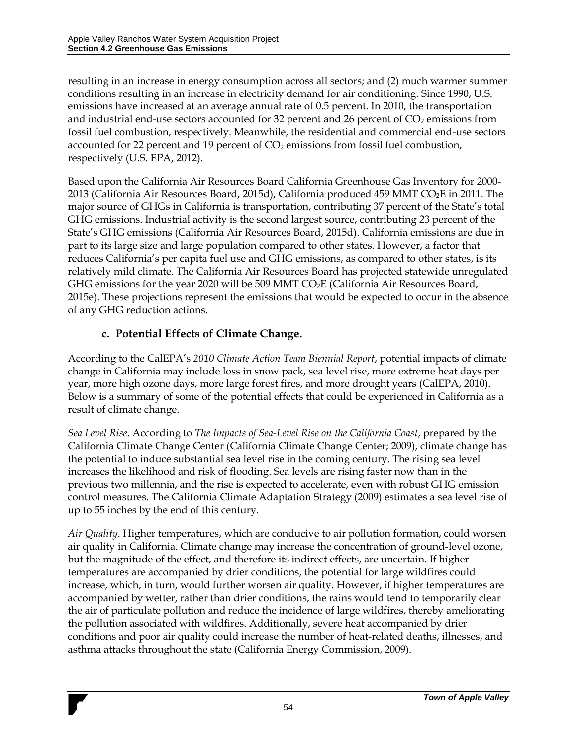resulting in an increase in energy consumption across all sectors; and (2) much warmer summer conditions resulting in an increase in electricity demand for air conditioning. Since 1990, U.S. emissions have increased at an average annual rate of 0.5 percent. In 2010, the transportation and industrial end-use sectors accounted for 32 percent and 26 percent of $CO_2$ emissions from fossil fuel combustion, respectively. Meanwhile, the residential and commercial end-use sectors accounted for 22 percent and 19 percent of $CO_2$ emissions from fossil fuel combustion, respectively (U.S. EPA, 2012).

Based upon the California Air Resources Board California Greenhouse Gas Inventory for 2000-2013 (California Air Resources Board, 2015d), California produced 459 MMT $CO_2E$ in 2011. The major source of GHGs in California is transportation, contributing 37 percent of the State's total GHG emissions. Industrial activity is the second largest source, contributing 23 percent of the State's GHG emissions (California Air Resources Board, 2015d). California emissions are due in part to its large size and large population compared to other states. However, a factor that reduces California's per capita fuel use and GHG emissions, as compared to other states, is its relatively mild climate. The California Air Resources Board has projected statewide unregulated GHG emissions for the year 2020 will be 509 MMT $CO_2E$ (California Air Resources Board, 2015e). These projections represent the emissions that would be expected to occur in the absence of any GHG reduction actions.

### c. Potential Effects of Climate Change.

According to the CalEPA's *2010 Climate Action Team Biennial Report*, potential impacts of climate change in California may include loss in snow pack, sea level rise, more extreme heat days per year, more high ozone days, more large forest fires, and more drought years (CalEPA, 2010). Below is a summary of some of the potential effects that could be experienced in California as a result of climate change.

*Sea Level Rise*. According to *The Impacts of Sea-Level Rise on the California Coast*, prepared by the California Climate Change Center (California Climate Change Center; 2009), climate change has the potential to induce substantial sea level rise in the coming century. The rising sea level increases the likelihood and risk of flooding. Sea levels are rising faster now than in the previous two millennia, and the rise is expected to accelerate, even with robust GHG emission control measures. The California Climate Adaptation Strategy (2009) estimates a sea level rise of up to 55 inches by the end of this century.

*Air Quality*. Higher temperatures, which are conducive to air pollution formation, could worsen air quality in California. Climate change may increase the concentration of ground-level ozone, but the magnitude of the effect, and therefore its indirect effects, are uncertain. If higher temperatures are accompanied by drier conditions, the potential for large wildfires could increase, which, in turn, would further worsen air quality. However, if higher temperatures are accompanied by wetter, rather than drier conditions, the rains would tend to temporarily clear the air of particulate pollution and reduce the incidence of large wildfires, thereby ameliorating the pollution associated with wildfires. Additionally, severe heat accompanied by drier conditions and poor air quality could increase the number of heat-related deaths, illnesses, and asthma attacks throughout the state (California Energy Commission, 2009).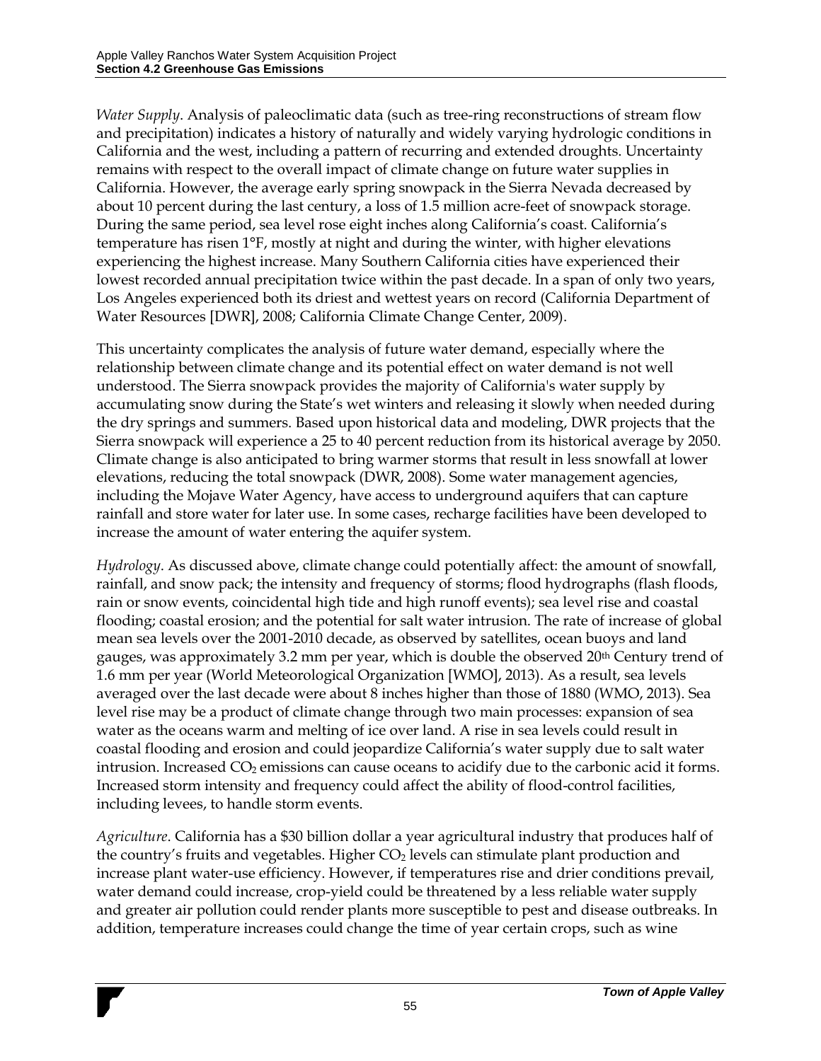*Water Supply*. Analysis of paleoclimatic data (such as tree-ring reconstructions of stream flow and precipitation) indicates a history of naturally and widely varying hydrologic conditions in California and the west, including a pattern of recurring and extended droughts. Uncertainty remains with respect to the overall impact of climate change on future water supplies in California. However, the average early spring snowpack in the Sierra Nevada decreased by about 10 percent during the last century, a loss of 1.5 million acre-feet of snowpack storage. During the same period, sea level rose eight inches along California's coast. California's temperature has risen 1°F, mostly at night and during the winter, with higher elevations experiencing the highest increase. Many Southern California cities have experienced their lowest recorded annual precipitation twice within the past decade. In a span of only two years, Los Angeles experienced both its driest and wettest years on record (California Department of Water Resources [DWR], 2008; California Climate Change Center, 2009).

This uncertainty complicates the analysis of future water demand, especially where the relationship between climate change and its potential effect on water demand is not well understood. The Sierra snowpack provides the majority of California's water supply by accumulating snow during the State's wet winters and releasing it slowly when needed during the dry springs and summers. Based upon historical data and modeling, DWR projects that the Sierra snowpack will experience a 25 to 40 percent reduction from its historical average by 2050. Climate change is also anticipated to bring warmer storms that result in less snowfall at lower elevations, reducing the total snowpack (DWR, 2008). Some water management agencies, including the Mojave Water Agency, have access to underground aquifers that can capture rainfall and store water for later use. In some cases, recharge facilities have been developed to increase the amount of water entering the aquifer system.

*Hydrology*. As discussed above, climate change could potentially affect: the amount of snowfall, rainfall, and snow pack; the intensity and frequency of storms; flood hydrographs (flash floods, rain or snow events, coincidental high tide and high runoff events); sea level rise and coastal flooding; coastal erosion; and the potential for salt water intrusion. The rate of increase of global mean sea levels over the 2001-2010 decade, as observed by satellites, ocean buoys and land gauges, was approximately 3.2 mm per year, which is double the observed 20th Century trend of 1.6 mm per year (World Meteorological Organization [WMO], 2013). As a result, sea levels averaged over the last decade were about 8 inches higher than those of 1880 (WMO, 2013). Sea level rise may be a product of climate change through two main processes: expansion of sea water as the oceans warm and melting of ice over land. A rise in sea levels could result in coastal flooding and erosion and could jeopardize California's water supply due to salt water intrusion. Increased $CO_2$ emissions can cause oceans to acidify due to the carbonic acid it forms. Increased storm intensity and frequency could affect the ability of flood-control facilities, including levees, to handle storm events.

*Agriculture*. California has a $30 billion dollar a year agricultural industry that produces half of the country's fruits and vegetables. Higher $CO_2$ levels can stimulate plant production and increase plant water-use efficiency. However, if temperatures rise and drier conditions prevail, water demand could increase, crop-yield could be threatened by a less reliable water supply and greater air pollution could render plants more susceptible to pest and disease outbreaks. In addition, temperature increases could change the time of year certain crops, such as wine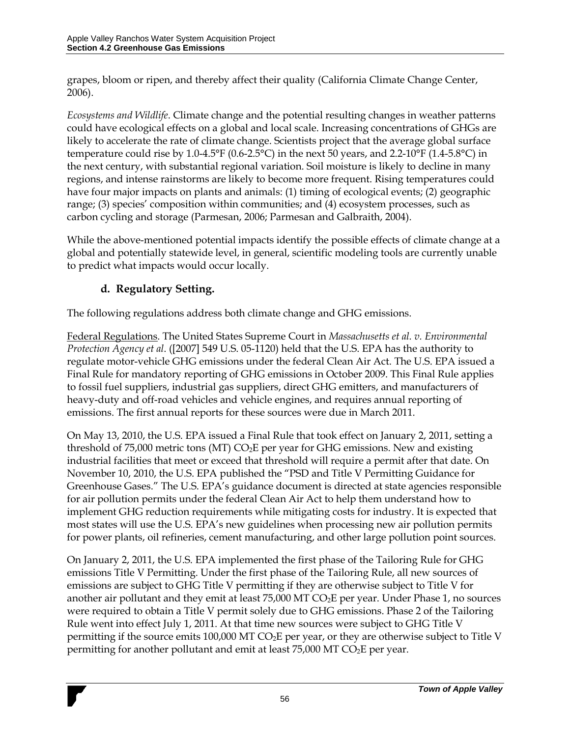grapes, bloom or ripen, and thereby affect their quality (California Climate Change Center, 2006).

*Ecosystems and Wildlife*. Climate change and the potential resulting changes in weather patterns could have ecological effects on a global and local scale. Increasing concentrations of GHGs are likely to accelerate the rate of climate change. Scientists project that the average global surface temperature could rise by 1.0-4.5°F (0.6-2.5°C) in the next 50 years, and 2.2-10°F (1.4-5.8°C) in the next century, with substantial regional variation. Soil moisture is likely to decline in many regions, and intense rainstorms are likely to become more frequent. Rising temperatures could have four major impacts on plants and animals: (1) timing of ecological events; (2) geographic range; (3) species' composition within communities; and (4) ecosystem processes, such as carbon cycling and storage (Parmesan, 2006; Parmesan and Galbraith, 2004).

While the above-mentioned potential impacts identify the possible effects of climate change at a global and potentially statewide level, in general, scientific modeling tools are currently unable to predict what impacts would occur locally.

### d. Regulatory Setting.

The following regulations address both climate change and GHG emissions.

Federal Regulations. The United States Supreme Court in *Massachusetts et al. v. Environmental Protection Agency et al.* ([2007] 549 U.S. 05-1120) held that the U.S. EPA has the authority to regulate motor-vehicle GHG emissions under the federal Clean Air Act. The U.S. EPA issued a Final Rule for mandatory reporting of GHG emissions in October 2009. This Final Rule applies to fossil fuel suppliers, industrial gas suppliers, direct GHG emitters, and manufacturers of heavy-duty and off-road vehicles and vehicle engines, and requires annual reporting of emissions. The first annual reports for these sources were due in March 2011.

On May 13, 2010, the U.S. EPA issued a Final Rule that took effect on January 2, 2011, setting a threshold of 75,000 metric tons (MT) $CO_2E$ per year for GHG emissions. New and existing industrial facilities that meet or exceed that threshold will require a permit after that date. On November 10, 2010, the U.S. EPA published the "PSD and Title V Permitting Guidance for Greenhouse Gases." The U.S. EPA's guidance document is directed at state agencies responsible for air pollution permits under the federal Clean Air Act to help them understand how to implement GHG reduction requirements while mitigating costs for industry. It is expected that most states will use the U.S. EPA's new guidelines when processing new air pollution permits for power plants, oil refineries, cement manufacturing, and other large pollution point sources.

On January 2, 2011, the U.S. EPA implemented the first phase of the Tailoring Rule for GHG emissions Title V Permitting. Under the first phase of the Tailoring Rule, all new sources of emissions are subject to GHG Title V permitting if they are otherwise subject to Title V for another air pollutant and they emit at least 75,000 MT $CO_2E$ per year. Under Phase 1, no sources were required to obtain a Title V permit solely due to GHG emissions. Phase 2 of the Tailoring Rule went into effect July 1, 2011. At that time new sources were subject to GHG Title V permitting if the source emits 100,000 MT $CO_2E$ per year, or they are otherwise subject to Title V permitting for another pollutant and emit at least 75,000 MT $CO_2E$ per year.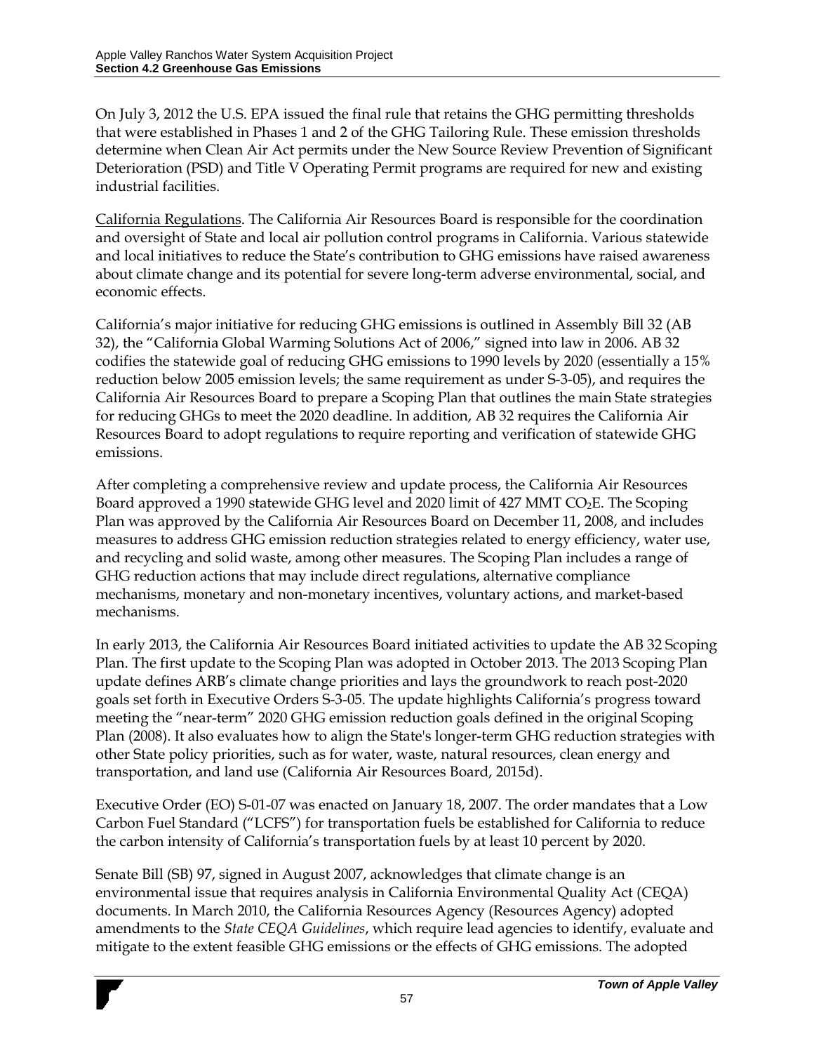On July 3, 2012 the U.S. EPA issued the final rule that retains the GHG permitting thresholds that were established in Phases 1 and 2 of the GHG Tailoring Rule. These emission thresholds determine when Clean Air Act permits under the New Source Review Prevention of Significant Deterioration (PSD) and Title V Operating Permit programs are required for new and existing industrial facilities.

California Regulations. The California Air Resources Board is responsible for the coordination and oversight of State and local air pollution control programs in California. Various statewide and local initiatives to reduce the State's contribution to GHG emissions have raised awareness about climate change and its potential for severe long-term adverse environmental, social, and economic effects.

California's major initiative for reducing GHG emissions is outlined in Assembly Bill 32 (AB 32), the "California Global Warming Solutions Act of 2006," signed into law in 2006. AB 32 codifies the statewide goal of reducing GHG emissions to 1990 levels by 2020 (essentially a 15% reduction below 2005 emission levels; the same requirement as under S-3-05), and requires the California Air Resources Board to prepare a Scoping Plan that outlines the main State strategies for reducing GHGs to meet the 2020 deadline. In addition, AB 32 requires the California Air Resources Board to adopt regulations to require reporting and verification of statewide GHG emissions.

After completing a comprehensive review and update process, the California Air Resources Board approved a 1990 statewide GHG level and 2020 limit of 427 MMT $CO_2E$. The Scoping Plan was approved by the California Air Resources Board on December 11, 2008, and includes measures to address GHG emission reduction strategies related to energy efficiency, water use, and recycling and solid waste, among other measures. The Scoping Plan includes a range of GHG reduction actions that may include direct regulations, alternative compliance mechanisms, monetary and non-monetary incentives, voluntary actions, and market-based mechanisms.

In early 2013, the California Air Resources Board initiated activities to update the AB 32 Scoping Plan. The first update to the Scoping Plan was adopted in October 2013. The 2013 Scoping Plan update defines ARB's climate change priorities and lays the groundwork to reach post-2020 goals set forth in Executive Orders S-3-05. The update highlights California's progress toward meeting the "near-term" 2020 GHG emission reduction goals defined in the original Scoping Plan (2008). It also evaluates how to align the State's longer-term GHG reduction strategies with other State policy priorities, such as for water, waste, natural resources, clean energy and transportation, and land use (California Air Resources Board, 2015d).

Executive Order (EO) S-01-07 was enacted on January 18, 2007. The order mandates that a Low Carbon Fuel Standard ("LCFS") for transportation fuels be established for California to reduce the carbon intensity of California's transportation fuels by at least 10 percent by 2020.

Senate Bill (SB) 97, signed in August 2007, acknowledges that climate change is an environmental issue that requires analysis in California Environmental Quality Act (CEQA) documents. In March 2010, the California Resources Agency (Resources Agency) adopted amendments to the *State CEQA Guidelines*, which require lead agencies to identify, evaluate and mitigate to the extent feasible GHG emissions or the effects of GHG emissions. The adopted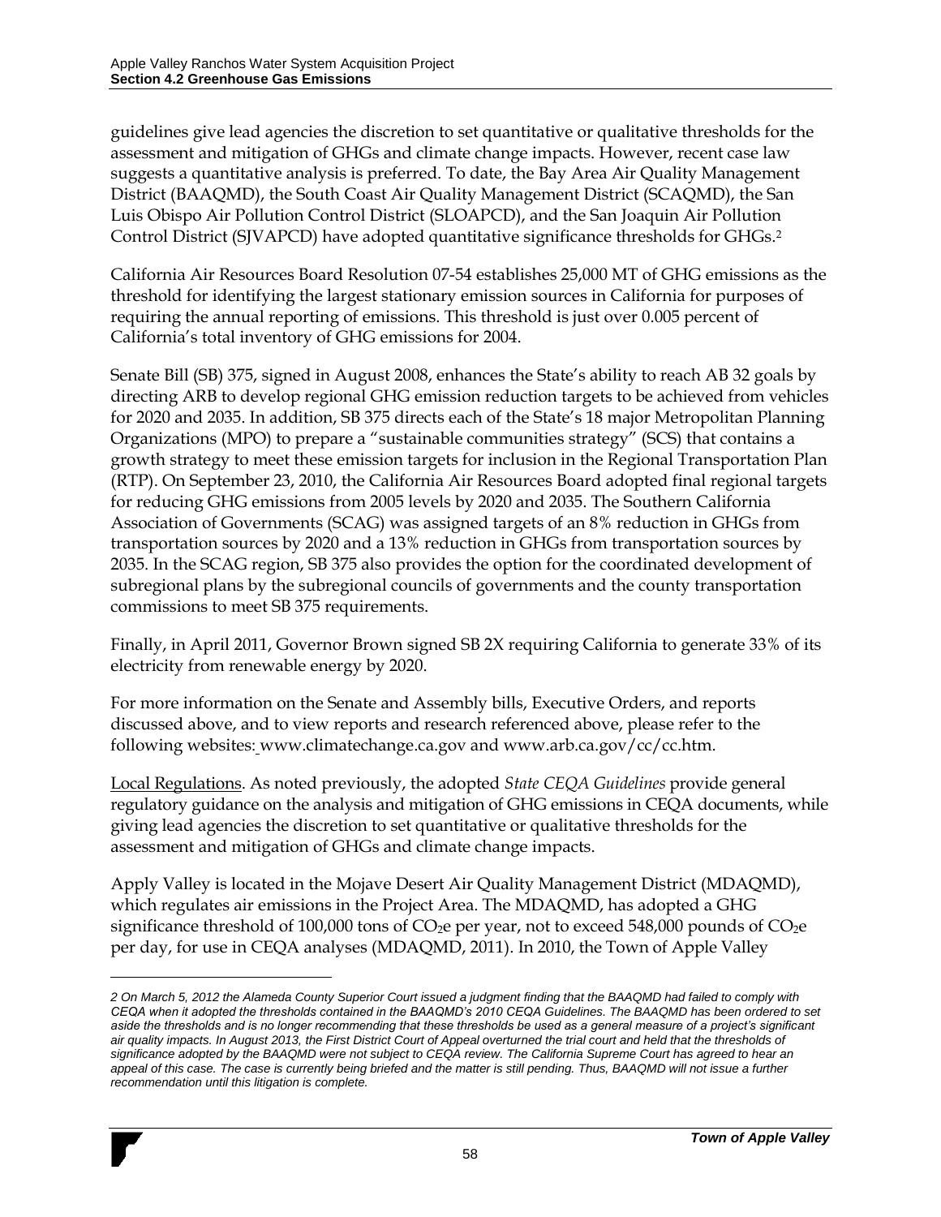guidelines give lead agencies the discretion to set quantitative or qualitative thresholds for the assessment and mitigation of GHGs and climate change impacts. However, recent case law suggests a quantitative analysis is preferred. To date, the Bay Area Air Quality Management District (BAAQMD), the South Coast Air Quality Management District (SCAQMD), the San Luis Obispo Air Pollution Control District (SLOAPCD), and the San Joaquin Air Pollution Control District (SJVAPCD) have adopted quantitative significance thresholds for GHGs.[2]

California Air Resources Board Resolution 07-54 establishes 25,000 MT of GHG emissions as the threshold for identifying the largest stationary emission sources in California for purposes of requiring the annual reporting of emissions. This threshold is just over 0.005 percent of California's total inventory of GHG emissions for 2004.

Senate Bill (SB) 375, signed in August 2008, enhances the State's ability to reach AB 32 goals by directing ARB to develop regional GHG emission reduction targets to be achieved from vehicles for 2020 and 2035. In addition, SB 375 directs each of the State's 18 major Metropolitan Planning Organizations (MPO) to prepare a "sustainable communities strategy" (SCS) that contains a growth strategy to meet these emission targets for inclusion in the Regional Transportation Plan (RTP). On September 23, 2010, the California Air Resources Board adopted final regional targets for reducing GHG emissions from 2005 levels by 2020 and 2035. The Southern California Association of Governments (SCAG) was assigned targets of an 8% reduction in GHGs from transportation sources by 2020 and a 13% reduction in GHGs from transportation sources by 2035. In the SCAG region, SB 375 also provides the option for the coordinated development of subregional plans by the subregional councils of governments and the county transportation commissions to meet SB 375 requirements.

Finally, in April 2011, Governor Brown signed SB 2X requiring California to generate 33% of its electricity from renewable energy by 2020.

For more information on the Senate and Assembly bills, Executive Orders, and reports discussed above, and to view reports and research referenced above, please refer to the following websites: www.climatechange.ca.gov and www.arb.ca.gov/cc/cc.htm.

Local Regulations. As noted previously, the adopted *State CEQA Guidelines* provide general regulatory guidance on the analysis and mitigation of GHG emissions in CEQA documents, while giving lead agencies the discretion to set quantitative or qualitative thresholds for the assessment and mitigation of GHGs and climate change impacts.

Apply Valley is located in the Mojave Desert Air Quality Management District (MDAQMD), which regulates air emissions in the Project Area. The MDAQMD, has adopted a GHG significance threshold of 100,000 tons of $CO_2e$ per year, not to exceed 548,000 pounds of $CO_2e$ per day, for use in CEQA analyses (MDAQMD, 2011). In 2010, the Town of Apple Valley

*2 On March 5, 2012 the Alameda County Superior Court issued a judgment finding that the BAAQMD had failed to comply with CEQA when it adopted the thresholds contained in the BAAQMD's 2010 CEQA Guidelines. The BAAQMD has been ordered to set aside the thresholds and is no longer recommending that these thresholds be used as a general measure of a project's significant air quality impacts. In August 2013, the First District Court of Appeal overturned the trial court and held that the thresholds of significance adopted by the BAAQMD were not subject to CEQA review. The California Supreme Court has agreed to hear an appeal of this case. The case is currently being briefed and the matter is still pending. Thus, BAAQMD will not issue a further recommendation until this litigation is complete.*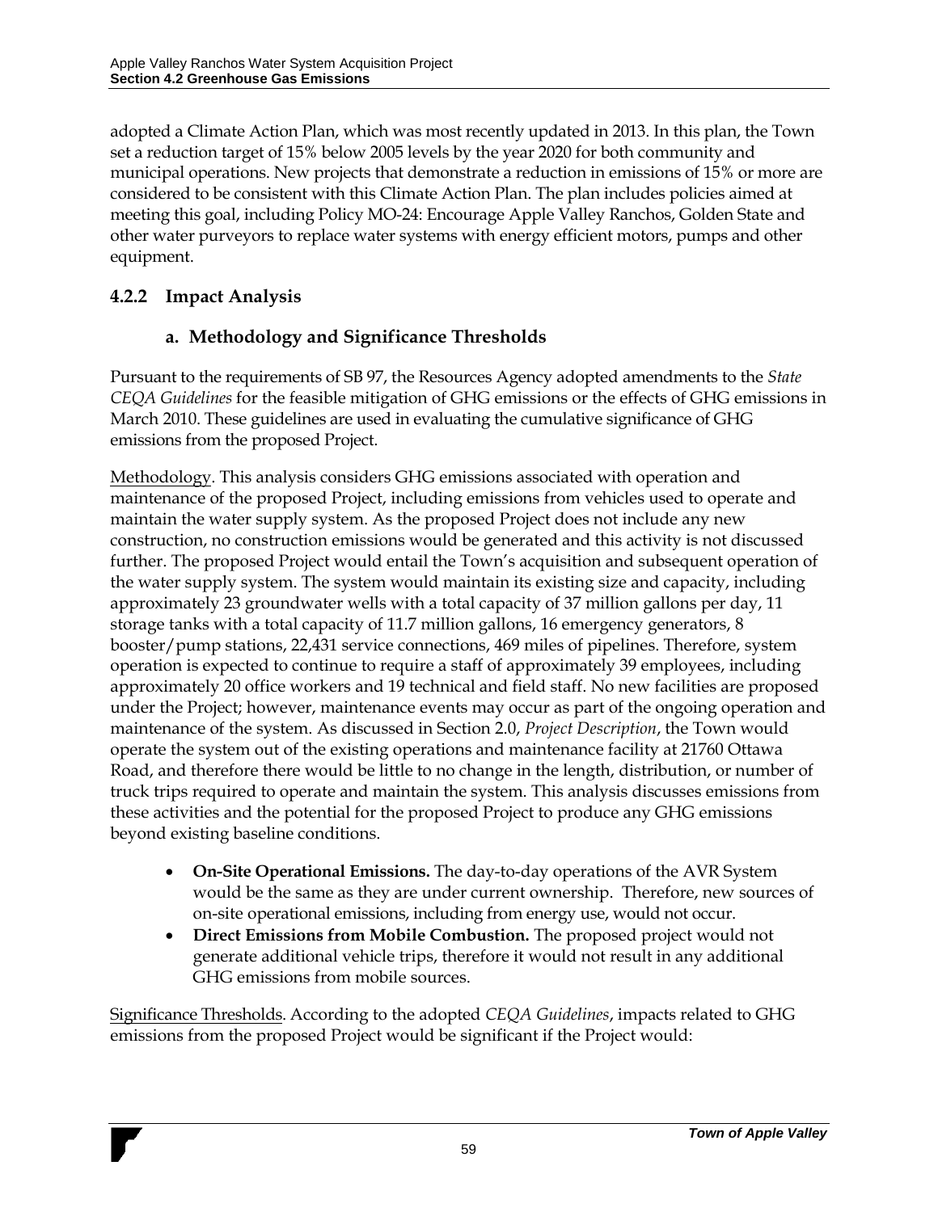adopted a Climate Action Plan, which was most recently updated in 2013. In this plan, the Town set a reduction target of 15% below 2005 levels by the year 2020 for both community and municipal operations. New projects that demonstrate a reduction in emissions of 15% or more are considered to be consistent with this Climate Action Plan. The plan includes policies aimed at meeting this goal, including Policy MO-24: Encourage Apple Valley Ranchos, Golden State and other water purveyors to replace water systems with energy efficient motors, pumps and other equipment.

## 4.2.2 Impact Analysis

### a. Methodology and Significance Thresholds

Pursuant to the requirements of SB 97, the Resources Agency adopted amendments to the *State CEQA Guidelines* for the feasible mitigation of GHG emissions or the effects of GHG emissions in March 2010. These guidelines are used in evaluating the cumulative significance of GHG emissions from the proposed Project.

Methodology. This analysis considers GHG emissions associated with operation and maintenance of the proposed Project, including emissions from vehicles used to operate and maintain the water supply system. As the proposed Project does not include any new construction, no construction emissions would be generated and this activity is not discussed further. The proposed Project would entail the Town's acquisition and subsequent operation of the water supply system. The system would maintain its existing size and capacity, including approximately 23 groundwater wells with a total capacity of 37 million gallons per day, 11 storage tanks with a total capacity of 11.7 million gallons, 16 emergency generators, 8 booster/pump stations, 22,431 service connections, 469 miles of pipelines. Therefore, system operation is expected to continue to require a staff of approximately 39 employees, including approximately 20 office workers and 19 technical and field staff. No new facilities are proposed under the Project; however, maintenance events may occur as part of the ongoing operation and maintenance of the system. As discussed in Section 2.0, *Project Description*, the Town would operate the system out of the existing operations and maintenance facility at 21760 Ottawa Road, and therefore there would be little to no change in the length, distribution, or number of truck trips required to operate and maintain the system. This analysis discusses emissions from these activities and the potential for the proposed Project to produce any GHG emissions beyond existing baseline conditions.

- **On-Site Operational Emissions.** The day-to-day operations of the AVR System would be the same as they are under current ownership. Therefore, new sources of on-site operational emissions, including from energy use, would not occur.
- **Direct Emissions from Mobile Combustion.** The proposed project would not generate additional vehicle trips, therefore it would not result in any additional GHG emissions from mobile sources.

Significance Thresholds. According to the adopted *CEQA Guidelines*, impacts related to GHG emissions from the proposed Project would be significant if the Project would: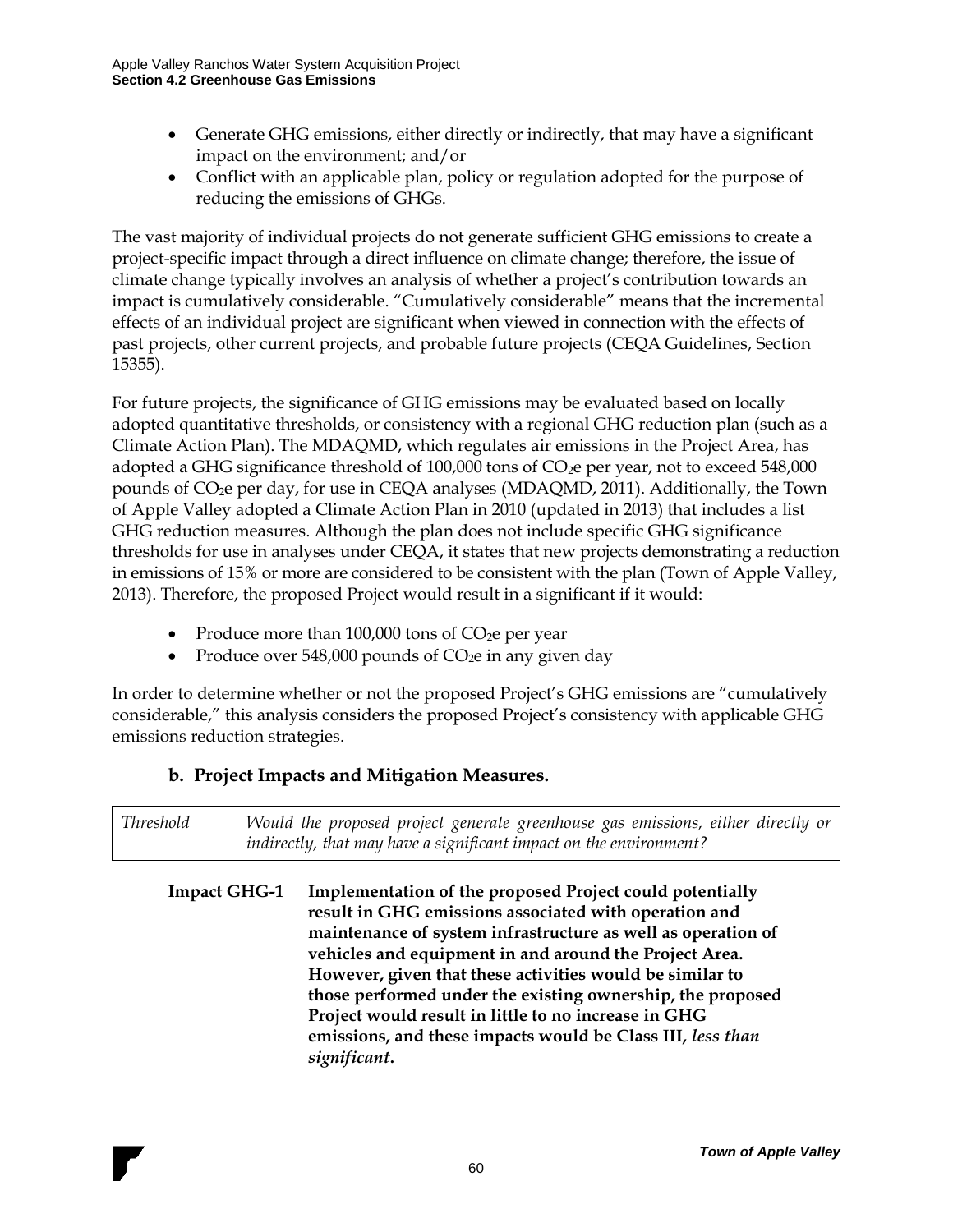- Generate GHG emissions, either directly or indirectly, that may have a significant impact on the environment; and/or
- Conflict with an applicable plan, policy or regulation adopted for the purpose of reducing the emissions of GHGs.

The vast majority of individual projects do not generate sufficient GHG emissions to create a project-specific impact through a direct influence on climate change; therefore, the issue of climate change typically involves an analysis of whether a project's contribution towards an impact is cumulatively considerable. "Cumulatively considerable" means that the incremental effects of an individual project are significant when viewed in connection with the effects of past projects, other current projects, and probable future projects (CEQA Guidelines, Section 15355).

For future projects, the significance of GHG emissions may be evaluated based on locally adopted quantitative thresholds, or consistency with a regional GHG reduction plan (such as a Climate Action Plan). The MDAQMD, which regulates air emissions in the Project Area, has adopted a GHG significance threshold of 100,000 tons of $CO_2e$ per year, not to exceed 548,000 pounds of $CO_2e$ per day, for use in CEQA analyses (MDAQMD, 2011). Additionally, the Town of Apple Valley adopted a Climate Action Plan in 2010 (updated in 2013) that includes a list GHG reduction measures. Although the plan does not include specific GHG significance thresholds for use in analyses under CEQA, it states that new projects demonstrating a reduction in emissions of 15% or more are considered to be consistent with the plan (Town of Apple Valley, 2013). Therefore, the proposed Project would result in a significant if it would:

- Produce more than 100,000 tons of $CO_2e$ per year
- Produce over 548,000 pounds of $CO_2e$ in any given day

In order to determine whether or not the proposed Project's GHG emissions are "cumulatively considerable," this analysis considers the proposed Project's consistency with applicable GHG emissions reduction strategies.

### b. Project Impacts and Mitigation Measures.

| *Threshold* | *Would the proposed project generate greenhouse gas emissions, either directly or indirectly, that may have a significant impact on the environment?* |
|---|---|

**Impact GHG-1** **Implementation of the proposed Project could potentially result in GHG emissions associated with operation and maintenance of system infrastructure as well as operation of vehicles and equipment in and around the Project Area. However, given that these activities would be similar to those performed under the existing ownership, the proposed Project would result in little to no increase in GHG emissions, and these impacts would be Class III, *less than significant*.**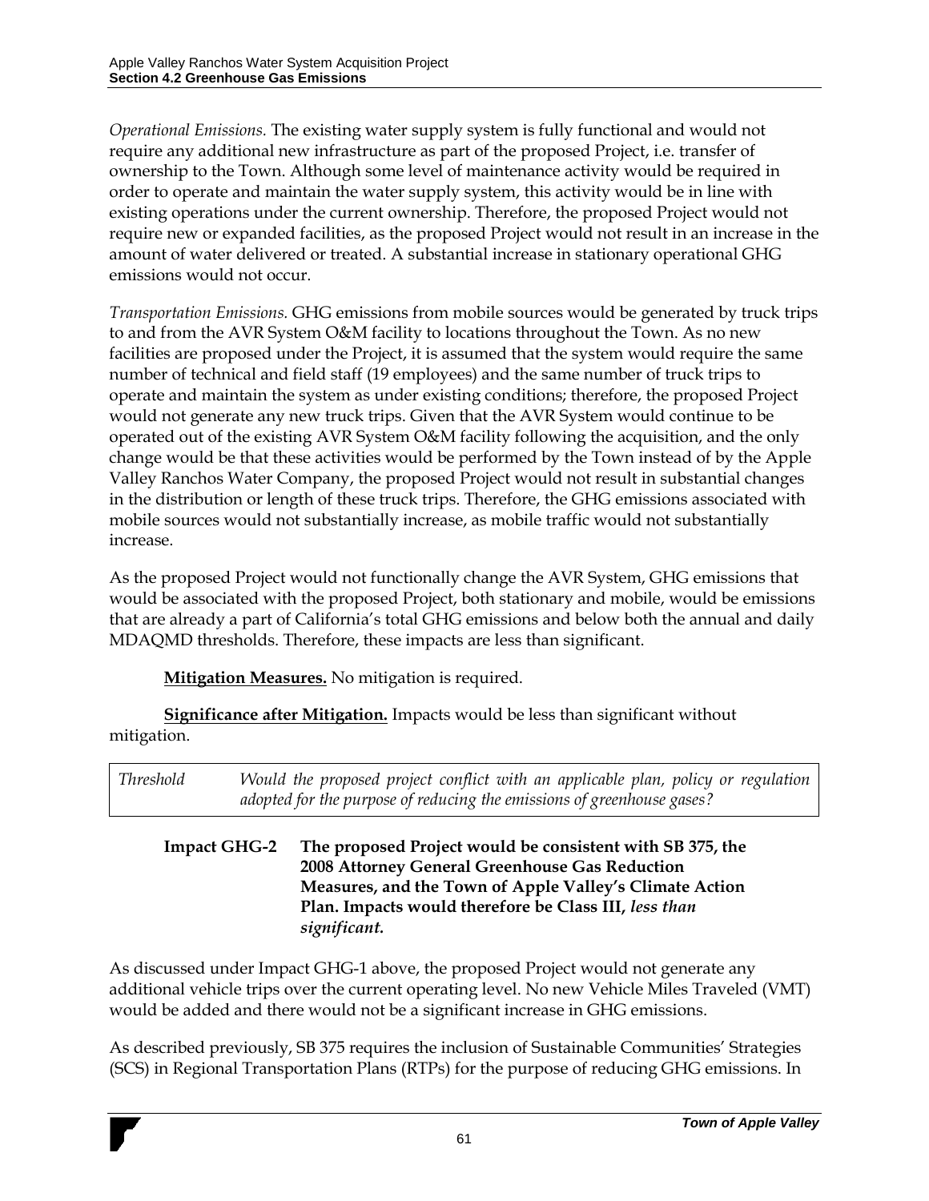*Operational Emissions.* The existing water supply system is fully functional and would not require any additional new infrastructure as part of the proposed Project, i.e. transfer of ownership to the Town. Although some level of maintenance activity would be required in order to operate and maintain the water supply system, this activity would be in line with existing operations under the current ownership. Therefore, the proposed Project would not require new or expanded facilities, as the proposed Project would not result in an increase in the amount of water delivered or treated. A substantial increase in stationary operational GHG emissions would not occur.

*Transportation Emissions.* GHG emissions from mobile sources would be generated by truck trips to and from the AVR System O&M facility to locations throughout the Town. As no new facilities are proposed under the Project, it is assumed that the system would require the same number of technical and field staff (19 employees) and the same number of truck trips to operate and maintain the system as under existing conditions; therefore, the proposed Project would not generate any new truck trips. Given that the AVR System would continue to be operated out of the existing AVR System O&M facility following the acquisition, and the only change would be that these activities would be performed by the Town instead of by the Apple Valley Ranchos Water Company, the proposed Project would not result in substantial changes in the distribution or length of these truck trips. Therefore, the GHG emissions associated with mobile sources would not substantially increase, as mobile traffic would not substantially increase.

As the proposed Project would not functionally change the AVR System, GHG emissions that would be associated with the proposed Project, both stationary and mobile, would be emissions that are already a part of California's total GHG emissions and below both the annual and daily MDAQMD thresholds. Therefore, these impacts are less than significant.

**Mitigation Measures.** No mitigation is required.

**Significance after Mitigation.** Impacts would be less than significant without mitigation.

| *Threshold* | *Would the proposed project conflict with an applicable plan, policy or regulation adopted for the purpose of reducing the emissions of greenhouse gases?* |
|---|---|

**Impact GHG-2 The proposed Project would be consistent with SB 375, the 2008 Attorney General Greenhouse Gas Reduction Measures, and the Town of Apple Valley's Climate Action Plan. Impacts would therefore be Class III, *less than significant*.**

As discussed under Impact GHG-1 above, the proposed Project would not generate any additional vehicle trips over the current operating level. No new Vehicle Miles Traveled (VMT) would be added and there would not be a significant increase in GHG emissions.

As described previously, SB 375 requires the inclusion of Sustainable Communities' Strategies (SCS) in Regional Transportation Plans (RTPs) for the purpose of reducing GHG emissions. In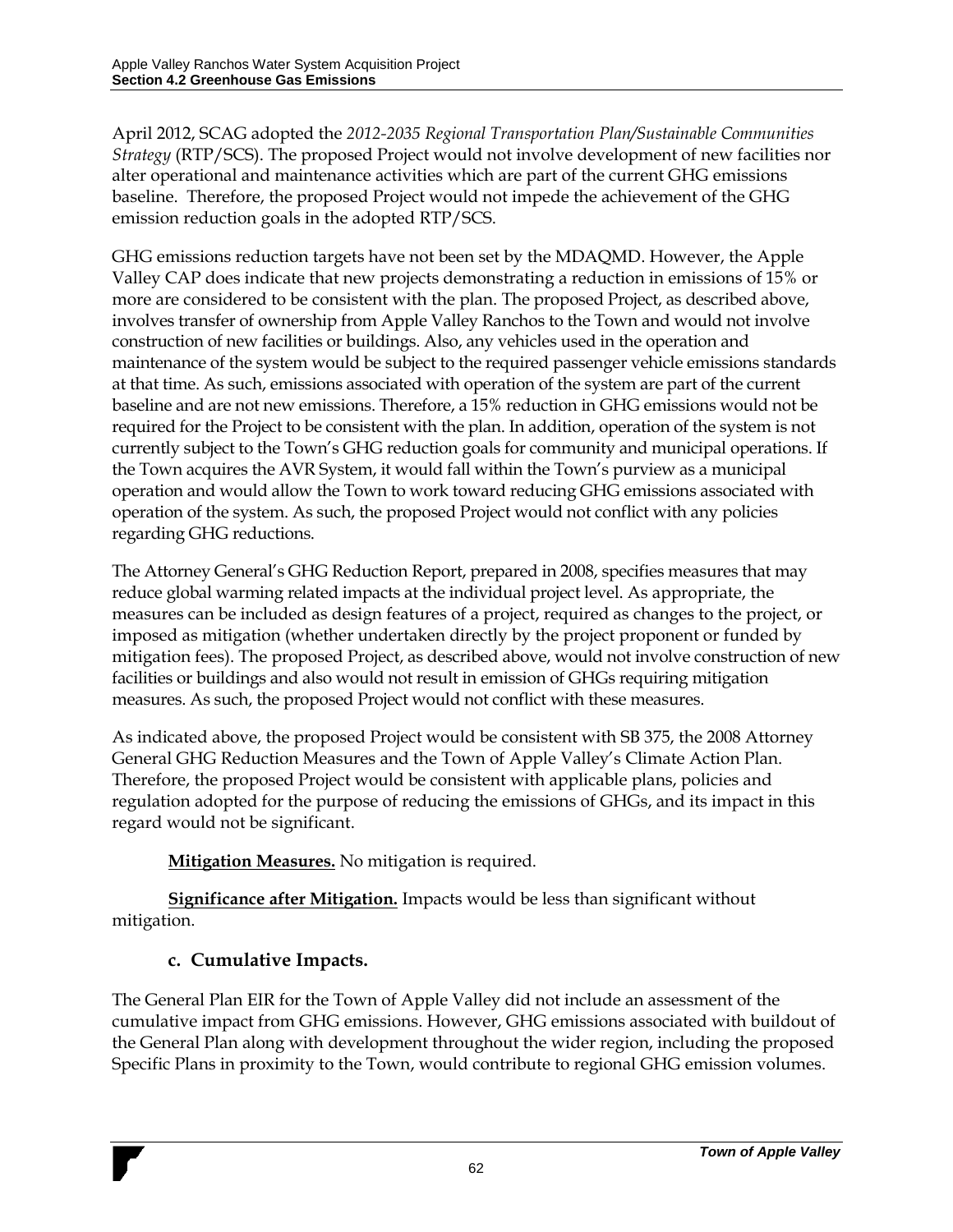April 2012, SCAG adopted the *2012-2035 Regional Transportation Plan/Sustainable Communities Strategy* (RTP/SCS). The proposed Project would not involve development of new facilities nor alter operational and maintenance activities which are part of the current GHG emissions baseline. Therefore, the proposed Project would not impede the achievement of the GHG emission reduction goals in the adopted RTP/SCS.

GHG emissions reduction targets have not been set by the MDAQMD. However, the Apple Valley CAP does indicate that new projects demonstrating a reduction in emissions of 15% or more are considered to be consistent with the plan. The proposed Project, as described above, involves transfer of ownership from Apple Valley Ranchos to the Town and would not involve construction of new facilities or buildings. Also, any vehicles used in the operation and maintenance of the system would be subject to the required passenger vehicle emissions standards at that time. As such, emissions associated with operation of the system are part of the current baseline and are not new emissions. Therefore, a 15% reduction in GHG emissions would not be required for the Project to be consistent with the plan. In addition, operation of the system is not currently subject to the Town's GHG reduction goals for community and municipal operations. If the Town acquires the AVR System, it would fall within the Town's purview as a municipal operation and would allow the Town to work toward reducing GHG emissions associated with operation of the system. As such, the proposed Project would not conflict with any policies regarding GHG reductions.

The Attorney General's GHG Reduction Report, prepared in 2008, specifies measures that may reduce global warming related impacts at the individual project level. As appropriate, the measures can be included as design features of a project, required as changes to the project, or imposed as mitigation (whether undertaken directly by the project proponent or funded by mitigation fees). The proposed Project, as described above, would not involve construction of new facilities or buildings and also would not result in emission of GHGs requiring mitigation measures. As such, the proposed Project would not conflict with these measures.

As indicated above, the proposed Project would be consistent with SB 375, the 2008 Attorney General GHG Reduction Measures and the Town of Apple Valley's Climate Action Plan. Therefore, the proposed Project would be consistent with applicable plans, policies and regulation adopted for the purpose of reducing the emissions of GHGs, and its impact in this regard would not be significant.

**Mitigation Measures.** No mitigation is required.

**Significance after Mitigation.** Impacts would be less than significant without mitigation.

### c. Cumulative Impacts.

The General Plan EIR for the Town of Apple Valley did not include an assessment of the cumulative impact from GHG emissions. However, GHG emissions associated with buildout of the General Plan along with development throughout the wider region, including the proposed Specific Plans in proximity to the Town, would contribute to regional GHG emission volumes.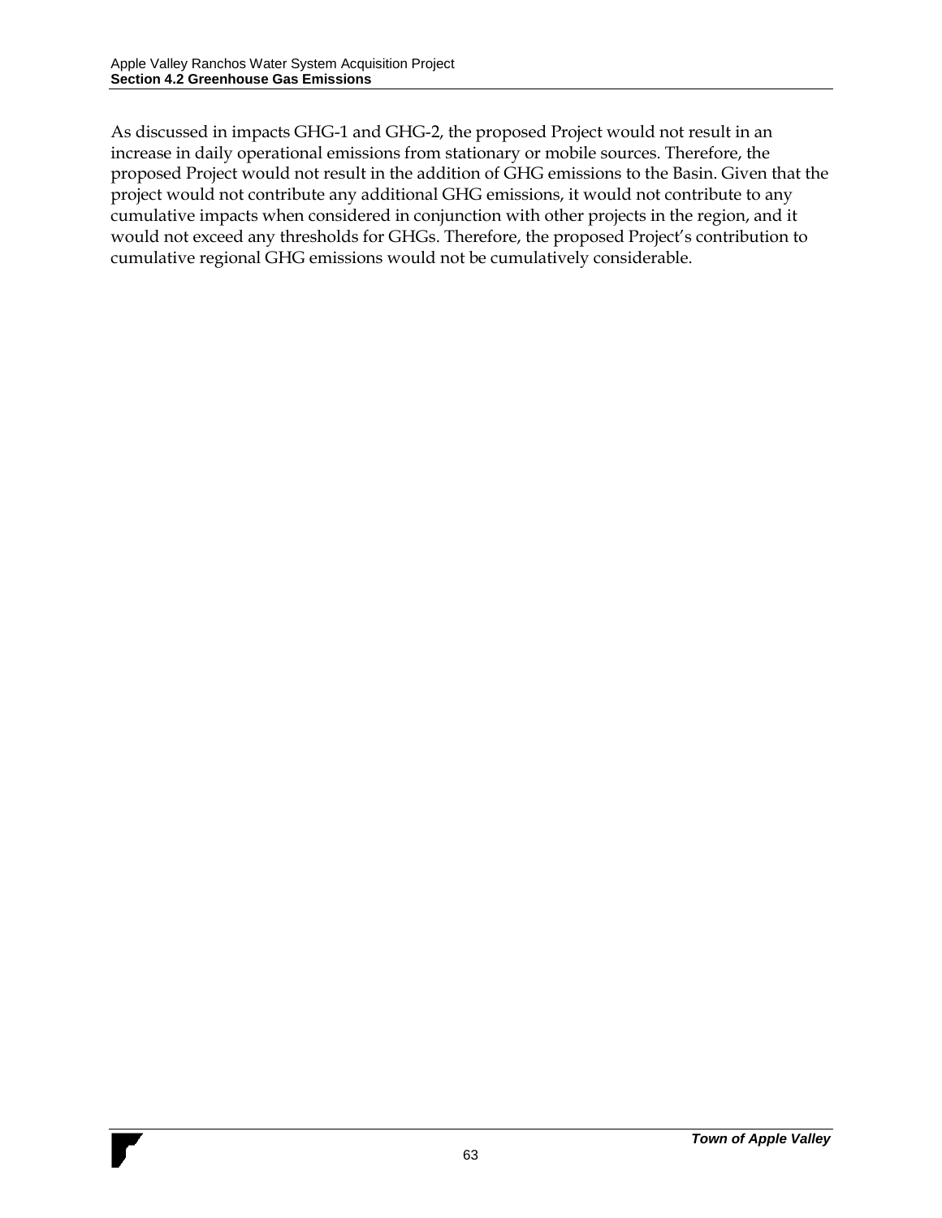As discussed in impacts GHG-1 and GHG-2, the proposed Project would not result in an increase in daily operational emissions from stationary or mobile sources. Therefore, the proposed Project would not result in the addition of GHG emissions to the Basin. Given that the project would not contribute any additional GHG emissions, it would not contribute to any cumulative impacts when considered in conjunction with other projects in the region, and it would not exceed any thresholds for GHGs. Therefore, the proposed Project's contribution to cumulative regional GHG emissions would not be cumulatively considerable.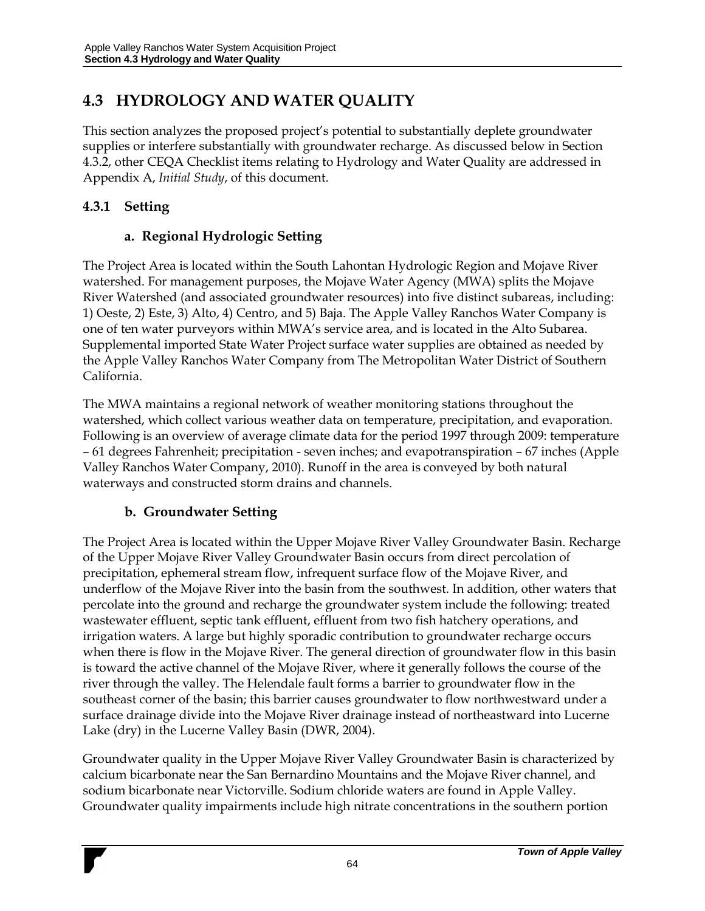# 4.3 HYDROLOGY AND WATER QUALITY

This section analyzes the proposed project's potential to substantially deplete groundwater supplies or interfere substantially with groundwater recharge. As discussed below in Section 4.3.2, other CEQA Checklist items relating to Hydrology and Water Quality are addressed in Appendix A, *Initial Study*, of this document.

## 4.3.1 Setting

### a. Regional Hydrologic Setting

The Project Area is located within the South Lahontan Hydrologic Region and Mojave River watershed. For management purposes, the Mojave Water Agency (MWA) splits the Mojave River Watershed (and associated groundwater resources) into five distinct subareas, including: 1) Oeste, 2) Este, 3) Alto, 4) Centro, and 5) Baja. The Apple Valley Ranchos Water Company is one of ten water purveyors within MWA's service area, and is located in the Alto Subarea. Supplemental imported State Water Project surface water supplies are obtained as needed by the Apple Valley Ranchos Water Company from The Metropolitan Water District of Southern California.

The MWA maintains a regional network of weather monitoring stations throughout the watershed, which collect various weather data on temperature, precipitation, and evaporation. Following is an overview of average climate data for the period 1997 through 2009: temperature – 61 degrees Fahrenheit; precipitation - seven inches; and evapotranspiration – 67 inches (Apple Valley Ranchos Water Company, 2010). Runoff in the area is conveyed by both natural waterways and constructed storm drains and channels.

### b. Groundwater Setting

The Project Area is located within the Upper Mojave River Valley Groundwater Basin. Recharge of the Upper Mojave River Valley Groundwater Basin occurs from direct percolation of precipitation, ephemeral stream flow, infrequent surface flow of the Mojave River, and underflow of the Mojave River into the basin from the southwest. In addition, other waters that percolate into the ground and recharge the groundwater system include the following: treated wastewater effluent, septic tank effluent, effluent from two fish hatchery operations, and irrigation waters. A large but highly sporadic contribution to groundwater recharge occurs when there is flow in the Mojave River. The general direction of groundwater flow in this basin is toward the active channel of the Mojave River, where it generally follows the course of the river through the valley. The Helendale fault forms a barrier to groundwater flow in the southeast corner of the basin; this barrier causes groundwater to flow northwestward under a surface drainage divide into the Mojave River drainage instead of northeastward into Lucerne Lake (dry) in the Lucerne Valley Basin (DWR, 2004).

Groundwater quality in the Upper Mojave River Valley Groundwater Basin is characterized by calcium bicarbonate near the San Bernardino Mountains and the Mojave River channel, and sodium bicarbonate near Victorville. Sodium chloride waters are found in Apple Valley. Groundwater quality impairments include high nitrate concentrations in the southern portion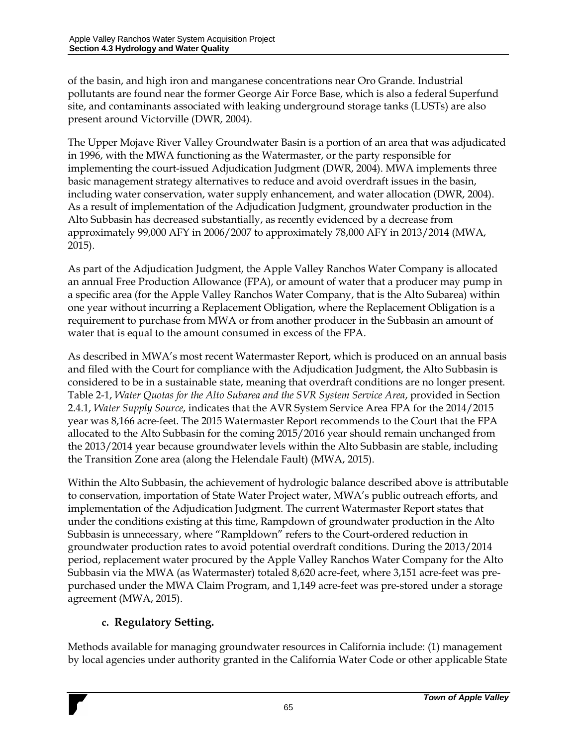of the basin, and high iron and manganese concentrations near Oro Grande. Industrial pollutants are found near the former George Air Force Base, which is also a federal Superfund site, and contaminants associated with leaking underground storage tanks (LUSTs) are also present around Victorville (DWR, 2004).

The Upper Mojave River Valley Groundwater Basin is a portion of an area that was adjudicated in 1996, with the MWA functioning as the Watermaster, or the party responsible for implementing the court-issued Adjudication Judgment (DWR, 2004). MWA implements three basic management strategy alternatives to reduce and avoid overdraft issues in the basin, including water conservation, water supply enhancement, and water allocation (DWR, 2004). As a result of implementation of the Adjudication Judgment, groundwater production in the Alto Subbasin has decreased substantially, as recently evidenced by a decrease from approximately 99,000 AFY in 2006/2007 to approximately 78,000 AFY in 2013/2014 (MWA, 2015).

As part of the Adjudication Judgment, the Apple Valley Ranchos Water Company is allocated an annual Free Production Allowance (FPA), or amount of water that a producer may pump in a specific area (for the Apple Valley Ranchos Water Company, that is the Alto Subarea) within one year without incurring a Replacement Obligation, where the Replacement Obligation is a requirement to purchase from MWA or from another producer in the Subbasin an amount of water that is equal to the amount consumed in excess of the FPA.

As described in MWA's most recent Watermaster Report, which is produced on an annual basis and filed with the Court for compliance with the Adjudication Judgment, the Alto Subbasin is considered to be in a sustainable state, meaning that overdraft conditions are no longer present. Table 2-1, *Water Quotas for the Alto Subarea and the SVR System Service Area*, provided in Section 2.4.1, *Water Supply Source*, indicates that the AVR System Service Area FPA for the 2014/2015 year was 8,166 acre-feet. The 2015 Watermaster Report recommends to the Court that the FPA allocated to the Alto Subbasin for the coming 2015/2016 year should remain unchanged from the 2013/2014 year because groundwater levels within the Alto Subbasin are stable, including the Transition Zone area (along the Helendale Fault) (MWA, 2015).

Within the Alto Subbasin, the achievement of hydrologic balance described above is attributable to conservation, importation of State Water Project water, MWA's public outreach efforts, and implementation of the Adjudication Judgment. The current Watermaster Report states that under the conditions existing at this time, Rampdown of groundwater production in the Alto Subbasin is unnecessary, where "Rampldown" refers to the Court-ordered reduction in groundwater production rates to avoid potential overdraft conditions. During the 2013/2014 period, replacement water procured by the Apple Valley Ranchos Water Company for the Alto Subbasin via the MWA (as Watermaster) totaled 8,620 acre-feet, where 3,151 acre-feet was pre-purchased under the MWA Claim Program, and 1,149 acre-feet was pre-stored under a storage agreement (MWA, 2015).

### c. Regulatory Setting.

Methods available for managing groundwater resources in California include: (1) management by local agencies under authority granted in the California Water Code or other applicable State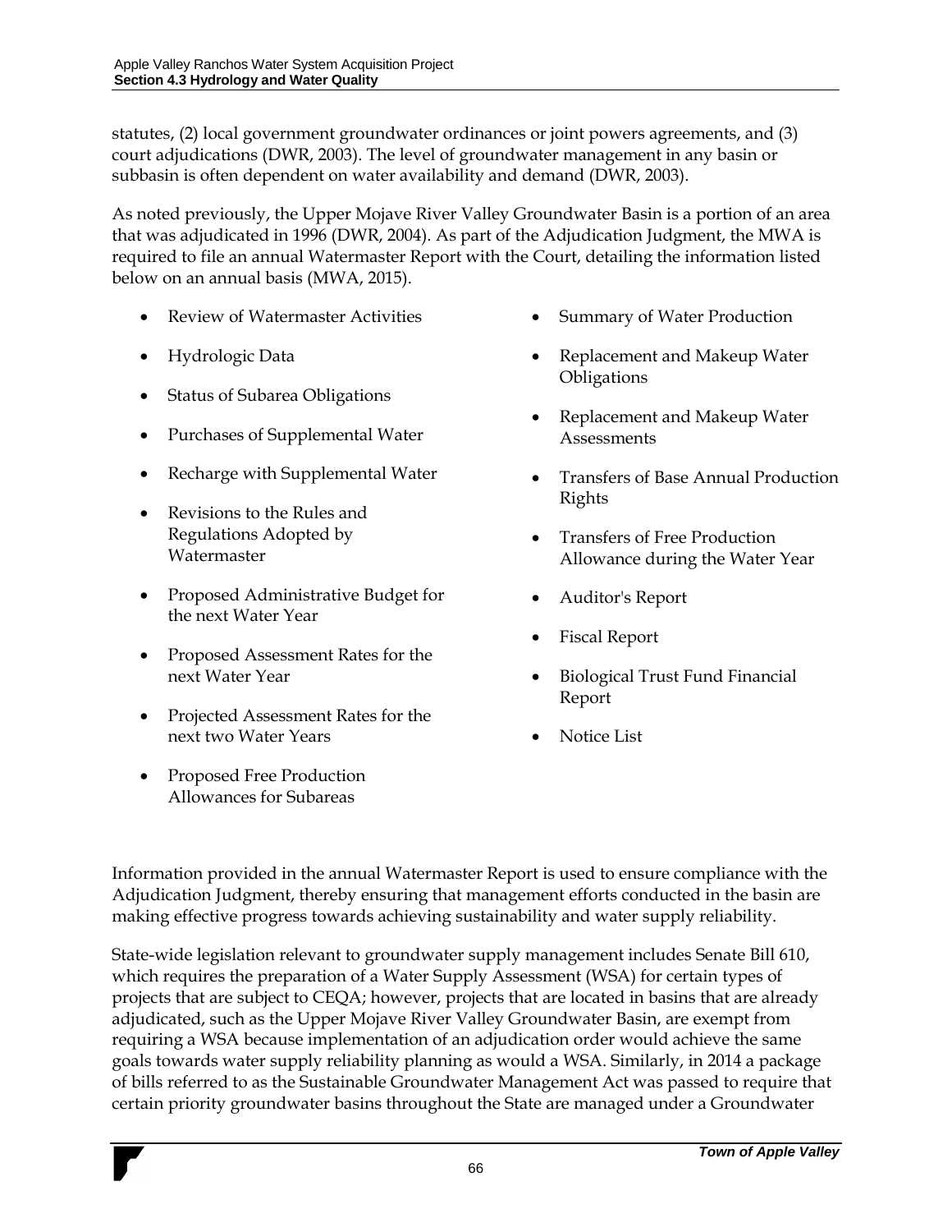statutes, (2) local government groundwater ordinances or joint powers agreements, and (3) court adjudications (DWR, 2003). The level of groundwater management in any basin or subbasin is often dependent on water availability and demand (DWR, 2003).

As noted previously, the Upper Mojave River Valley Groundwater Basin is a portion of an area that was adjudicated in 1996 (DWR, 2004). As part of the Adjudication Judgment, the MWA is required to file an annual Watermaster Report with the Court, detailing the information listed below on an annual basis (MWA, 2015).

- Review of Watermaster Activities
- Hydrologic Data
- Status of Subarea Obligations
- Purchases of Supplemental Water
- Recharge with Supplemental Water
- Revisions to the Rules and Regulations Adopted by Watermaster
- Proposed Administrative Budget for the next Water Year
- Proposed Assessment Rates for the next Water Year
- Projected Assessment Rates for the next two Water Years
- Proposed Free Production Allowances for Subareas
- Summary of Water Production
- Replacement and Makeup Water Obligations
- Replacement and Makeup Water Assessments
- Transfers of Base Annual Production Rights
- Transfers of Free Production Allowance during the Water Year
- Auditor's Report
- Fiscal Report
- Biological Trust Fund Financial Report
- Notice List

Information provided in the annual Watermaster Report is used to ensure compliance with the Adjudication Judgment, thereby ensuring that management efforts conducted in the basin are making effective progress towards achieving sustainability and water supply reliability.

State-wide legislation relevant to groundwater supply management includes Senate Bill 610, which requires the preparation of a Water Supply Assessment (WSA) for certain types of projects that are subject to CEQA; however, projects that are located in basins that are already adjudicated, such as the Upper Mojave River Valley Groundwater Basin, are exempt from requiring a WSA because implementation of an adjudication order would achieve the same goals towards water supply reliability planning as would a WSA. Similarly, in 2014 a package of bills referred to as the Sustainable Groundwater Management Act was passed to require that certain priority groundwater basins throughout the State are managed under a Groundwater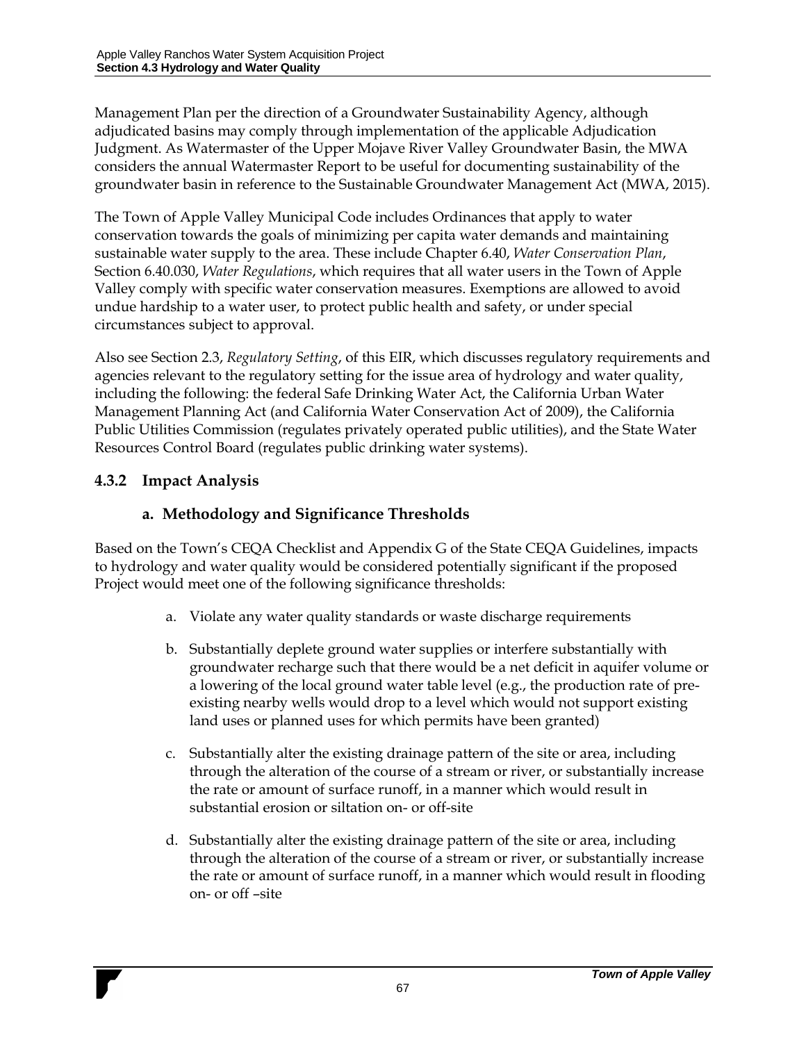Management Plan per the direction of a Groundwater Sustainability Agency, although adjudicated basins may comply through implementation of the applicable Adjudication Judgment. As Watermaster of the Upper Mojave River Valley Groundwater Basin, the MWA considers the annual Watermaster Report to be useful for documenting sustainability of the groundwater basin in reference to the Sustainable Groundwater Management Act (MWA, 2015).

The Town of Apple Valley Municipal Code includes Ordinances that apply to water conservation towards the goals of minimizing per capita water demands and maintaining sustainable water supply to the area. These include Chapter 6.40, *Water Conservation Plan*, Section 6.40.030, *Water Regulations*, which requires that all water users in the Town of Apple Valley comply with specific water conservation measures. Exemptions are allowed to avoid undue hardship to a water user, to protect public health and safety, or under special circumstances subject to approval.

Also see Section 2.3, *Regulatory Setting*, of this EIR, which discusses regulatory requirements and agencies relevant to the regulatory setting for the issue area of hydrology and water quality, including the following: the federal Safe Drinking Water Act, the California Urban Water Management Planning Act (and California Water Conservation Act of 2009), the California Public Utilities Commission (regulates privately operated public utilities), and the State Water Resources Control Board (regulates public drinking water systems).

## 4.3.2 Impact Analysis

### a. Methodology and Significance Thresholds

Based on the Town's CEQA Checklist and Appendix G of the State CEQA Guidelines, impacts to hydrology and water quality would be considered potentially significant if the proposed Project would meet one of the following significance thresholds:

a. Violate any water quality standards or waste discharge requirements

b. Substantially deplete ground water supplies or interfere substantially with groundwater recharge such that there would be a net deficit in aquifer volume or a lowering of the local ground water table level (e.g., the production rate of pre-existing nearby wells would drop to a level which would not support existing land uses or planned uses for which permits have been granted)

c. Substantially alter the existing drainage pattern of the site or area, including through the alteration of the course of a stream or river, or substantially increase the rate or amount of surface runoff, in a manner which would result in substantial erosion or siltation on- or off-site

d. Substantially alter the existing drainage pattern of the site or area, including through the alteration of the course of a stream or river, or substantially increase the rate or amount of surface runoff, in a manner which would result in flooding on- or off –site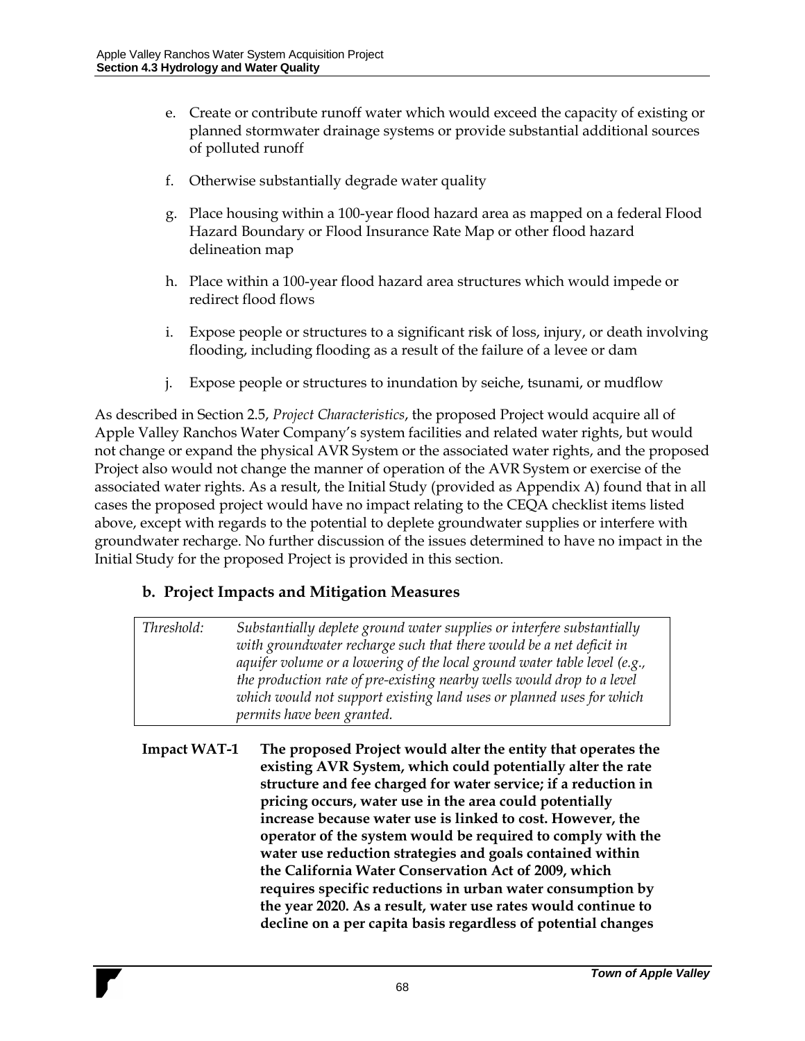e. Create or contribute runoff water which would exceed the capacity of existing or planned stormwater drainage systems or provide substantial additional sources of polluted runoff

f. Otherwise substantially degrade water quality

g. Place housing within a 100-year flood hazard area as mapped on a federal Flood Hazard Boundary or Flood Insurance Rate Map or other flood hazard delineation map

h. Place within a 100-year flood hazard area structures which would impede or redirect flood flows

i. Expose people or structures to a significant risk of loss, injury, or death involving flooding, including flooding as a result of the failure of a levee or dam

j. Expose people or structures to inundation by seiche, tsunami, or mudflow

As described in Section 2.5, *Project Characteristics*, the proposed Project would acquire all of Apple Valley Ranchos Water Company's system facilities and related water rights, but would not change or expand the physical AVR System or the associated water rights, and the proposed Project also would not change the manner of operation of the AVR System or exercise of the associated water rights. As a result, the Initial Study (provided as Appendix A) found that in all cases the proposed project would have no impact relating to the CEQA checklist items listed above, except with regards to the potential to deplete groundwater supplies or interfere with groundwater recharge. No further discussion of the issues determined to have no impact in the Initial Study for the proposed Project is provided in this section.

### b. Project Impacts and Mitigation Measures

| *Threshold:* | *Substantially deplete ground water supplies or interfere substantially with groundwater recharge such that there would be a net deficit in aquifer volume or a lowering of the local ground water table level (e.g., the production rate of pre-existing nearby wells would drop to a level which would not support existing land uses or planned uses for which permits have been granted.* |
|---|---|

**Impact WAT-1** **The proposed Project would alter the entity that operates the existing AVR System, which could potentially alter the rate structure and fee charged for water service; if a reduction in pricing occurs, water use in the area could potentially increase because water use is linked to cost. However, the operator of the system would be required to comply with the water use reduction strategies and goals contained within the California Water Conservation Act of 2009, which requires specific reductions in urban water consumption by the year 2020. As a result, water use rates would continue to decline on a per capita basis regardless of potential changes**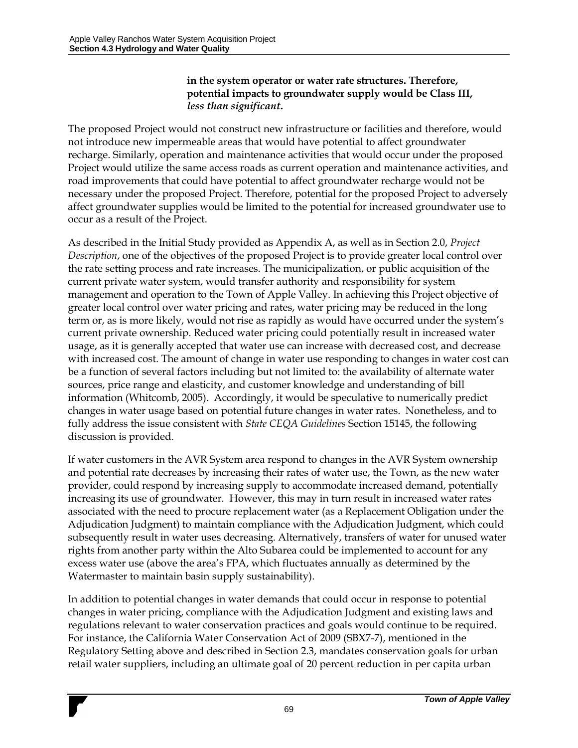**in the system operator or water rate structures. Therefore, potential impacts to groundwater supply would be Class III, *less than significant*.**

The proposed Project would not construct new infrastructure or facilities and therefore, would not introduce new impermeable areas that would have potential to affect groundwater recharge. Similarly, operation and maintenance activities that would occur under the proposed Project would utilize the same access roads as current operation and maintenance activities, and road improvements that could have potential to affect groundwater recharge would not be necessary under the proposed Project. Therefore, potential for the proposed Project to adversely affect groundwater supplies would be limited to the potential for increased groundwater use to occur as a result of the Project.

As described in the Initial Study provided as Appendix A, as well as in Section 2.0, *Project Description*, one of the objectives of the proposed Project is to provide greater local control over the rate setting process and rate increases. The municipalization, or public acquisition of the current private water system, would transfer authority and responsibility for system management and operation to the Town of Apple Valley. In achieving this Project objective of greater local control over water pricing and rates, water pricing may be reduced in the long term or, as is more likely, would not rise as rapidly as would have occurred under the system's current private ownership. Reduced water pricing could potentially result in increased water usage, as it is generally accepted that water use can increase with decreased cost, and decrease with increased cost. The amount of change in water use responding to changes in water cost can be a function of several factors including but not limited to: the availability of alternate water sources, price range and elasticity, and customer knowledge and understanding of bill information (Whitcomb, 2005). Accordingly, it would be speculative to numerically predict changes in water usage based on potential future changes in water rates. Nonetheless, and to fully address the issue consistent with *State CEQA Guidelines* Section 15145, the following discussion is provided.

If water customers in the AVR System area respond to changes in the AVR System ownership and potential rate decreases by increasing their rates of water use, the Town, as the new water provider, could respond by increasing supply to accommodate increased demand, potentially increasing its use of groundwater. However, this may in turn result in increased water rates associated with the need to procure replacement water (as a Replacement Obligation under the Adjudication Judgment) to maintain compliance with the Adjudication Judgment, which could subsequently result in water uses decreasing. Alternatively, transfers of water for unused water rights from another party within the Alto Subarea could be implemented to account for any excess water use (above the area's FPA, which fluctuates annually as determined by the Watermaster to maintain basin supply sustainability).

In addition to potential changes in water demands that could occur in response to potential changes in water pricing, compliance with the Adjudication Judgment and existing laws and regulations relevant to water conservation practices and goals would continue to be required. For instance, the California Water Conservation Act of 2009 (SBX7-7), mentioned in the Regulatory Setting above and described in Section 2.3, mandates conservation goals for urban retail water suppliers, including an ultimate goal of 20 percent reduction in per capita urban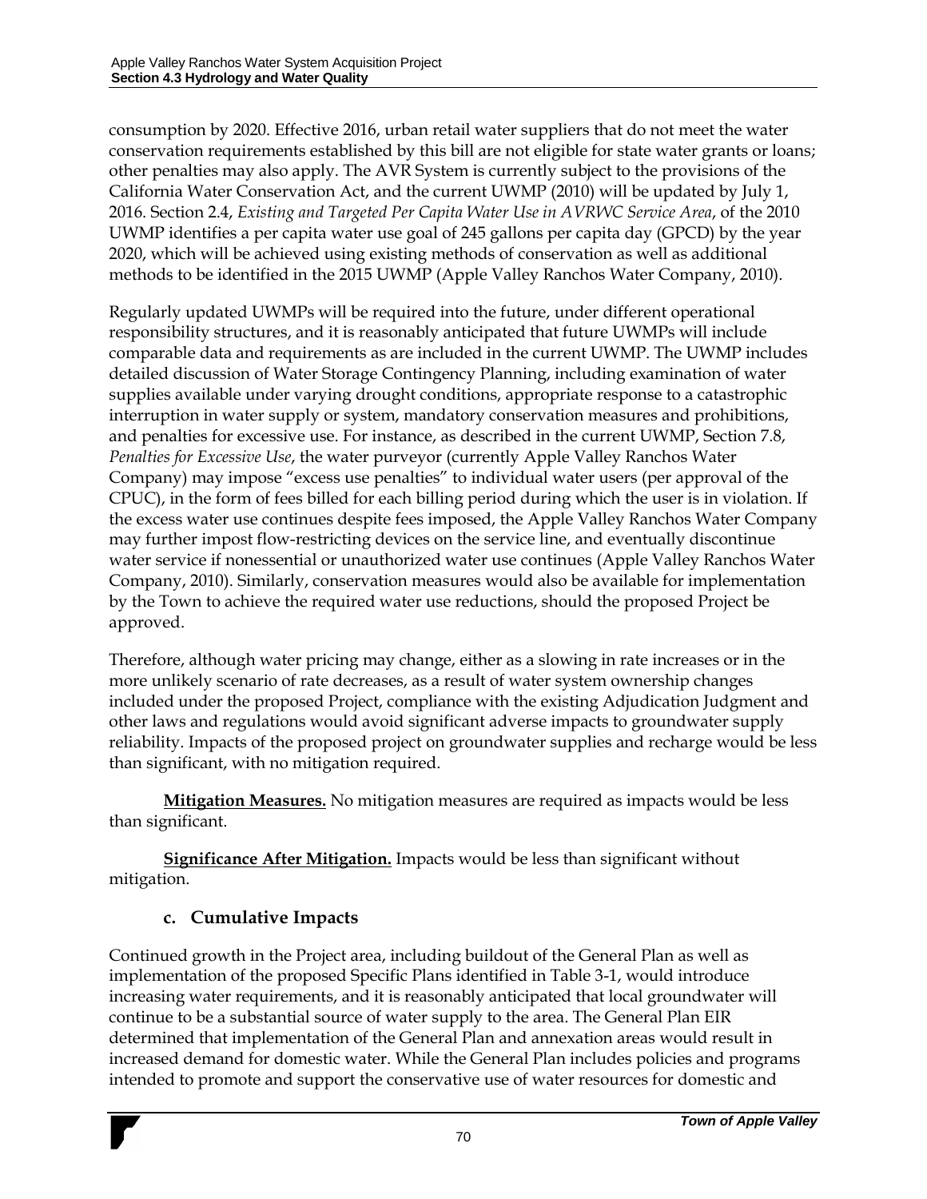consumption by 2020. Effective 2016, urban retail water suppliers that do not meet the water conservation requirements established by this bill are not eligible for state water grants or loans; other penalties may also apply. The AVR System is currently subject to the provisions of the California Water Conservation Act, and the current UWMP (2010) will be updated by July 1, 2016. Section 2.4, *Existing and Targeted Per Capita Water Use in AVRWC Service Area*, of the 2010 UWMP identifies a per capita water use goal of 245 gallons per capita day (GPCD) by the year 2020, which will be achieved using existing methods of conservation as well as additional methods to be identified in the 2015 UWMP (Apple Valley Ranchos Water Company, 2010).

Regularly updated UWMPs will be required into the future, under different operational responsibility structures, and it is reasonably anticipated that future UWMPs will include comparable data and requirements as are included in the current UWMP. The UWMP includes detailed discussion of Water Storage Contingency Planning, including examination of water supplies available under varying drought conditions, appropriate response to a catastrophic interruption in water supply or system, mandatory conservation measures and prohibitions, and penalties for excessive use. For instance, as described in the current UWMP, Section 7.8, *Penalties for Excessive Use*, the water purveyor (currently Apple Valley Ranchos Water Company) may impose "excess use penalties" to individual water users (per approval of the CPUC), in the form of fees billed for each billing period during which the user is in violation. If the excess water use continues despite fees imposed, the Apple Valley Ranchos Water Company may further impost flow-restricting devices on the service line, and eventually discontinue water service if nonessential or unauthorized water use continues (Apple Valley Ranchos Water Company, 2010). Similarly, conservation measures would also be available for implementation by the Town to achieve the required water use reductions, should the proposed Project be approved.

Therefore, although water pricing may change, either as a slowing in rate increases or in the more unlikely scenario of rate decreases, as a result of water system ownership changes included under the proposed Project, compliance with the existing Adjudication Judgment and other laws and regulations would avoid significant adverse impacts to groundwater supply reliability. Impacts of the proposed project on groundwater supplies and recharge would be less than significant, with no mitigation required.

**Mitigation Measures.** No mitigation measures are required as impacts would be less than significant.

**Significance After Mitigation.** Impacts would be less than significant without mitigation.

### c. Cumulative Impacts

Continued growth in the Project area, including buildout of the General Plan as well as implementation of the proposed Specific Plans identified in Table 3-1, would introduce increasing water requirements, and it is reasonably anticipated that local groundwater will continue to be a substantial source of water supply to the area. The General Plan EIR determined that implementation of the General Plan and annexation areas would result in increased demand for domestic water. While the General Plan includes policies and programs intended to promote and support the conservative use of water resources for domestic and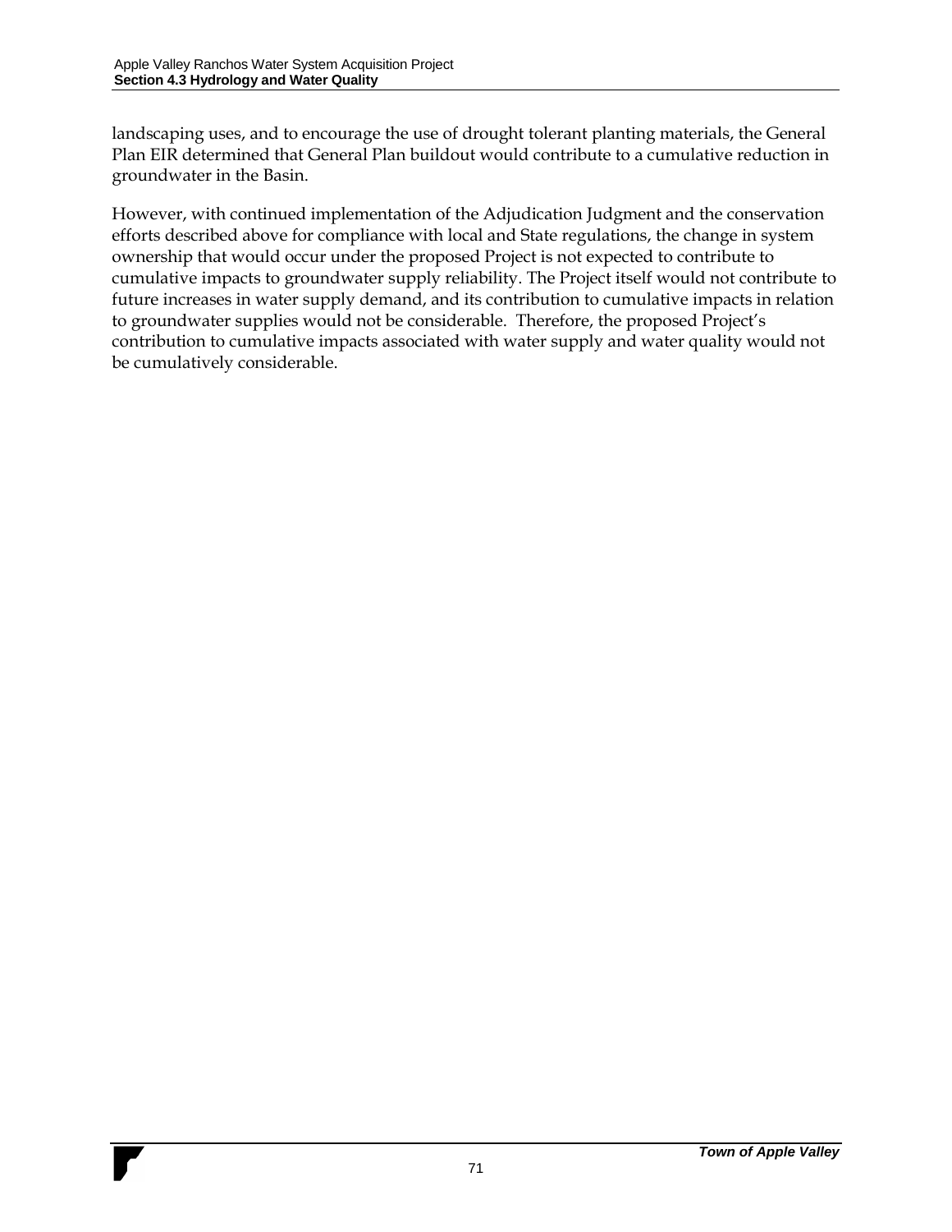landscaping uses, and to encourage the use of drought tolerant planting materials, the General Plan EIR determined that General Plan buildout would contribute to a cumulative reduction in groundwater in the Basin.

However, with continued implementation of the Adjudication Judgment and the conservation efforts described above for compliance with local and State regulations, the change in system ownership that would occur under the proposed Project is not expected to contribute to cumulative impacts to groundwater supply reliability. The Project itself would not contribute to future increases in water supply demand, and its contribution to cumulative impacts in relation to groundwater supplies would not be considerable. Therefore, the proposed Project's contribution to cumulative impacts associated with water supply and water quality would not be cumulatively considerable.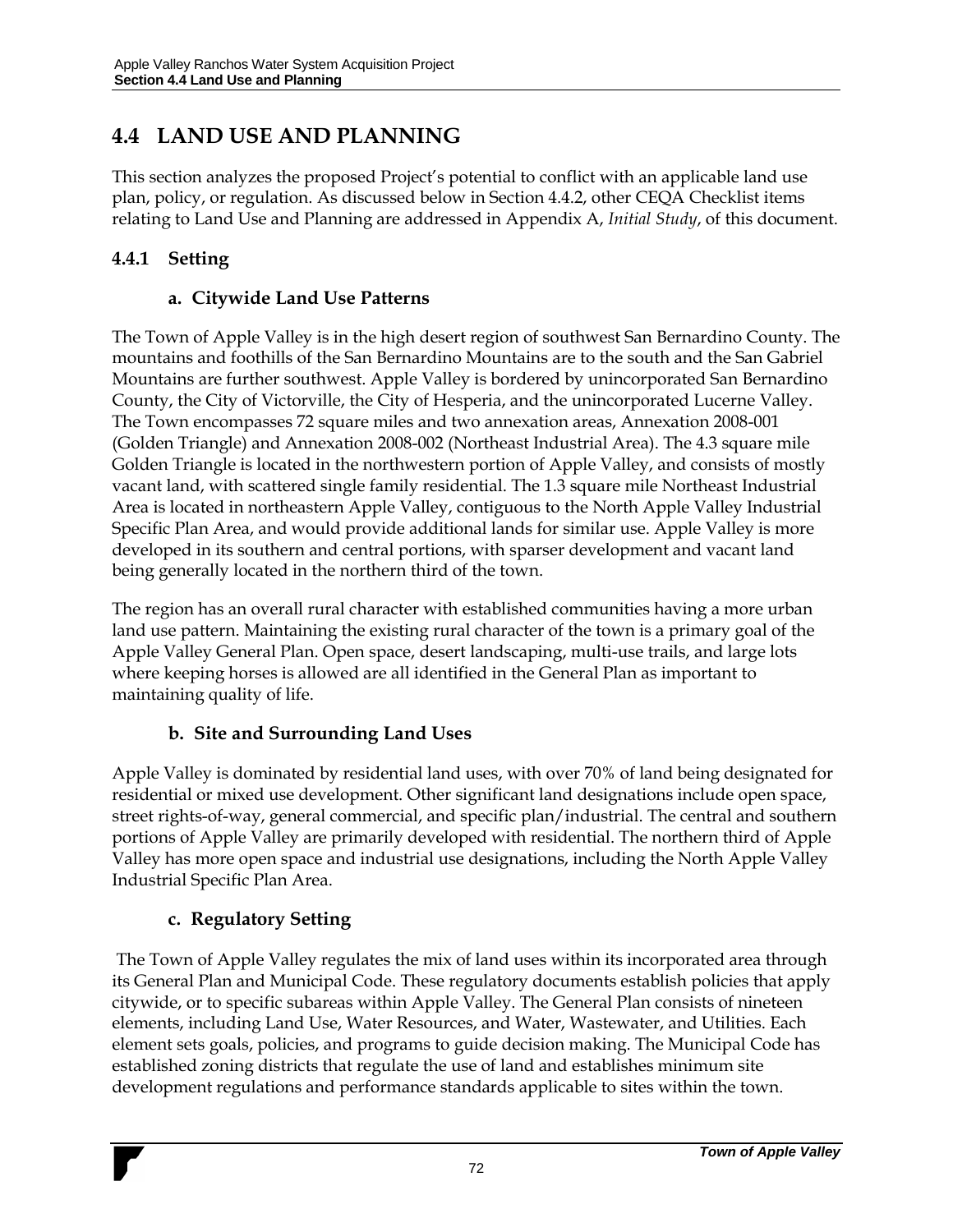## 4.4 LAND USE AND PLANNING

This section analyzes the proposed Project's potential to conflict with an applicable land use plan, policy, or regulation. As discussed below in Section 4.4.2, other CEQA Checklist items relating to Land Use and Planning are addressed in Appendix A, *Initial Study*, of this document.

### 4.4.1 Setting

#### a. Citywide Land Use Patterns

The Town of Apple Valley is in the high desert region of southwest San Bernardino County. The mountains and foothills of the San Bernardino Mountains are to the south and the San Gabriel Mountains are further southwest. Apple Valley is bordered by unincorporated San Bernardino County, the City of Victorville, the City of Hesperia, and the unincorporated Lucerne Valley. The Town encompasses 72 square miles and two annexation areas, Annexation 2008-001 (Golden Triangle) and Annexation 2008-002 (Northeast Industrial Area). The 4.3 square mile Golden Triangle is located in the northwestern portion of Apple Valley, and consists of mostly vacant land, with scattered single family residential. The 1.3 square mile Northeast Industrial Area is located in northeastern Apple Valley, contiguous to the North Apple Valley Industrial Specific Plan Area, and would provide additional lands for similar use. Apple Valley is more developed in its southern and central portions, with sparser development and vacant land being generally located in the northern third of the town.

The region has an overall rural character with established communities having a more urban land use pattern. Maintaining the existing rural character of the town is a primary goal of the Apple Valley General Plan. Open space, desert landscaping, multi-use trails, and large lots where keeping horses is allowed are all identified in the General Plan as important to maintaining quality of life.

#### b. Site and Surrounding Land Uses

Apple Valley is dominated by residential land uses, with over 70% of land being designated for residential or mixed use development. Other significant land designations include open space, street rights-of-way, general commercial, and specific plan/industrial. The central and southern portions of Apple Valley are primarily developed with residential. The northern third of Apple Valley has more open space and industrial use designations, including the North Apple Valley Industrial Specific Plan Area.

#### c. Regulatory Setting

The Town of Apple Valley regulates the mix of land uses within its incorporated area through its General Plan and Municipal Code. These regulatory documents establish policies that apply citywide, or to specific subareas within Apple Valley. The General Plan consists of nineteen elements, including Land Use, Water Resources, and Water, Wastewater, and Utilities. Each element sets goals, policies, and programs to guide decision making. The Municipal Code has established zoning districts that regulate the use of land and establishes minimum site development regulations and performance standards applicable to sites within the town.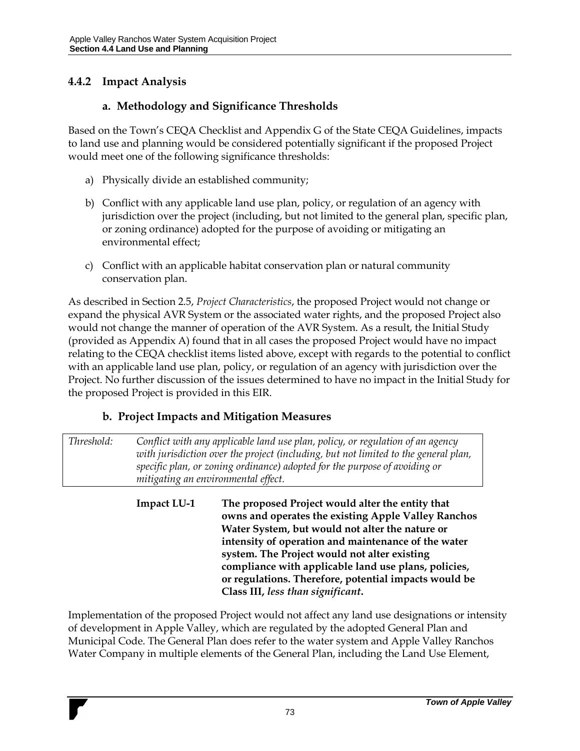### 4.4.2 Impact Analysis

#### a. Methodology and Significance Thresholds

Based on the Town's CEQA Checklist and Appendix G of the State CEQA Guidelines, impacts to land use and planning would be considered potentially significant if the proposed Project would meet one of the following significance thresholds:

a) Physically divide an established community;

b) Conflict with any applicable land use plan, policy, or regulation of an agency with jurisdiction over the project (including, but not limited to the general plan, specific plan, or zoning ordinance) adopted for the purpose of avoiding or mitigating an environmental effect;

c) Conflict with an applicable habitat conservation plan or natural community conservation plan.

As described in Section 2.5, *Project Characteristics*, the proposed Project would not change or expand the physical AVR System or the associated water rights, and the proposed Project also would not change the manner of operation of the AVR System. As a result, the Initial Study (provided as Appendix A) found that in all cases the proposed Project would have no impact relating to the CEQA checklist items listed above, except with regards to the potential to conflict with an applicable land use plan, policy, or regulation of an agency with jurisdiction over the Project. No further discussion of the issues determined to have no impact in the Initial Study for the proposed Project is provided in this EIR.

#### b. Project Impacts and Mitigation Measures

| *Threshold:* | *Conflict with any applicable land use plan, policy, or regulation of an agency with jurisdiction over the project (including, but not limited to the general plan, specific plan, or zoning ordinance) adopted for the purpose of avoiding or mitigating an environmental effect.* |
|---|---|

**Impact LU-1** **The proposed Project would alter the entity that owns and operates the existing Apple Valley Ranchos Water System, but would not alter the nature or intensity of operation and maintenance of the water system. The Project would not alter existing compliance with applicable land use plans, policies, or regulations. Therefore, potential impacts would be Class III, *less than significant*.**

Implementation of the proposed Project would not affect any land use designations or intensity of development in Apple Valley, which are regulated by the adopted General Plan and Municipal Code. The General Plan does refer to the water system and Apple Valley Ranchos Water Company in multiple elements of the General Plan, including the Land Use Element,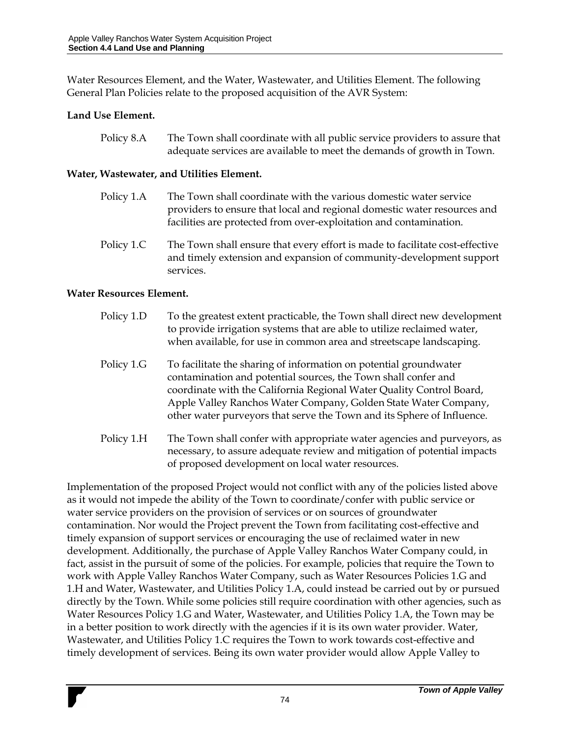Water Resources Element, and the Water, Wastewater, and Utilities Element. The following General Plan Policies relate to the proposed acquisition of the AVR System:

**Land Use Element.**

Policy 8.A The Town shall coordinate with all public service providers to assure that adequate services are available to meet the demands of growth in Town.

**Water, Wastewater, and Utilities Element.**

Policy 1.A The Town shall coordinate with the various domestic water service providers to ensure that local and regional domestic water resources and facilities are protected from over-exploitation and contamination.

Policy 1.C The Town shall ensure that every effort is made to facilitate cost-effective and timely extension and expansion of community-development support services.

**Water Resources Element.**

Policy 1.D To the greatest extent practicable, the Town shall direct new development to provide irrigation systems that are able to utilize reclaimed water, when available, for use in common area and streetscape landscaping.

Policy 1.G To facilitate the sharing of information on potential groundwater contamination and potential sources, the Town shall confer and coordinate with the California Regional Water Quality Control Board, Apple Valley Ranchos Water Company, Golden State Water Company, other water purveyors that serve the Town and its Sphere of Influence.

Policy 1.H The Town shall confer with appropriate water agencies and purveyors, as necessary, to assure adequate review and mitigation of potential impacts of proposed development on local water resources.

Implementation of the proposed Project would not conflict with any of the policies listed above as it would not impede the ability of the Town to coordinate/confer with public service or water service providers on the provision of services or on sources of groundwater contamination. Nor would the Project prevent the Town from facilitating cost-effective and timely expansion of support services or encouraging the use of reclaimed water in new development. Additionally, the purchase of Apple Valley Ranchos Water Company could, in fact, assist in the pursuit of some of the policies. For example, policies that require the Town to work with Apple Valley Ranchos Water Company, such as Water Resources Policies 1.G and 1.H and Water, Wastewater, and Utilities Policy 1.A, could instead be carried out by or pursued directly by the Town. While some policies still require coordination with other agencies, such as Water Resources Policy 1.G and Water, Wastewater, and Utilities Policy 1.A, the Town may be in a better position to work directly with the agencies if it is its own water provider. Water, Wastewater, and Utilities Policy 1.C requires the Town to work towards cost-effective and timely development of services. Being its own water provider would allow Apple Valley to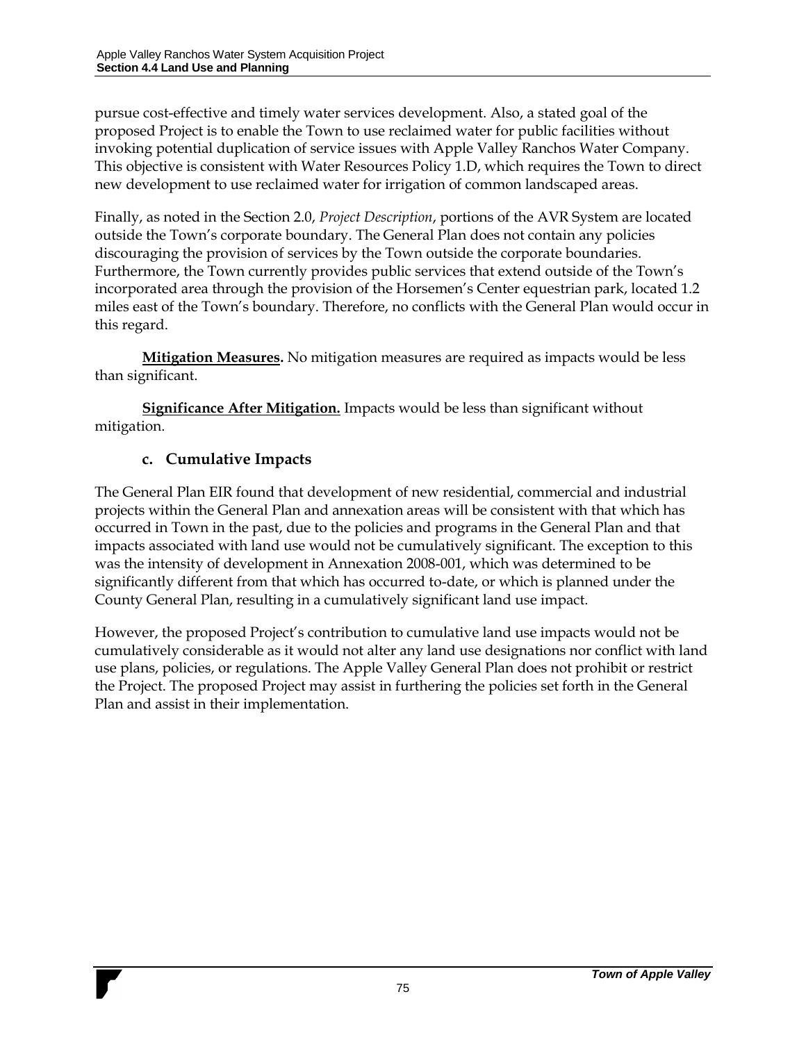pursue cost-effective and timely water services development. Also, a stated goal of the proposed Project is to enable the Town to use reclaimed water for public facilities without invoking potential duplication of service issues with Apple Valley Ranchos Water Company. This objective is consistent with Water Resources Policy 1.D, which requires the Town to direct new development to use reclaimed water for irrigation of common landscaped areas.

Finally, as noted in the Section 2.0, *Project Description*, portions of the AVR System are located outside the Town's corporate boundary. The General Plan does not contain any policies discouraging the provision of services by the Town outside the corporate boundaries. Furthermore, the Town currently provides public services that extend outside of the Town's incorporated area through the provision of the Horsemen's Center equestrian park, located 1.2 miles east of the Town's boundary. Therefore, no conflicts with the General Plan would occur in this regard.

**Mitigation Measures.** No mitigation measures are required as impacts would be less than significant.

**Significance After Mitigation.** Impacts would be less than significant without mitigation.

### c. Cumulative Impacts

The General Plan EIR found that development of new residential, commercial and industrial projects within the General Plan and annexation areas will be consistent with that which has occurred in Town in the past, due to the policies and programs in the General Plan and that impacts associated with land use would not be cumulatively significant. The exception to this was the intensity of development in Annexation 2008-001, which was determined to be significantly different from that which has occurred to-date, or which is planned under the County General Plan, resulting in a cumulatively significant land use impact.

However, the proposed Project's contribution to cumulative land use impacts would not be cumulatively considerable as it would not alter any land use designations nor conflict with land use plans, policies, or regulations. The Apple Valley General Plan does not prohibit or restrict the Project. The proposed Project may assist in furthering the policies set forth in the General Plan and assist in their implementation.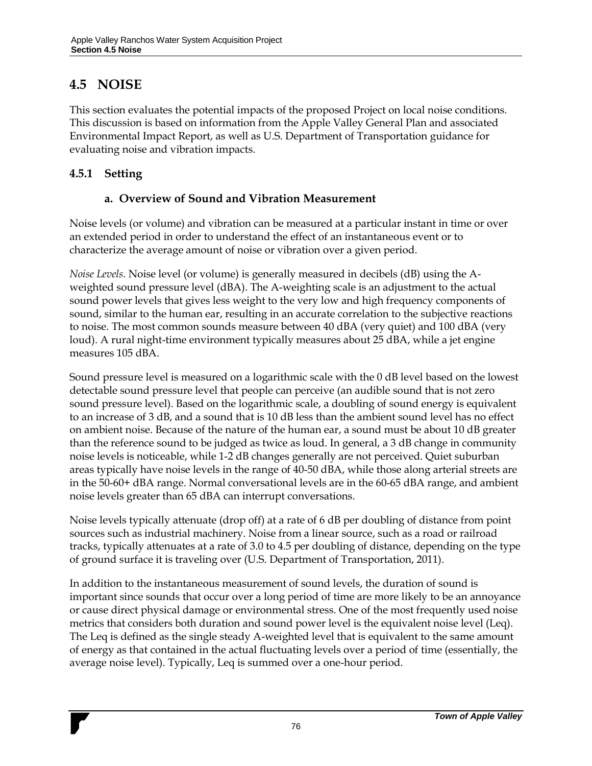# 4.5 NOISE

This section evaluates the potential impacts of the proposed Project on local noise conditions. This discussion is based on information from the Apple Valley General Plan and associated Environmental Impact Report, as well as U.S. Department of Transportation guidance for evaluating noise and vibration impacts.

## 4.5.1 Setting

### a. Overview of Sound and Vibration Measurement

Noise levels (or volume) and vibration can be measured at a particular instant in time or over an extended period in order to understand the effect of an instantaneous event or to characterize the average amount of noise or vibration over a given period.

*Noise Levels*. Noise level (or volume) is generally measured in decibels (dB) using the A-weighted sound pressure level (dBA). The A-weighting scale is an adjustment to the actual sound power levels that gives less weight to the very low and high frequency components of sound, similar to the human ear, resulting in an accurate correlation to the subjective reactions to noise. The most common sounds measure between 40 dBA (very quiet) and 100 dBA (very loud). A rural night-time environment typically measures about 25 dBA, while a jet engine measures 105 dBA.

Sound pressure level is measured on a logarithmic scale with the 0 dB level based on the lowest detectable sound pressure level that people can perceive (an audible sound that is not zero sound pressure level). Based on the logarithmic scale, a doubling of sound energy is equivalent to an increase of 3 dB, and a sound that is 10 dB less than the ambient sound level has no effect on ambient noise. Because of the nature of the human ear, a sound must be about 10 dB greater than the reference sound to be judged as twice as loud. In general, a 3 dB change in community noise levels is noticeable, while 1-2 dB changes generally are not perceived. Quiet suburban areas typically have noise levels in the range of 40-50 dBA, while those along arterial streets are in the 50-60+ dBA range. Normal conversational levels are in the 60-65 dBA range, and ambient noise levels greater than 65 dBA can interrupt conversations.

Noise levels typically attenuate (drop off) at a rate of 6 dB per doubling of distance from point sources such as industrial machinery. Noise from a linear source, such as a road or railroad tracks, typically attenuates at a rate of 3.0 to 4.5 per doubling of distance, depending on the type of ground surface it is traveling over (U.S. Department of Transportation, 2011).

In addition to the instantaneous measurement of sound levels, the duration of sound is important since sounds that occur over a long period of time are more likely to be an annoyance or cause direct physical damage or environmental stress. One of the most frequently used noise metrics that considers both duration and sound power level is the equivalent noise level (Leq). The Leq is defined as the single steady A-weighted level that is equivalent to the same amount of energy as that contained in the actual fluctuating levels over a period of time (essentially, the average noise level). Typically, Leq is summed over a one-hour period.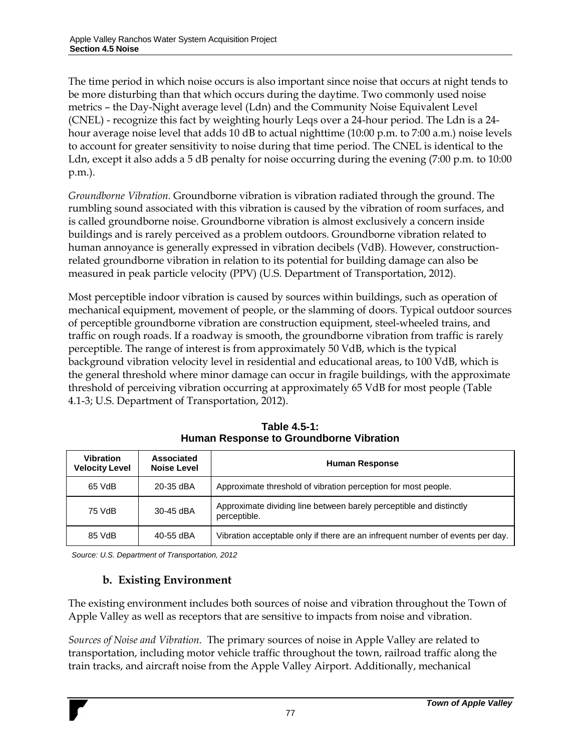The time period in which noise occurs is also important since noise that occurs at night tends to be more disturbing than that which occurs during the daytime. Two commonly used noise metrics – the Day-Night average level (Ldn) and the Community Noise Equivalent Level (CNEL) - recognize this fact by weighting hourly Leqs over a 24-hour period. The Ldn is a 24-hour average noise level that adds 10 dB to actual nighttime (10:00 p.m. to 7:00 a.m.) noise levels to account for greater sensitivity to noise during that time period. The CNEL is identical to the Ldn, except it also adds a 5 dB penalty for noise occurring during the evening (7:00 p.m. to 10:00 p.m.).

*Groundborne Vibration.* Groundborne vibration is vibration radiated through the ground. The rumbling sound associated with this vibration is caused by the vibration of room surfaces, and is called groundborne noise. Groundborne vibration is almost exclusively a concern inside buildings and is rarely perceived as a problem outdoors. Groundborne vibration related to human annoyance is generally expressed in vibration decibels (VdB). However, construction-related groundborne vibration in relation to its potential for building damage can also be measured in peak particle velocity (PPV) (U.S. Department of Transportation, 2012).

Most perceptible indoor vibration is caused by sources within buildings, such as operation of mechanical equipment, movement of people, or the slamming of doors. Typical outdoor sources of perceptible groundborne vibration are construction equipment, steel-wheeled trains, and traffic on rough roads. If a roadway is smooth, the groundborne vibration from traffic is rarely perceptible. The range of interest is from approximately 50 VdB, which is the typical background vibration velocity level in residential and educational areas, to 100 VdB, which is the general threshold where minor damage can occur in fragile buildings, with the approximate threshold of perceiving vibration occurring at approximately 65 VdB for most people (Table 4.1-3; U.S. Department of Transportation, 2012).

**Table 4.5-1:
Human Response to Groundborne Vibration**

| Vibration Velocity Level | Associated Noise Level | Human Response |
|---|---|---|
| 65 VdB | 20-35 dBA | Approximate threshold of vibration perception for most people. |
| 75 VdB | 30-45 dBA | Approximate dividing line between barely perceptible and distinctly perceptible. |
| 85 VdB | 40-55 dBA | Vibration acceptable only if there are an infrequent number of events per day. |

*Source: U.S. Department of Transportation, 2012*

### b. Existing Environment

The existing environment includes both sources of noise and vibration throughout the Town of Apple Valley as well as receptors that are sensitive to impacts from noise and vibration.

*Sources of Noise and Vibration.* The primary sources of noise in Apple Valley are related to transportation, including motor vehicle traffic throughout the town, railroad traffic along the train tracks, and aircraft noise from the Apple Valley Airport. Additionally, mechanical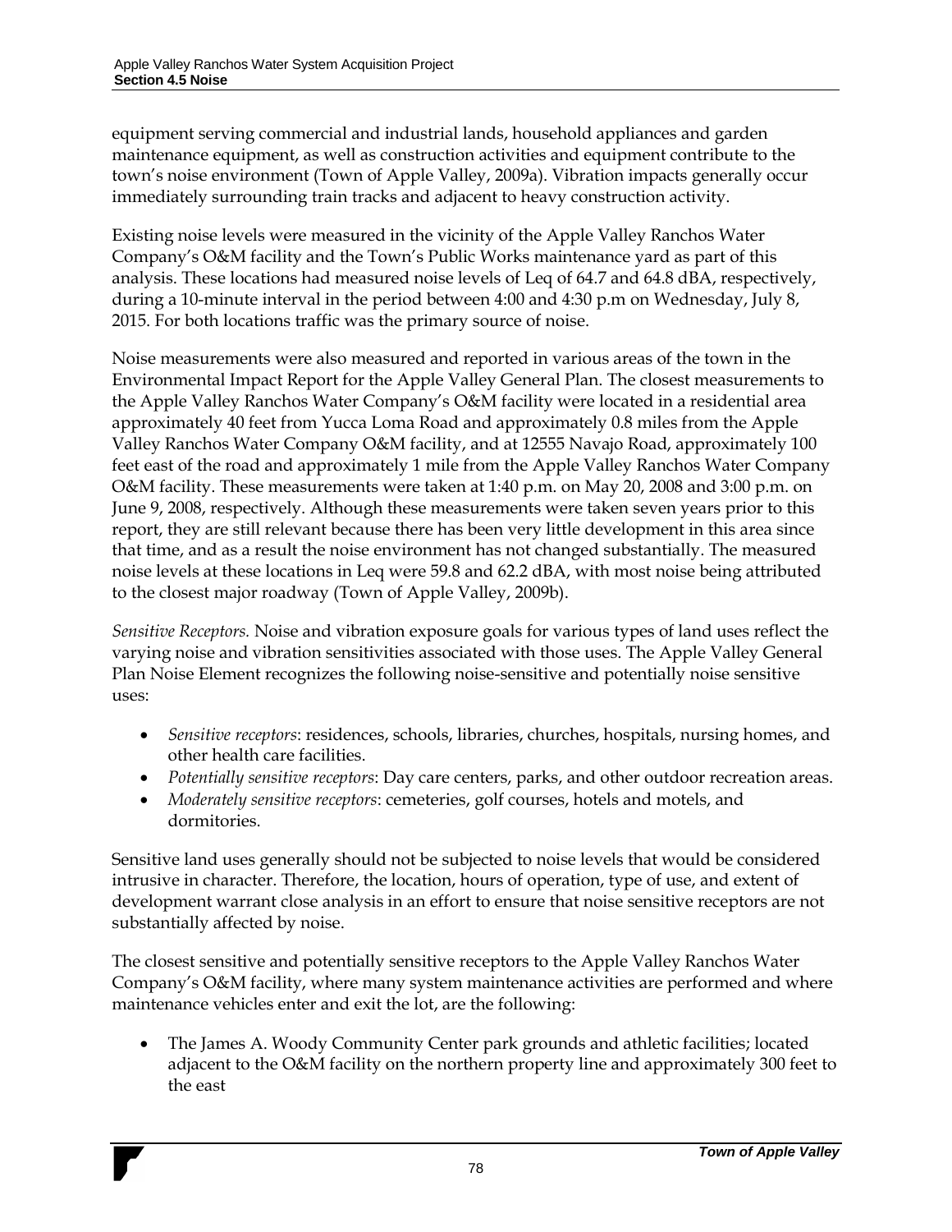equipment serving commercial and industrial lands, household appliances and garden maintenance equipment, as well as construction activities and equipment contribute to the town's noise environment (Town of Apple Valley, 2009a). Vibration impacts generally occur immediately surrounding train tracks and adjacent to heavy construction activity.

Existing noise levels were measured in the vicinity of the Apple Valley Ranchos Water Company's O&M facility and the Town's Public Works maintenance yard as part of this analysis. These locations had measured noise levels of Leq of 64.7 and 64.8 dBA, respectively, during a 10-minute interval in the period between 4:00 and 4:30 p.m on Wednesday, July 8, 2015. For both locations traffic was the primary source of noise.

Noise measurements were also measured and reported in various areas of the town in the Environmental Impact Report for the Apple Valley General Plan. The closest measurements to the Apple Valley Ranchos Water Company's O&M facility were located in a residential area approximately 40 feet from Yucca Loma Road and approximately 0.8 miles from the Apple Valley Ranchos Water Company O&M facility, and at 12555 Navajo Road, approximately 100 feet east of the road and approximately 1 mile from the Apple Valley Ranchos Water Company O&M facility. These measurements were taken at 1:40 p.m. on May 20, 2008 and 3:00 p.m. on June 9, 2008, respectively. Although these measurements were taken seven years prior to this report, they are still relevant because there has been very little development in this area since that time, and as a result the noise environment has not changed substantially. The measured noise levels at these locations in Leq were 59.8 and 62.2 dBA, with most noise being attributed to the closest major roadway (Town of Apple Valley, 2009b).

*Sensitive Receptors.* Noise and vibration exposure goals for various types of land uses reflect the varying noise and vibration sensitivities associated with those uses. The Apple Valley General Plan Noise Element recognizes the following noise-sensitive and potentially noise sensitive uses:

- *Sensitive receptors*: residences, schools, libraries, churches, hospitals, nursing homes, and other health care facilities.
- *Potentially sensitive receptors*: Day care centers, parks, and other outdoor recreation areas.
- *Moderately sensitive receptors*: cemeteries, golf courses, hotels and motels, and dormitories.

Sensitive land uses generally should not be subjected to noise levels that would be considered intrusive in character. Therefore, the location, hours of operation, type of use, and extent of development warrant close analysis in an effort to ensure that noise sensitive receptors are not substantially affected by noise.

The closest sensitive and potentially sensitive receptors to the Apple Valley Ranchos Water Company's O&M facility, where many system maintenance activities are performed and where maintenance vehicles enter and exit the lot, are the following:

- The James A. Woody Community Center park grounds and athletic facilities; located adjacent to the O&M facility on the northern property line and approximately 300 feet to the east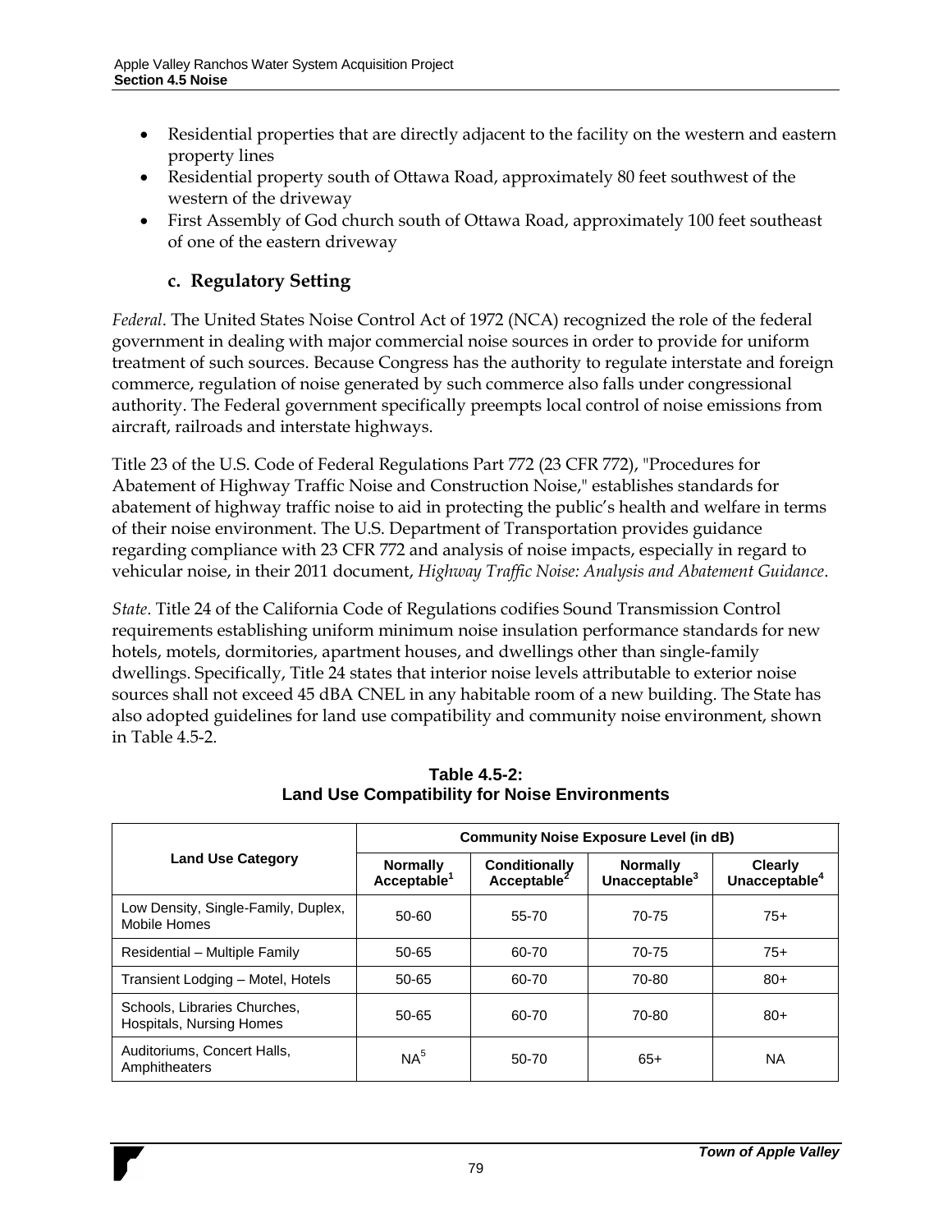- Residential properties that are directly adjacent to the facility on the western and eastern property lines
- Residential property south of Ottawa Road, approximately 80 feet southwest of the western of the driveway
- First Assembly of God church south of Ottawa Road, approximately 100 feet southeast of one of the eastern driveway

### c. Regulatory Setting

*Federal*. The United States Noise Control Act of 1972 (NCA) recognized the role of the federal government in dealing with major commercial noise sources in order to provide for uniform treatment of such sources. Because Congress has the authority to regulate interstate and foreign commerce, regulation of noise generated by such commerce also falls under congressional authority. The Federal government specifically preempts local control of noise emissions from aircraft, railroads and interstate highways.

Title 23 of the U.S. Code of Federal Regulations Part 772 (23 CFR 772), "Procedures for Abatement of Highway Traffic Noise and Construction Noise," establishes standards for abatement of highway traffic noise to aid in protecting the public's health and welfare in terms of their noise environment. The U.S. Department of Transportation provides guidance regarding compliance with 23 CFR 772 and analysis of noise impacts, especially in regard to vehicular noise, in their 2011 document, *Highway Traffic Noise: Analysis and Abatement Guidance*.

*State*. Title 24 of the California Code of Regulations codifies Sound Transmission Control requirements establishing uniform minimum noise insulation performance standards for new hotels, motels, dormitories, apartment houses, and dwellings other than single-family dwellings. Specifically, Title 24 states that interior noise levels attributable to exterior noise sources shall not exceed 45 dBA CNEL in any habitable room of a new building. The State has also adopted guidelines for land use compatibility and community noise environment, shown in Table 4.5-2.

**Table 4.5-2:**
**Land Use Compatibility for Noise Environments**

| Land Use Category | Community Noise Exposure Level (in dB) | | | |
|---|---|---|---|---|
| | Normally Acceptable[1] | Conditionally Acceptable[2] | Normally Unacceptable[3] | Clearly Unacceptable[4] |
| Low Density, Single-Family, Duplex, Mobile Homes | 50-60 | 55-70 | 70-75 | 75+ |
| Residential – Multiple Family | 50-65 | 60-70 | 70-75 | 75+ |
| Transient Lodging – Motel, Hotels | 50-65 | 60-70 | 70-80 | 80+ |
| Schools, Libraries Churches, Hospitals, Nursing Homes | 50-65 | 60-70 | 70-80 | 80+ |
| Auditoriums, Concert Halls, Amphitheaters | NA[5] | 50-70 | 65+ | NA |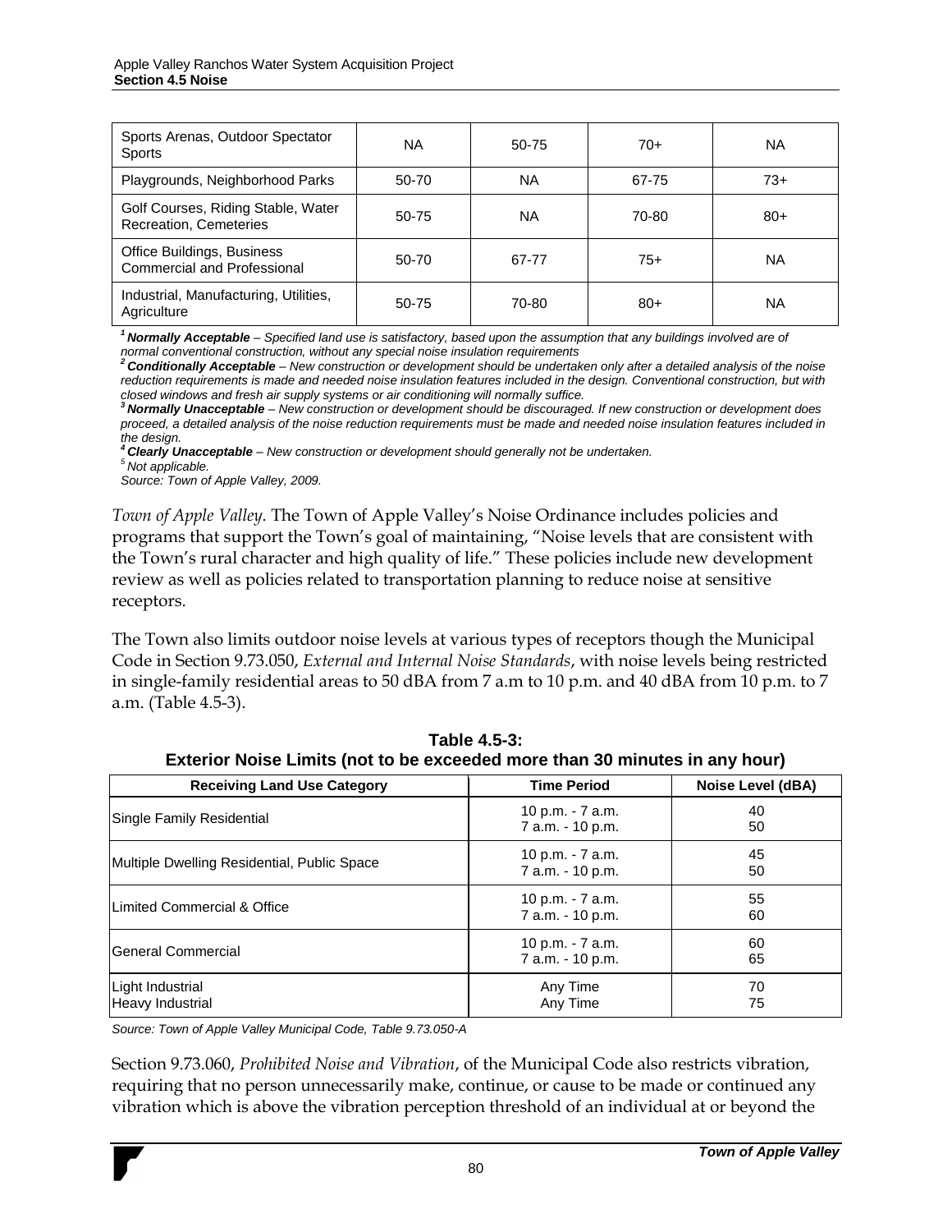| Sports Arenas, Outdoor Spectator Sports | NA | 50-75 | 70+ | NA |
|---|---|---|---|---|
| Playgrounds, Neighborhood Parks | 50-70 | NA | 67-75 | 73+ |
| Golf Courses, Riding Stable, Water Recreation, Cemeteries | 50-75 | NA | 70-80 | 80+ |
| Office Buildings, Business Commercial and Professional | 50-70 | 67-77 | 75+ | NA |
| Industrial, Manufacturing, Utilities, Agriculture | 50-75 | 70-80 | 80+ | NA |

[1] ***Normally Acceptable*** *– Specified land use is satisfactory, based upon the assumption that any buildings involved are of normal conventional construction, without any special noise insulation requirements*
[2] ***Conditionally Acceptable*** *– New construction or development should be undertaken only after a detailed analysis of the noise reduction requirements is made and needed noise insulation features included in the design. Conventional construction, but with closed windows and fresh air supply systems or air conditioning will normally suffice.*
[3] ***Normally Unacceptable*** *– New construction or development should be discouraged. If new construction or development does proceed, a detailed analysis of the noise reduction requirements must be made and needed noise insulation features included in the design.*
[4] ***Clearly Unacceptable*** *– New construction or development should generally not be undertaken.*
[5] *Not applicable.*
*Source: Town of Apple Valley, 2009.*

*Town of Apple Valley.* The Town of Apple Valley's Noise Ordinance includes policies and programs that support the Town's goal of maintaining, "Noise levels that are consistent with the Town's rural character and high quality of life." These policies include new development review as well as policies related to transportation planning to reduce noise at sensitive receptors.

The Town also limits outdoor noise levels at various types of receptors though the Municipal Code in Section 9.73.050, *External and Internal Noise Standards*, with noise levels being restricted in single-family residential areas to 50 dBA from 7 a.m to 10 p.m. and 40 dBA from 10 p.m. to 7 a.m. (Table 4.5-3).

**Table 4.5-3:**
**Exterior Noise Limits (not to be exceeded more than 30 minutes in any hour)**

| Receiving Land Use Category | Time Period | Noise Level (dBA) |
|---|---|---|
| Single Family Residential | 10 p.m. - 7 a.m.<br>7 a.m. - 10 p.m. | 40<br>50 |
| Multiple Dwelling Residential, Public Space | 10 p.m. - 7 a.m.<br>7 a.m. - 10 p.m. | 45<br>50 |
| Limited Commercial & Office | 10 p.m. - 7 a.m.<br>7 a.m. - 10 p.m. | 55<br>60 |
| General Commercial | 10 p.m. - 7 a.m.<br>7 a.m. - 10 p.m. | 60<br>65 |
| Light Industrial<br>Heavy Industrial | Any Time<br>Any Time | 70<br>75 |

*Source: Town of Apple Valley Municipal Code, Table 9.73.050-A*

Section 9.73.060, *Prohibited Noise and Vibration*, of the Municipal Code also restricts vibration, requiring that no person unnecessarily make, continue, or cause to be made or continued any vibration which is above the vibration perception threshold of an individual at or beyond the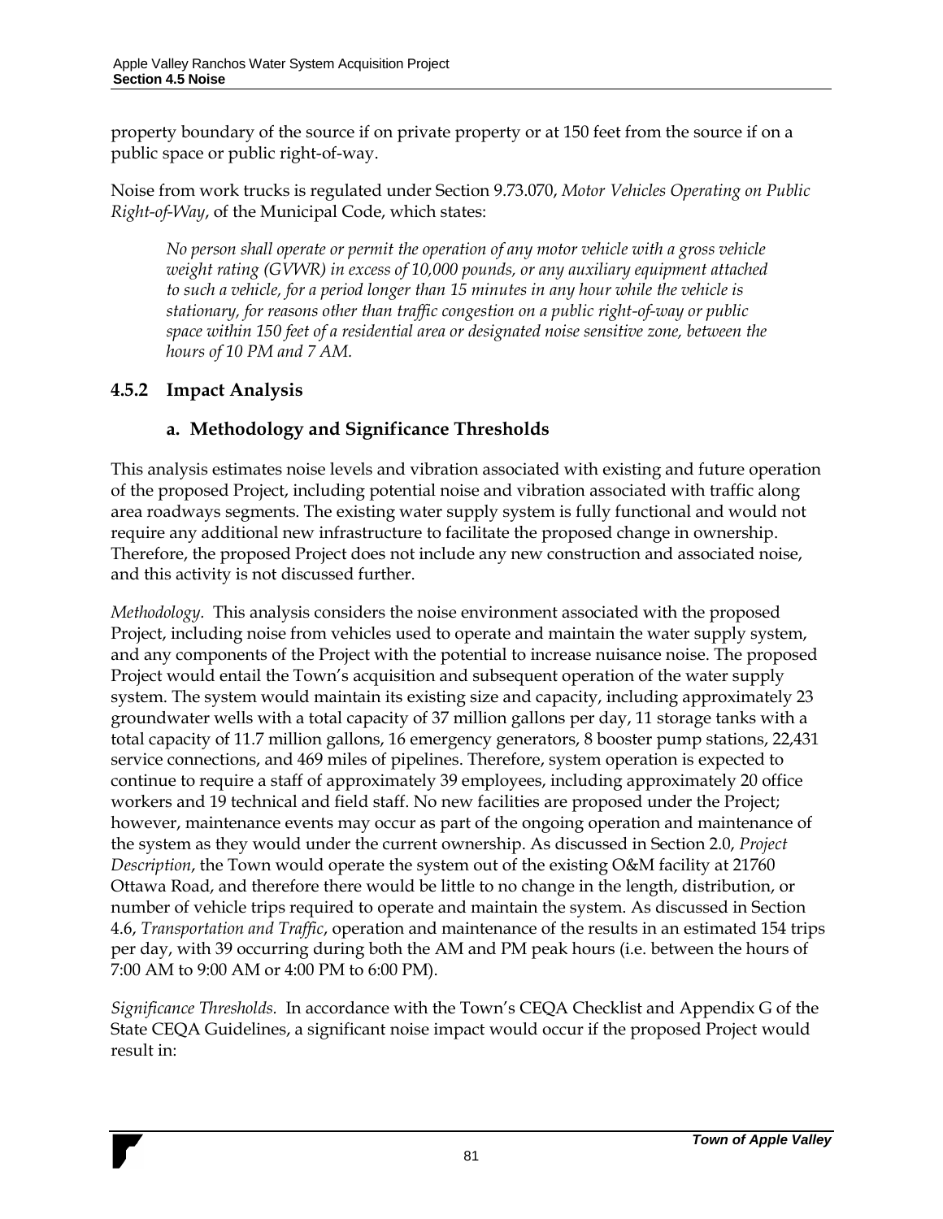property boundary of the source if on private property or at 150 feet from the source if on a public space or public right-of-way.

Noise from work trucks is regulated under Section 9.73.070, *Motor Vehicles Operating on Public Right-of-Way*, of the Municipal Code, which states:

> *No person shall operate or permit the operation of any motor vehicle with a gross vehicle weight rating (GVWR) in excess of 10,000 pounds, or any auxiliary equipment attached to such a vehicle, for a period longer than 15 minutes in any hour while the vehicle is stationary, for reasons other than traffic congestion on a public right-of-way or public space within 150 feet of a residential area or designated noise sensitive zone, between the hours of 10 PM and 7 AM.*

## 4.5.2 Impact Analysis

### a. Methodology and Significance Thresholds

This analysis estimates noise levels and vibration associated with existing and future operation of the proposed Project, including potential noise and vibration associated with traffic along area roadways segments. The existing water supply system is fully functional and would not require any additional new infrastructure to facilitate the proposed change in ownership. Therefore, the proposed Project does not include any new construction and associated noise, and this activity is not discussed further.

*Methodology.* This analysis considers the noise environment associated with the proposed Project, including noise from vehicles used to operate and maintain the water supply system, and any components of the Project with the potential to increase nuisance noise. The proposed Project would entail the Town's acquisition and subsequent operation of the water supply system. The system would maintain its existing size and capacity, including approximately 23 groundwater wells with a total capacity of 37 million gallons per day, 11 storage tanks with a total capacity of 11.7 million gallons, 16 emergency generators, 8 booster pump stations, 22,431 service connections, and 469 miles of pipelines. Therefore, system operation is expected to continue to require a staff of approximately 39 employees, including approximately 20 office workers and 19 technical and field staff. No new facilities are proposed under the Project; however, maintenance events may occur as part of the ongoing operation and maintenance of the system as they would under the current ownership. As discussed in Section 2.0, *Project Description*, the Town would operate the system out of the existing O&M facility at 21760 Ottawa Road, and therefore there would be little to no change in the length, distribution, or number of vehicle trips required to operate and maintain the system. As discussed in Section 4.6, *Transportation and Traffic*, operation and maintenance of the results in an estimated 154 trips per day, with 39 occurring during both the AM and PM peak hours (i.e. between the hours of 7:00 AM to 9:00 AM or 4:00 PM to 6:00 PM).

*Significance Thresholds.* In accordance with the Town's CEQA Checklist and Appendix G of the State CEQA Guidelines, a significant noise impact would occur if the proposed Project would result in: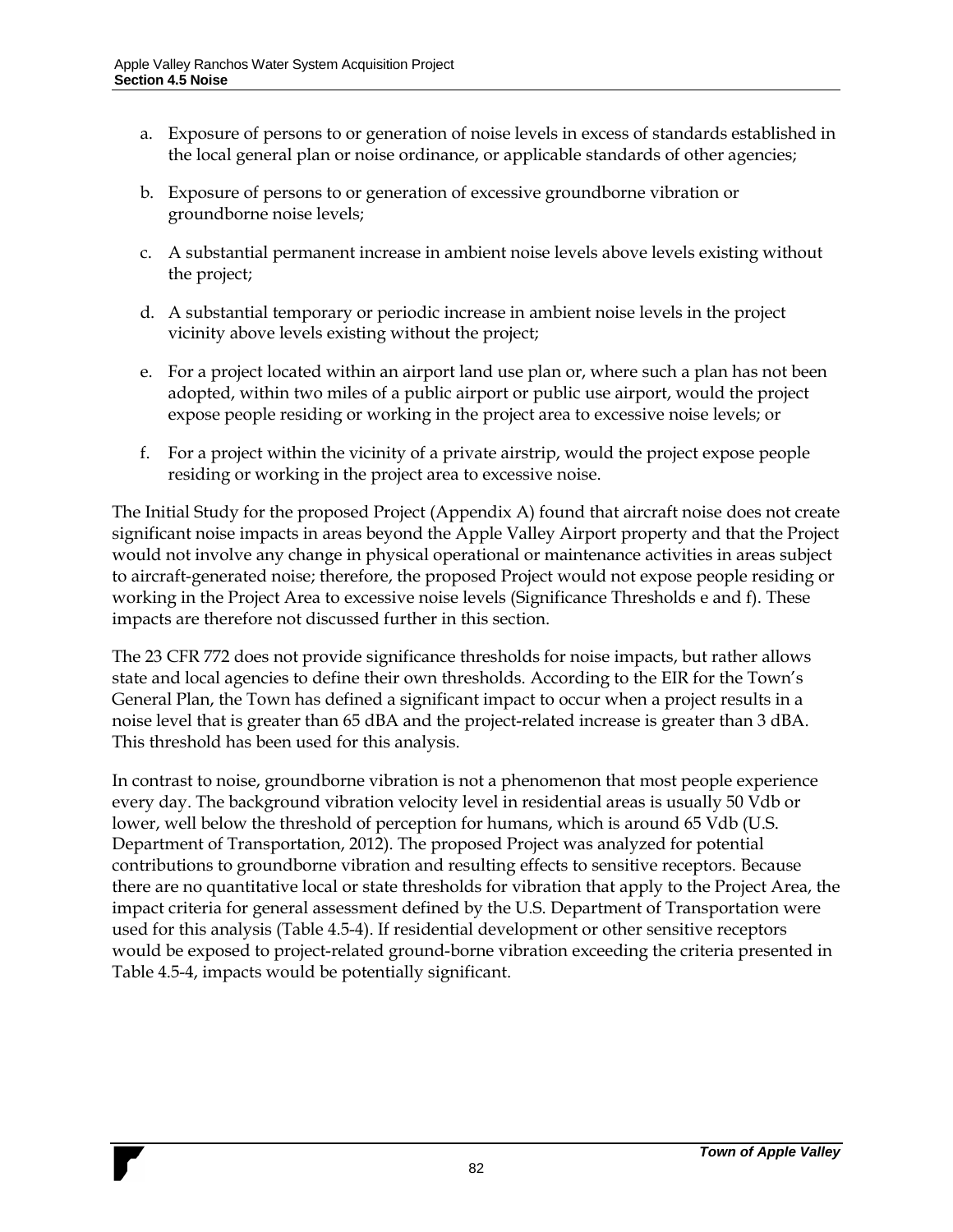a. Exposure of persons to or generation of noise levels in excess of standards established in the local general plan or noise ordinance, or applicable standards of other agencies;

b. Exposure of persons to or generation of excessive groundborne vibration or groundborne noise levels;

c. A substantial permanent increase in ambient noise levels above levels existing without the project;

d. A substantial temporary or periodic increase in ambient noise levels in the project vicinity above levels existing without the project;

e. For a project located within an airport land use plan or, where such a plan has not been adopted, within two miles of a public airport or public use airport, would the project expose people residing or working in the project area to excessive noise levels; or

f. For a project within the vicinity of a private airstrip, would the project expose people residing or working in the project area to excessive noise.

The Initial Study for the proposed Project (Appendix A) found that aircraft noise does not create significant noise impacts in areas beyond the Apple Valley Airport property and that the Project would not involve any change in physical operational or maintenance activities in areas subject to aircraft-generated noise; therefore, the proposed Project would not expose people residing or working in the Project Area to excessive noise levels (Significance Thresholds e and f). These impacts are therefore not discussed further in this section.

The 23 CFR 772 does not provide significance thresholds for noise impacts, but rather allows state and local agencies to define their own thresholds. According to the EIR for the Town's General Plan, the Town has defined a significant impact to occur when a project results in a noise level that is greater than 65 dBA and the project-related increase is greater than 3 dBA. This threshold has been used for this analysis.

In contrast to noise, groundborne vibration is not a phenomenon that most people experience every day. The background vibration velocity level in residential areas is usually 50 Vdb or lower, well below the threshold of perception for humans, which is around 65 Vdb (U.S. Department of Transportation, 2012). The proposed Project was analyzed for potential contributions to groundborne vibration and resulting effects to sensitive receptors. Because there are no quantitative local or state thresholds for vibration that apply to the Project Area, the impact criteria for general assessment defined by the U.S. Department of Transportation were used for this analysis (Table 4.5-4). If residential development or other sensitive receptors would be exposed to project-related ground-borne vibration exceeding the criteria presented in Table 4.5-4, impacts would be potentially significant.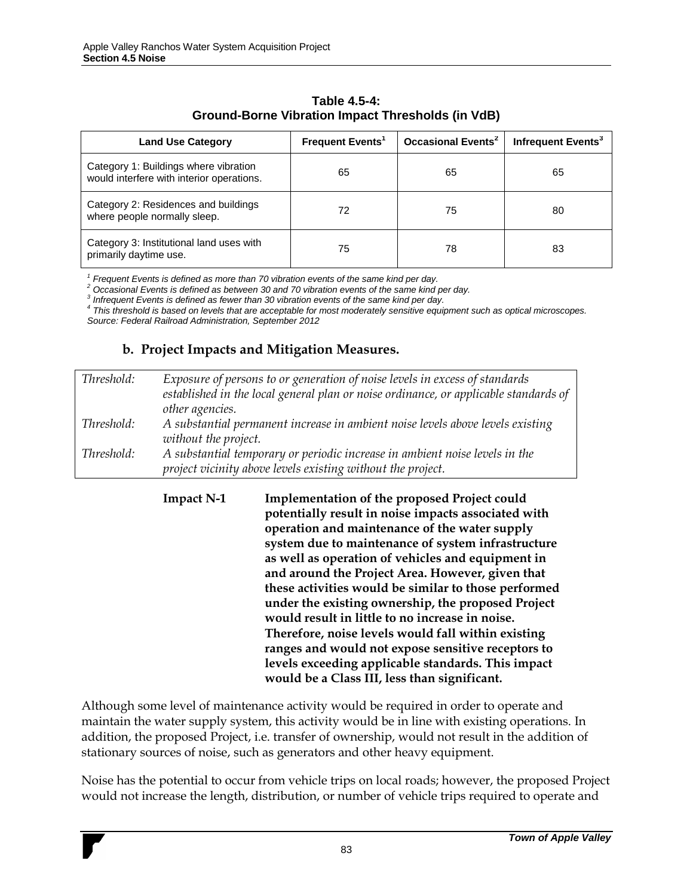**Table 4.5-4:**
**Ground-Borne Vibration Impact Thresholds (in VdB)**

| Land Use Category | Frequent Events[1] | Occasional Events[2] | Infrequent Events[3] |
|---|---|---|---|
| Category 1: Buildings where vibration would interfere with interior operations. | 65 | 65 | 65 |
| Category 2: Residences and buildings where people normally sleep. | 72 | 75 | 80 |
| Category 3: Institutional land uses with primarily daytime use. | 75 | 78 | 83 |

*[1] Frequent Events is defined as more than 70 vibration events of the same kind per day.*
*[2] Occasional Events is defined as between 30 and 70 vibration events of the same kind per day.*
*[3] Infrequent Events is defined as fewer than 30 vibration events of the same kind per day.*
*[4] This threshold is based on levels that are acceptable for most moderately sensitive equipment such as optical microscopes.*
*Source: Federal Railroad Administration, September 2012*

### b. Project Impacts and Mitigation Measures.

| | |
|---|---|
| *Threshold:* | *Exposure of persons to or generation of noise levels in excess of standards established in the local general plan or noise ordinance, or applicable standards of other agencies.* |
| *Threshold:* | *A substantial permanent increase in ambient noise levels above levels existing without the project.* |
| *Threshold:* | *A substantial temporary or periodic increase in ambient noise levels in the project vicinity above levels existing without the project.* |

**Impact N-1 Implementation of the proposed Project could potentially result in noise impacts associated with operation and maintenance of the water supply system due to maintenance of system infrastructure as well as operation of vehicles and equipment in and around the Project Area. However, given that these activities would be similar to those performed under the existing ownership, the proposed Project would result in little to no increase in noise. Therefore, noise levels would fall within existing ranges and would not expose sensitive receptors to levels exceeding applicable standards. This impact would be a Class III, less than significant.**

Although some level of maintenance activity would be required in order to operate and maintain the water supply system, this activity would be in line with existing operations. In addition, the proposed Project, i.e. transfer of ownership, would not result in the addition of stationary sources of noise, such as generators and other heavy equipment.

Noise has the potential to occur from vehicle trips on local roads; however, the proposed Project would not increase the length, distribution, or number of vehicle trips required to operate and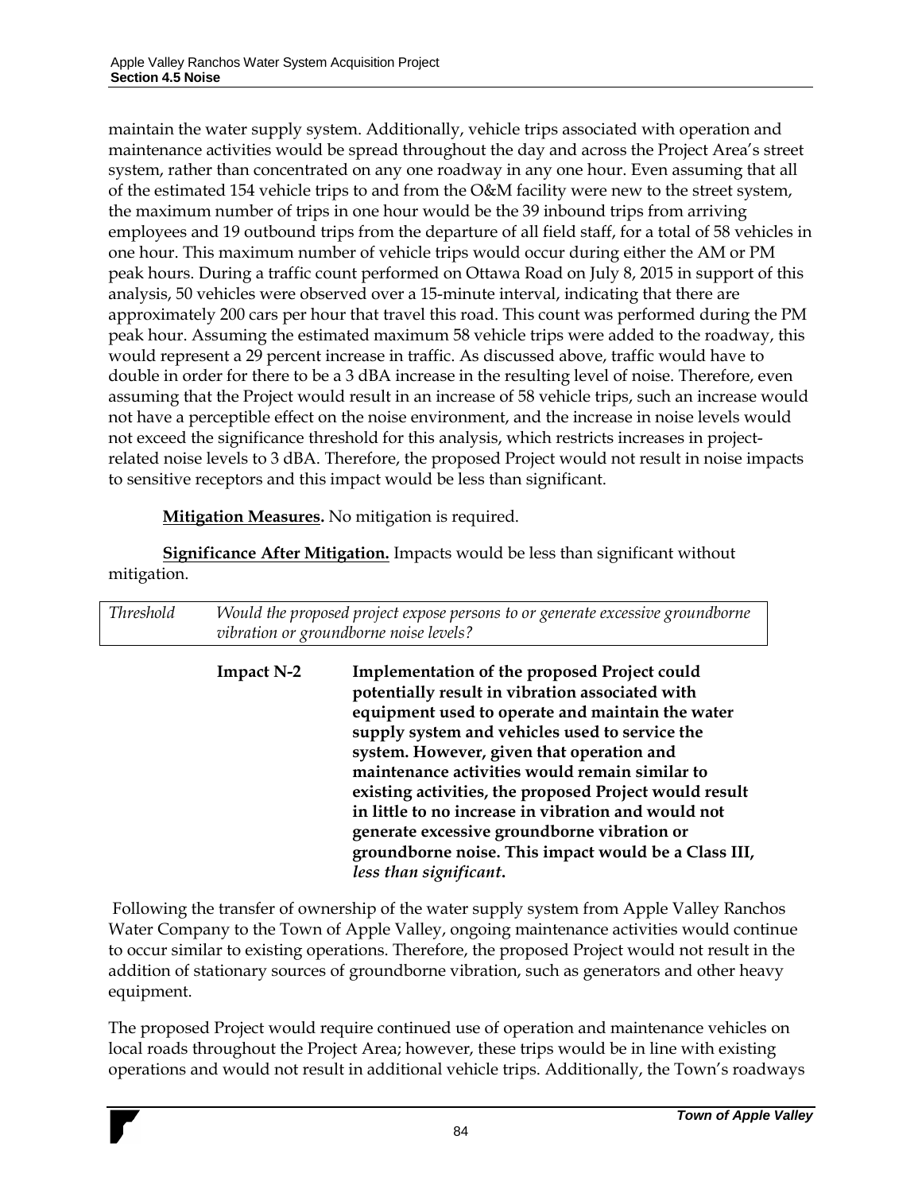maintain the water supply system. Additionally, vehicle trips associated with operation and maintenance activities would be spread throughout the day and across the Project Area's street system, rather than concentrated on any one roadway in any one hour. Even assuming that all of the estimated 154 vehicle trips to and from the O&M facility were new to the street system, the maximum number of trips in one hour would be the 39 inbound trips from arriving employees and 19 outbound trips from the departure of all field staff, for a total of 58 vehicles in one hour. This maximum number of vehicle trips would occur during either the AM or PM peak hours. During a traffic count performed on Ottawa Road on July 8, 2015 in support of this analysis, 50 vehicles were observed over a 15-minute interval, indicating that there are approximately 200 cars per hour that travel this road. This count was performed during the PM peak hour. Assuming the estimated maximum 58 vehicle trips were added to the roadway, this would represent a 29 percent increase in traffic. As discussed above, traffic would have to double in order for there to be a 3 dBA increase in the resulting level of noise. Therefore, even assuming that the Project would result in an increase of 58 vehicle trips, such an increase would not have a perceptible effect on the noise environment, and the increase in noise levels would not exceed the significance threshold for this analysis, which restricts increases in project-related noise levels to 3 dBA. Therefore, the proposed Project would not result in noise impacts to sensitive receptors and this impact would be less than significant.

**Mitigation Measures.** No mitigation is required.

**Significance After Mitigation.** Impacts would be less than significant without mitigation.

| *Threshold* | *Would the proposed project expose persons to or generate excessive groundborne vibration or groundborne noise levels?* |
|---|---|

**Impact N-2** **Implementation of the proposed Project could potentially result in vibration associated with equipment used to operate and maintain the water supply system and vehicles used to service the system. However, given that operation and maintenance activities would remain similar to existing activities, the proposed Project would result in little to no increase in vibration and would not generate excessive groundborne vibration or groundborne noise. This impact would be a Class III, *less than significant*.**

Following the transfer of ownership of the water supply system from Apple Valley Ranchos Water Company to the Town of Apple Valley, ongoing maintenance activities would continue to occur similar to existing operations. Therefore, the proposed Project would not result in the addition of stationary sources of groundborne vibration, such as generators and other heavy equipment.

The proposed Project would require continued use of operation and maintenance vehicles on local roads throughout the Project Area; however, these trips would be in line with existing operations and would not result in additional vehicle trips. Additionally, the Town's roadways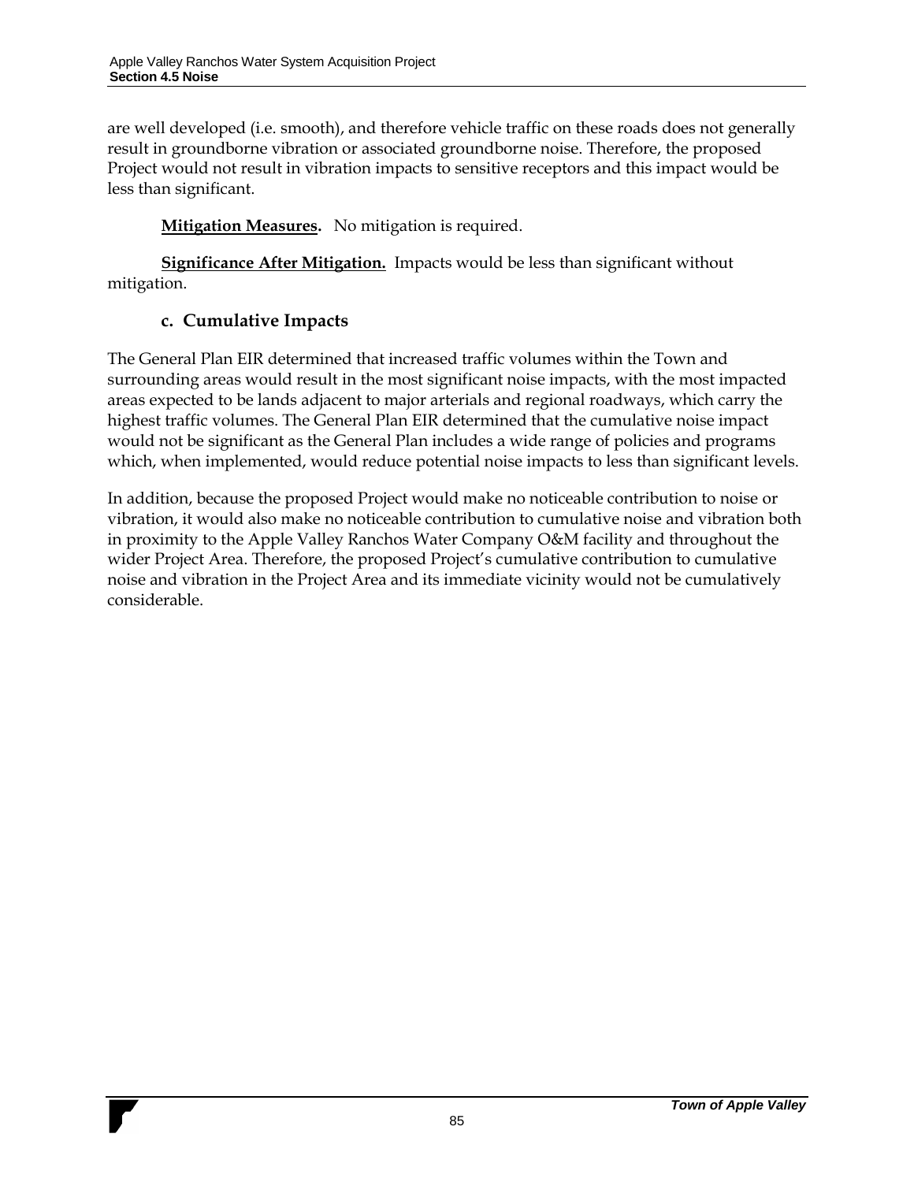are well developed (i.e. smooth), and therefore vehicle traffic on these roads does not generally result in groundborne vibration or associated groundborne noise. Therefore, the proposed Project would not result in vibration impacts to sensitive receptors and this impact would be less than significant.

**Mitigation Measures.** No mitigation is required.

**Significance After Mitigation.** Impacts would be less than significant without mitigation.

### c. Cumulative Impacts

The General Plan EIR determined that increased traffic volumes within the Town and surrounding areas would result in the most significant noise impacts, with the most impacted areas expected to be lands adjacent to major arterials and regional roadways, which carry the highest traffic volumes. The General Plan EIR determined that the cumulative noise impact would not be significant as the General Plan includes a wide range of policies and programs which, when implemented, would reduce potential noise impacts to less than significant levels.

In addition, because the proposed Project would make no noticeable contribution to noise or vibration, it would also make no noticeable contribution to cumulative noise and vibration both in proximity to the Apple Valley Ranchos Water Company O&M facility and throughout the wider Project Area. Therefore, the proposed Project's cumulative contribution to cumulative noise and vibration in the Project Area and its immediate vicinity would not be cumulatively considerable.